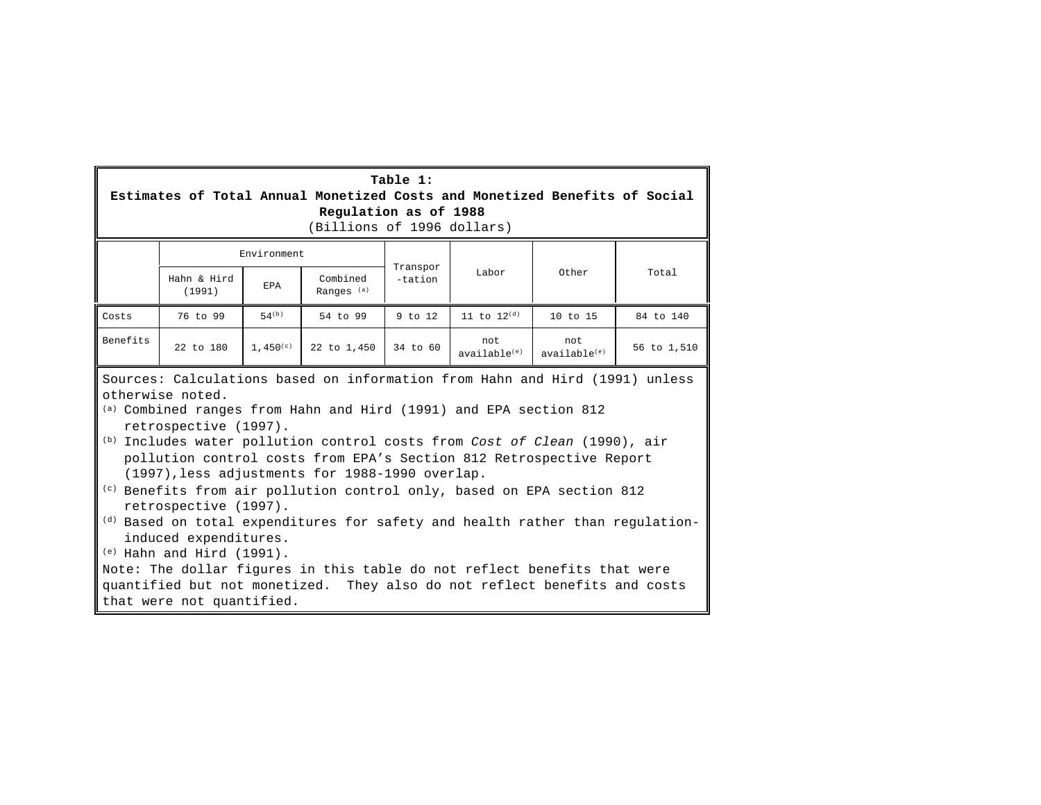**Table 1:**
**Estimates of Total Annual Monetized Costs and Monetized Benefits of Social Regulation as of 1988**
(Billions of 1996 dollars)

| | Environment | | | Transpor-tation | Labor | Other | Total |
|---|---|---|---|---|---|---|---|
| | Hahn & Hird (1991) | EPA | Combined Ranges [(a)] | | | | |
| Costs | 76 to 99 | 54[(b)] | 54 to 99 | 9 to 12 | 11 to 12[(d)] | 10 to 15 | 84 to 140 |
| Benefits | 22 to 180 | 1,450[(c)] | 22 to 1,450 | 34 to 60 | not available[(e)] | not available[(e)] | 56 to 1,510 |

Sources: Calculations based on information from Hahn and Hird (1991) unless otherwise noted.

[(a)] Combined ranges from Hahn and Hird (1991) and EPA section 812 retrospective (1997).

[(b)] Includes water pollution control costs from *Cost of Clean* (1990), air pollution control costs from EPA's Section 812 Retrospective Report (1997),less adjustments for 1988-1990 overlap.

[(c)] Benefits from air pollution control only, based on EPA section 812 retrospective (1997).

[(d)] Based on total expenditures for safety and health rather than regulation-induced expenditures.

[(e)] Hahn and Hird (1991).

Note: The dollar figures in this table do not reflect benefits that were quantified but not monetized. They also do not reflect benefits and costs that were not quantified.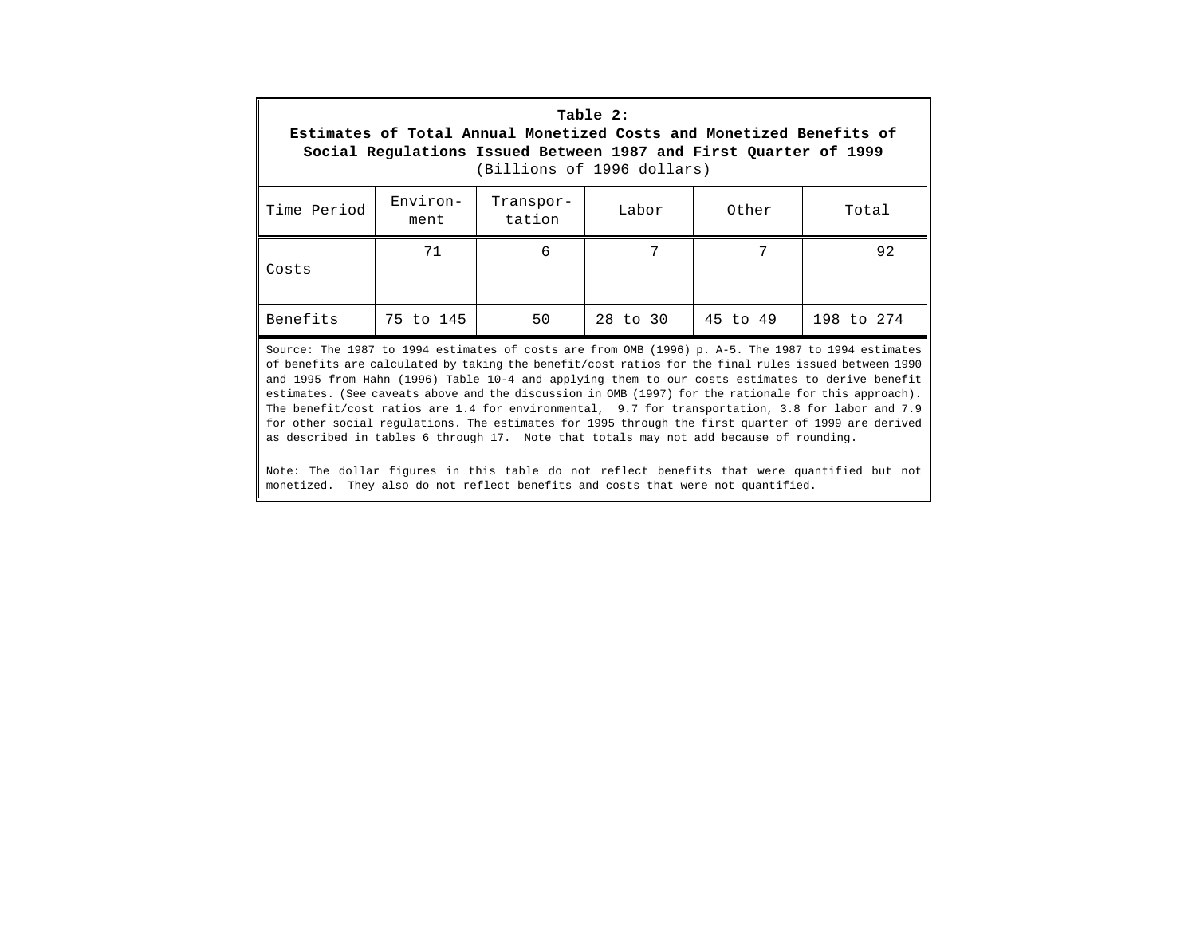**Table 2:**
**Estimates of Total Annual Monetized Costs and Monetized Benefits of Social Regulations Issued Between 1987 and First Quarter of 1999**
(Billions of 1996 dollars)

| Time Period | Environ-ment | Transpor-tation | Labor | Other | Total |
|---|---|---|---|---|---|
| Costs | 71 | 6 | 7 | 7 | 92 |
| Benefits | 75 to 145 | 50 | 28 to 30 | 45 to 49 | 198 to 274 |

Source: The 1987 to 1994 estimates of costs are from OMB (1996) p. A-5. The 1987 to 1994 estimates of benefits are calculated by taking the benefit/cost ratios for the final rules issued between 1990 and 1995 from Hahn (1996) Table 10-4 and applying them to our costs estimates to derive benefit estimates. (See caveats above and the discussion in OMB (1997) for the rationale for this approach). The benefit/cost ratios are 1.4 for environmental, 9.7 for transportation, 3.8 for labor and 7.9 for other social regulations. The estimates for 1995 through the first quarter of 1999 are derived as described in tables 6 through 17. Note that totals may not add because of rounding.

Note: The dollar figures in this table do not reflect benefits that were quantified but not monetized. They also do not reflect benefits and costs that were not quantified.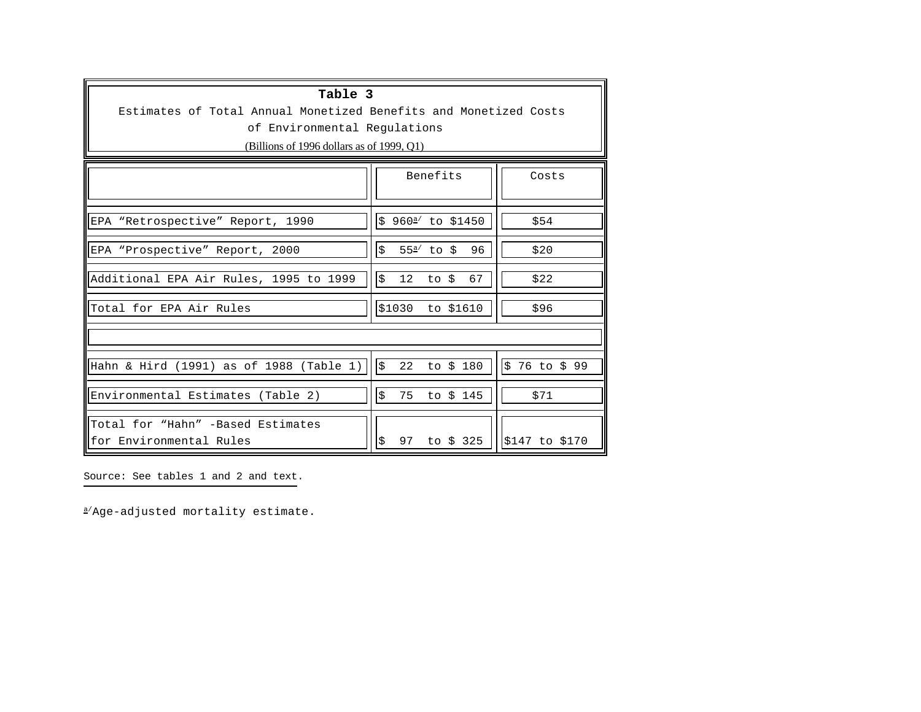**Table 3**

Estimates of Total Annual Monetized Benefits and Monetized Costs of Environmental Regulations

(Billions of 1996 dollars as of 1999, Q1)

| | Benefits | Costs |
|---|---|---|
| EPA “Retrospective” Report, 1990 | $ 960[a] to $1450 | $54 |
| EPA “Prospective” Report, 2000 | $ 55[a] to $ 96 | $20 |
| Additional EPA Air Rules, 1995 to 1999 | $ 12 to $ 67 | $22 |
| Total for EPA Air Rules | $1030 to $1610 | $96 |
| | | |
| Hahn & Hird (1991) as of 1988 (Table 1) | $ 22 to $ 180 | $ 76 to $ 99 |
| Environmental Estimates (Table 2) | $ 75 to $ 145 | $71 |
| Total for “Hahn” -Based Estimates for Environmental Rules | $ 97 to $ 325 | $147 to $170 |

Source: See tables 1 and 2 and text.

[a] Age-adjusted mortality estimate.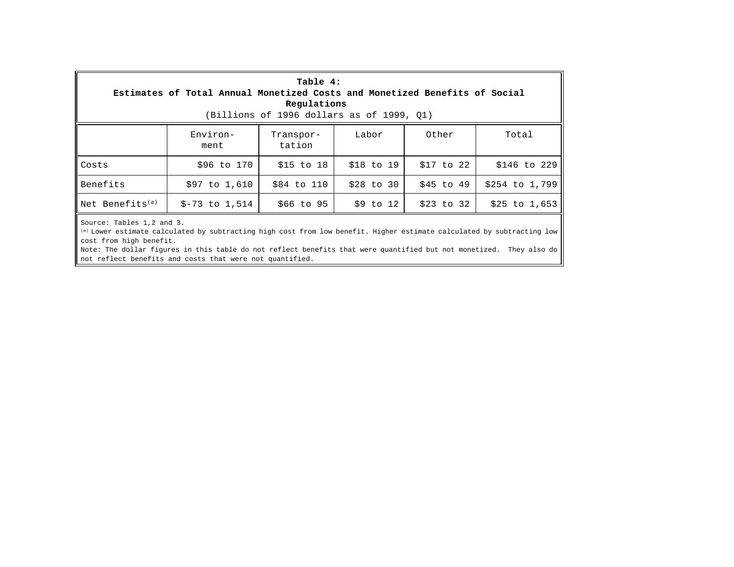**Table 4:**
**Estimates of Total Annual Monetized Costs and Monetized Benefits of Social Regulations**
(Billions of 1996 dollars as of 1999, Q1)

| | Environment | Transportation | Labor | Other | Total |
|---|---|---|---|---|---|
| Costs | $96 to 170 | $15 to 18 | $18 to 19 | $17 to 22 | $146 to 229 |
| Benefits | $97 to 1,610 | $84 to 110 | $28 to 30 | $45 to 49 | $254 to 1,799 |
| Net Benefits[(a)] | $-73 to 1,514 | $66 to 95 | $9 to 12 | $23 to 32 | $25 to 1,653 |

Source: Tables 1,2 and 3.
[(a)] Lower estimate calculated by subtracting high cost from low benefit. Higher estimate calculated by subtracting low cost from high benefit.
Note: The dollar figures in this table do not reflect benefits that were quantified but not monetized. They also do not reflect benefits and costs that were not quantified.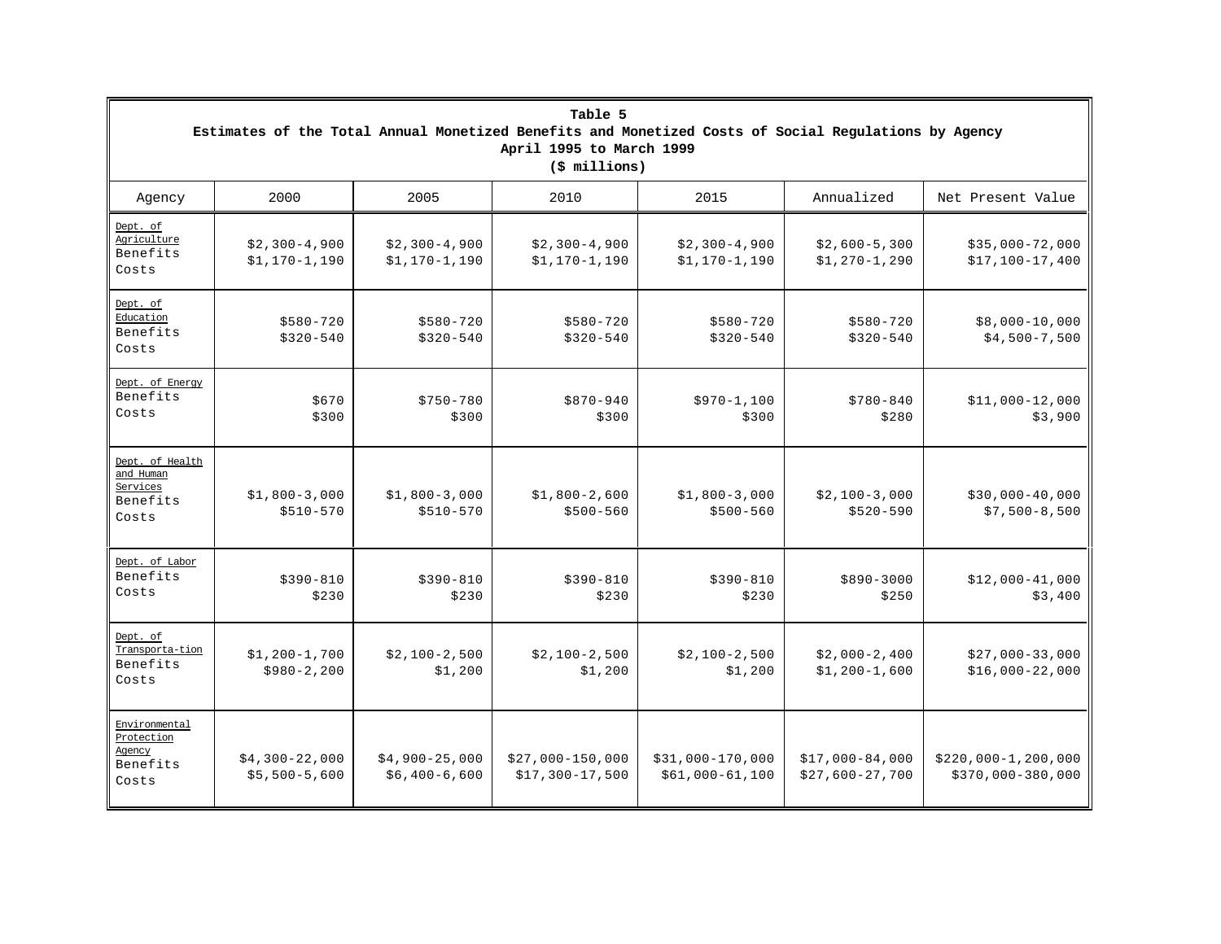**Table 5**
**Estimates of the Total Annual Monetized Benefits and Monetized Costs of Social Regulations by Agency**
**April 1995 to March 1999**
**($ millions)**

| Agency | 2000 | 2005 | 2010 | 2015 | Annualized | Net Present Value |
|---|---|---|---|---|---|---|
| Dept. of Agriculture | | | | | | |
| Benefits | $2,300-4,900 | $2,300-4,900 | $2,300-4,900 | $2,300-4,900 | $2,600-5,300 | $35,000-72,000 |
| Costs | $1,170-1,190 | $1,170-1,190 | $1,170-1,190 | $1,170-1,190 | $1,270-1,290 | $17,100-17,400 |
| Dept. of Education | | | | | | |
| Benefits | $580-720 | $580-720 | $580-720 | $580-720 | $580-720 | $8,000-10,000 |
| Costs | $320-540 | $320-540 | $320-540 | $320-540 | $320-540 | $4,500-7,500 |
| Dept. of Energy | | | | | | |
| Benefits | $670 | $750-780 | $870-940 | $970-1,100 | $780-840 | $11,000-12,000 |
| Costs | $300 | $300 | $300 | $300 | $280 | $3,900 |
| Dept. of Health and Human Services | | | | | | |
| Benefits | $1,800-3,000 | $1,800-3,000 | $1,800-2,600 | $1,800-3,000 | $2,100-3,000 | $30,000-40,000 |
| Costs | $510-570 | $510-570 | $500-560 | $500-560 | $520-590 | $7,500-8,500 |
| Dept. of Labor | | | | | | |
| Benefits | $390-810 | $390-810 | $390-810 | $390-810 | $890-3000 | $12,000-41,000 |
| Costs | $230 | $230 | $230 | $230 | $250 | $3,400 |
| Dept. of Transporta-tion | | | | | | |
| Benefits | $1,200-1,700 | $2,100-2,500 | $2,100-2,500 | $2,100-2,500 | $2,000-2,400 | $27,000-33,000 |
| Costs | $980-2,200 | $1,200 | $1,200 | $1,200 | $1,200-1,600 | $16,000-22,000 |
| Environmental Protection Agency | | | | | | |
| Benefits | $4,300-22,000 | $4,900-25,000 | $27,000-150,000 | $31,000-170,000 | $17,000-84,000 | $220,000-1,200,000 |
| Costs | $5,500-5,600 | $6,400-6,600 | $17,300-17,500 | $61,000-61,100 | $27,600-27,700 | $370,000-380,000 |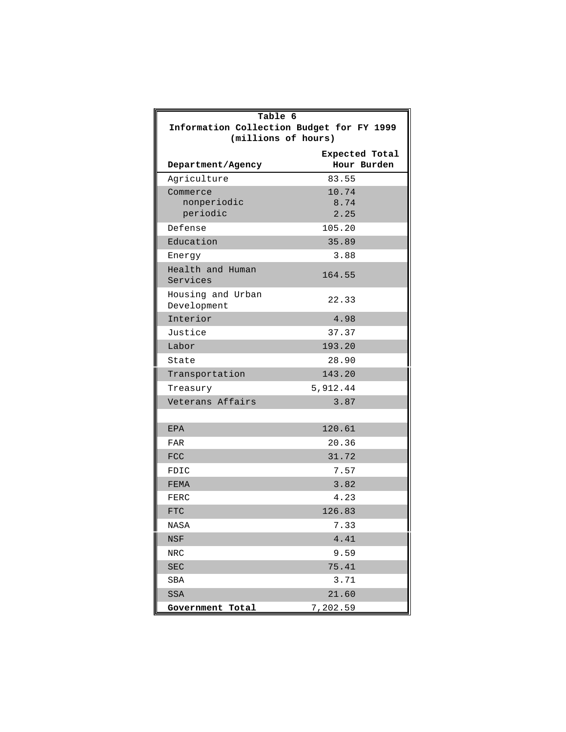**Table 6**
**Information Collection Budget for FY 1999**
**(millions of hours)**

| Department/Agency | Expected Total Hour Burden |
|---|---|
| Agriculture | 83.55 |
| Commerce | 10.74 |
| nonperiodic | 8.74 |
| periodic | 2.25 |
| Defense | 105.20 |
| Education | 35.89 |
| Energy | 3.88 |
| Health and Human Services | 164.55 |
| Housing and Urban Development | 22.33 |
| Interior | 4.98 |
| Justice | 37.37 |
| Labor | 193.20 |
| State | 28.90 |
| Transportation | 143.20 |
| Treasury | 5,912.44 |
| Veterans Affairs | 3.87 |
| | |
| EPA | 120.61 |
| FAR | 20.36 |
| FCC | 31.72 |
| FDIC | 7.57 |
| FEMA | 3.82 |
| FERC | 4.23 |
| FTC | 126.83 |
| NASA | 7.33 |
| NSF | 4.41 |
| NRC | 9.59 |
| SEC | 75.41 |
| SBA | 3.71 |
| SSA | 21.60 |
| **Government Total** | 7,202.59 |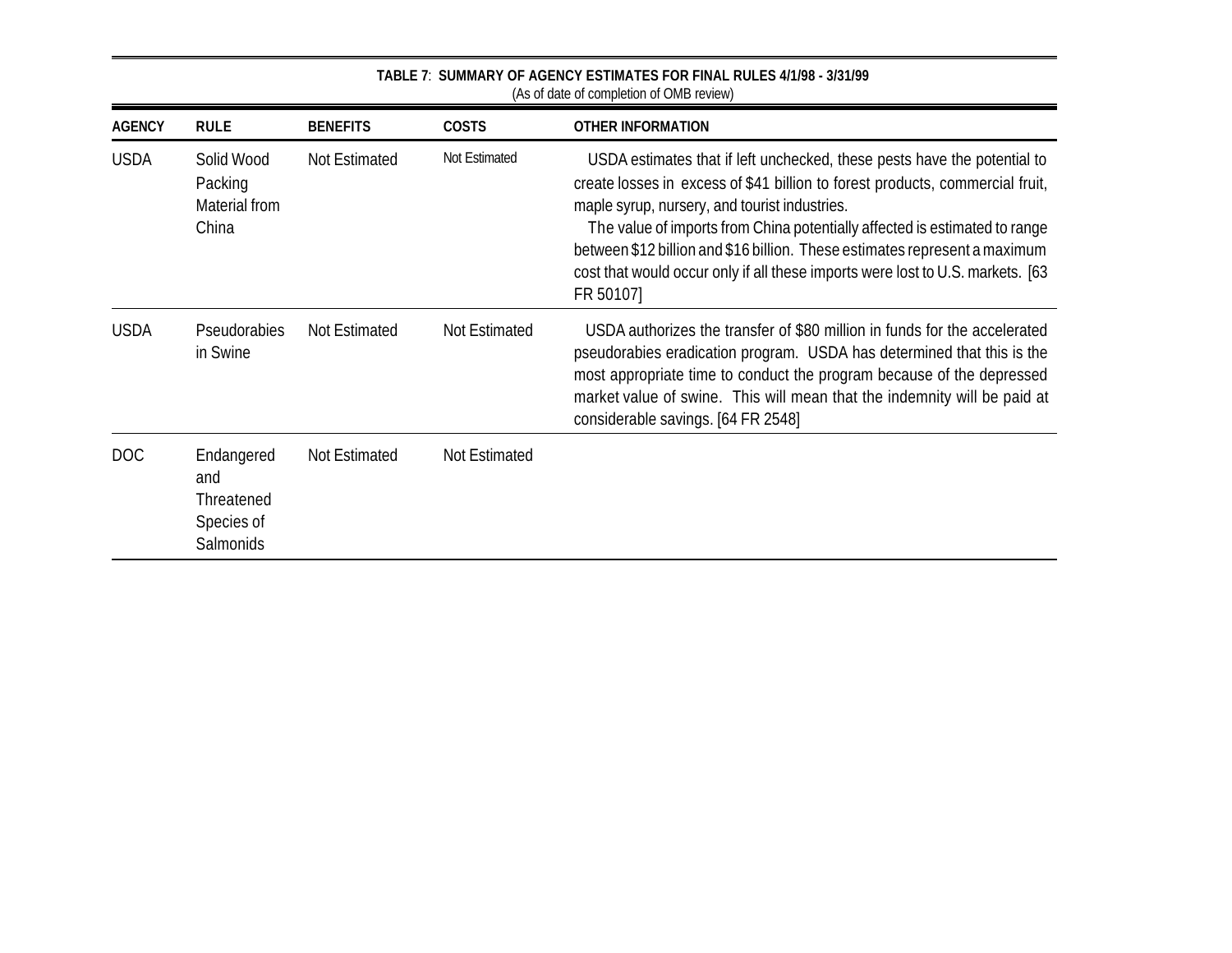**TABLE 7: SUMMARY OF AGENCY ESTIMATES FOR FINAL RULES 4/1/98 - 3/31/99**
(As of date of completion of OMB review)

| AGENCY | RULE | BENEFITS | COSTS | OTHER INFORMATION |
|---|---|---|---|---|
| USDA | Solid Wood Packing Material from China | Not Estimated | Not Estimated | USDA estimates that if left unchecked, these pests have the potential to create losses in excess of $41 billion to forest products, commercial fruit, maple syrup, nursery, and tourist industries. The value of imports from China potentially affected is estimated to range between $12 billion and $16 billion. These estimates represent a maximum cost that would occur only if all these imports were lost to U.S. markets. [63 FR 50107] |
| USDA | Pseudorabies in Swine | Not Estimated | Not Estimated | USDA authorizes the transfer of $80 million in funds for the accelerated pseudorabies eradication program. USDA has determined that this is the most appropriate time to conduct the program because of the depressed market value of swine. This will mean that the indemnity will be paid at considerable savings. [64 FR 2548] |
| DOC | Endangered and Threatened Species of Salmonids | Not Estimated | Not Estimated | |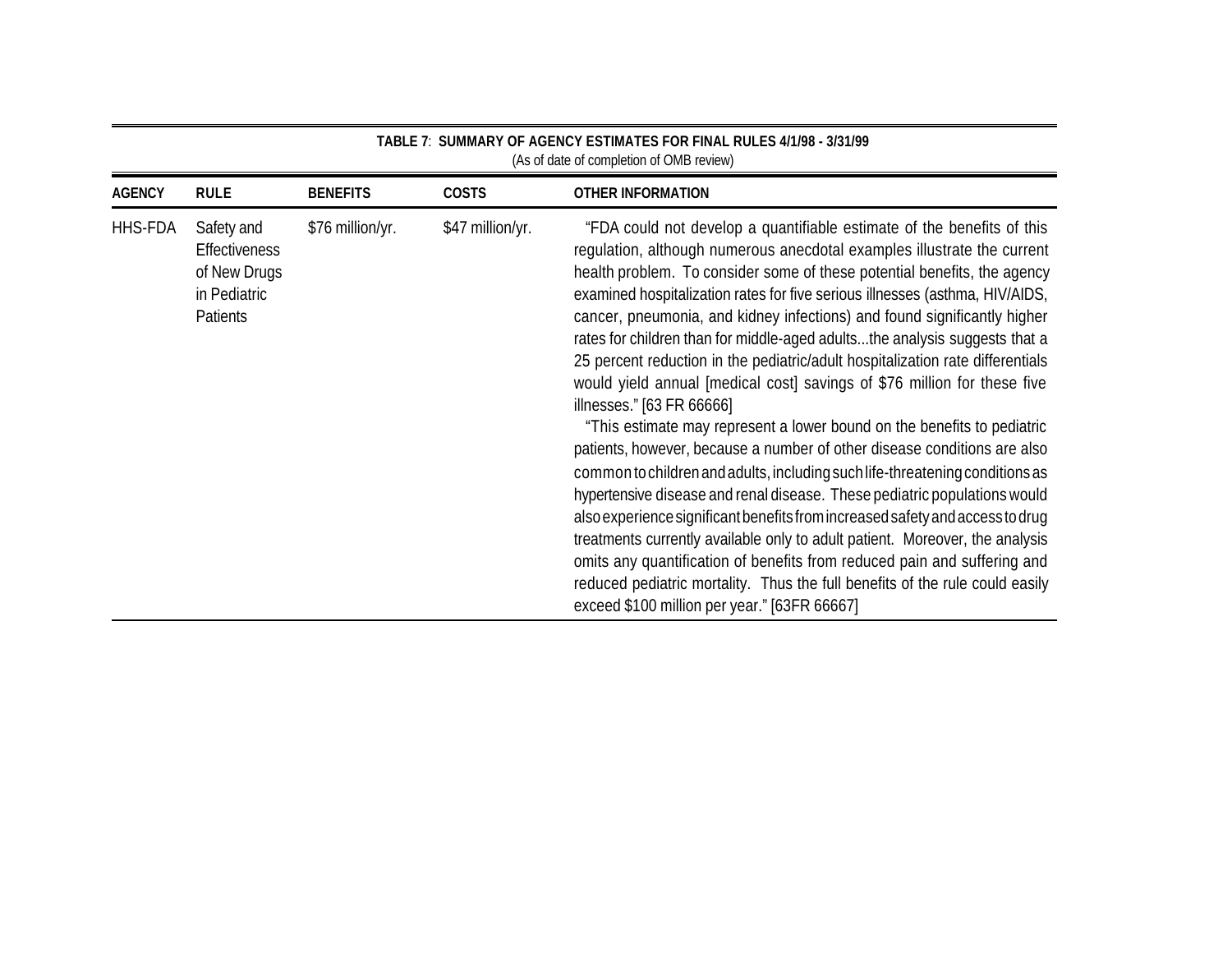**TABLE 7**: **SUMMARY OF AGENCY ESTIMATES FOR FINAL RULES 4/1/98 - 3/31/99**
(As of date of completion of OMB review)

| AGENCY | RULE | BENEFITS | COSTS | OTHER INFORMATION |
|---|---|---|---|---|
| HHS-FDA | Safety and Effectiveness of New Drugs in Pediatric Patients | $76 million/yr. | $47 million/yr. | "FDA could not develop a quantifiable estimate of the benefits of this regulation, although numerous anecdotal examples illustrate the current health problem. To consider some of these potential benefits, the agency examined hospitalization rates for five serious illnesses (asthma, HIV/AIDS, cancer, pneumonia, and kidney infections) and found significantly higher rates for children than for middle-aged adults...the analysis suggests that a 25 percent reduction in the pediatric/adult hospitalization rate differentials would yield annual [medical cost] savings of $76 million for these five illnesses." [63 FR 66666]<br>"This estimate may represent a lower bound on the benefits to pediatric patients, however, because a number of other disease conditions are also common to children and adults, including such life-threatening conditions as hypertensive disease and renal disease. These pediatric populations would also experience significant benefits from increased safety and access to drug treatments currently available only to adult patient. Moreover, the analysis omits any quantification of benefits from reduced pain and suffering and reduced pediatric mortality. Thus the full benefits of the rule could easily exceed $100 million per year." [63FR 66667] |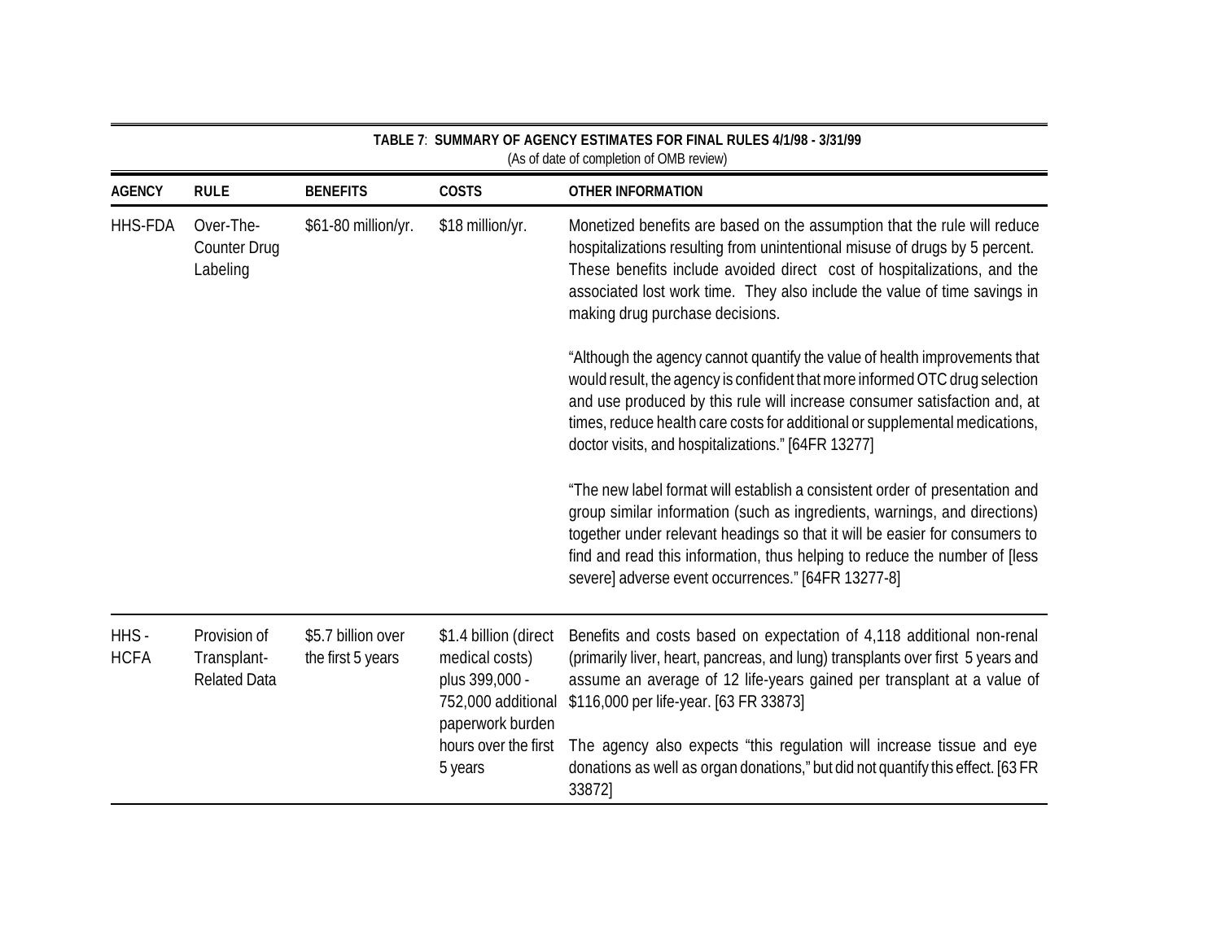**TABLE 7**: **SUMMARY OF AGENCY ESTIMATES FOR FINAL RULES 4/1/98 - 3/31/99**
(As of date of completion of OMB review)

| AGENCY | RULE | BENEFITS | COSTS | OTHER INFORMATION |
|---|---|---|---|---|
| HHS-FDA | Over-The-Counter Drug Labeling | $61-80 million/yr. | $18 million/yr. | Monetized benefits are based on the assumption that the rule will reduce hospitalizations resulting from unintentional misuse of drugs by 5 percent. These benefits include avoided direct cost of hospitalizations, and the associated lost work time. They also include the value of time savings in making drug purchase decisions.<br><br>"Although the agency cannot quantify the value of health improvements that would result, the agency is confident that more informed OTC drug selection and use produced by this rule will increase consumer satisfaction and, at times, reduce health care costs for additional or supplemental medications, doctor visits, and hospitalizations." [64FR 13277]<br><br>"The new label format will establish a consistent order of presentation and group similar information (such as ingredients, warnings, and directions) together under relevant headings so that it will be easier for consumers to find and read this information, thus helping to reduce the number of [less severe] adverse event occurrences." [64FR 13277-8] |
| HHS - HCFA | Provision of Transplant-Related Data | $5.7 billion over the first 5 years | $1.4 billion (direct medical costs) plus 399,000 - 752,000 additional paperwork burden hours over the first 5 years | Benefits and costs based on expectation of 4,118 additional non-renal (primarily liver, heart, pancreas, and lung) transplants over first 5 years and assume an average of 12 life-years gained per transplant at a value of $116,000 per life-year. [63 FR 33873]<br><br>The agency also expects "this regulation will increase tissue and eye donations as well as organ donations," but did not quantify this effect. [63 FR 33872] |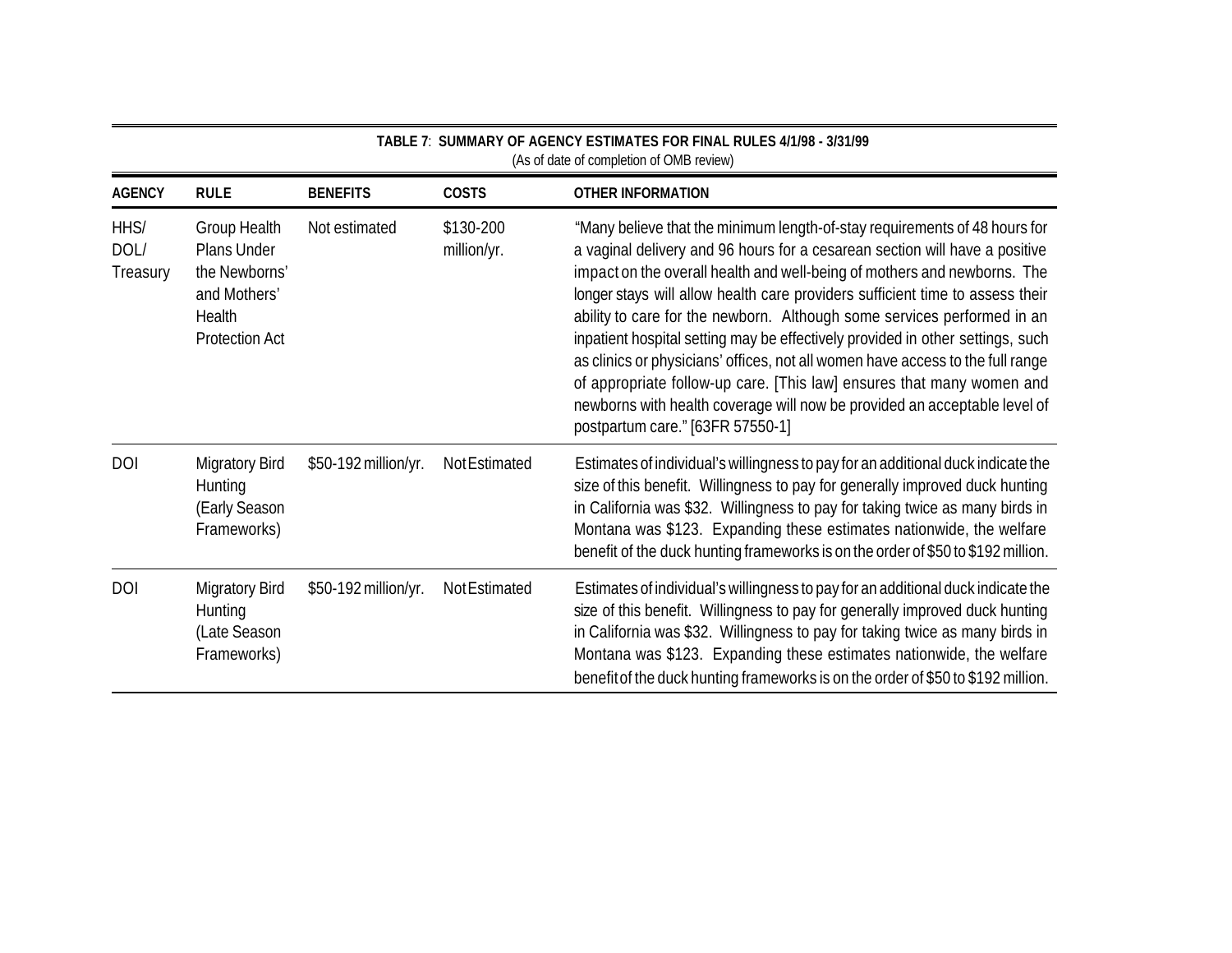**TABLE 7**: **SUMMARY OF AGENCY ESTIMATES FOR FINAL RULES 4/1/98 - 3/31/99**
(As of date of completion of OMB review)

| AGENCY | RULE | BENEFITS | COSTS | OTHER INFORMATION |
|---|---|---|---|---|
| HHS/ DOL/ Treasury | Group Health Plans Under the Newborns' and Mothers' Health Protection Act | Not estimated | $130-200 million/yr. | "Many believe that the minimum length-of-stay requirements of 48 hours for a vaginal delivery and 96 hours for a cesarean section will have a positive impact on the overall health and well-being of mothers and newborns. The longer stays will allow health care providers sufficient time to assess their ability to care for the newborn. Although some services performed in an inpatient hospital setting may be effectively provided in other settings, such as clinics or physicians' offices, not all women have access to the full range of appropriate follow-up care. [This law] ensures that many women and newborns with health coverage will now be provided an acceptable level of postpartum care." [63FR 57550-1] |
| DOI | Migratory Bird Hunting (Early Season Frameworks) | $50-192 million/yr. | Not Estimated | Estimates of individual's willingness to pay for an additional duck indicate the size of this benefit. Willingness to pay for generally improved duck hunting in California was $32. Willingness to pay for taking twice as many birds in Montana was $123. Expanding these estimates nationwide, the welfare benefit of the duck hunting frameworks is on the order of $50 to $192 million. |
| DOI | Migratory Bird Hunting (Late Season Frameworks) | $50-192 million/yr. | Not Estimated | Estimates of individual's willingness to pay for an additional duck indicate the size of this benefit. Willingness to pay for generally improved duck hunting in California was $32. Willingness to pay for taking twice as many birds in Montana was $123. Expanding these estimates nationwide, the welfare benefit of the duck hunting frameworks is on the order of $50 to $192 million. |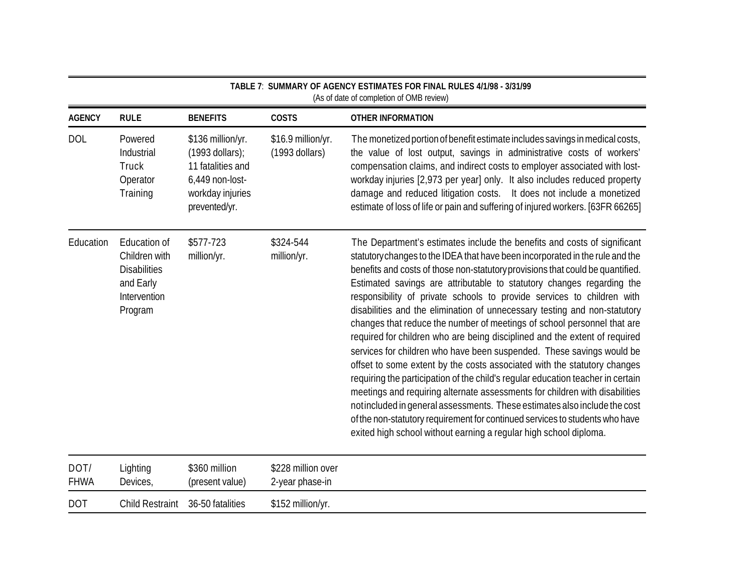**TABLE 7**: **SUMMARY OF AGENCY ESTIMATES FOR FINAL RULES 4/1/98 - 3/31/99**
(As of date of completion of OMB review)

| AGENCY | RULE | BENEFITS | COSTS | OTHER INFORMATION |
|---|---|---|---|---|
| DOL | Powered Industrial Truck Operator Training | $136 million/yr. (1993 dollars); 11 fatalities and 6,449 non-lost-workday injuries prevented/yr. | $16.9 million/yr. (1993 dollars) | The monetized portion of benefit estimate includes savings in medical costs, the value of lost output, savings in administrative costs of workers' compensation claims, and indirect costs to employer associated with lost-workday injuries [2,973 per year] only. It also includes reduced property damage and reduced litigation costs. It does not include a monetized estimate of loss of life or pain and suffering of injured workers. [63FR 66265] |
| Education | Education of Children with Disabilities and Early Intervention Program | $577-723 million/yr. | $324-544 million/yr. | The Department's estimates include the benefits and costs of significant statutory changes to the IDEA that have been incorporated in the rule and the benefits and costs of those non-statutory provisions that could be quantified. Estimated savings are attributable to statutory changes regarding the responsibility of private schools to provide services to children with disabilities and the elimination of unnecessary testing and non-statutory changes that reduce the number of meetings of school personnel that are required for children who are being disciplined and the extent of required services for children who have been suspended. These savings would be offset to some extent by the costs associated with the statutory changes requiring the participation of the child's regular education teacher in certain meetings and requiring alternate assessments for children with disabilities not included in general assessments. These estimates also include the cost of the non-statutory requirement for continued services to students who have exited high school without earning a regular high school diploma. |
| DOT/ FHWA | Lighting Devices, | $360 million (present value) | $228 million over 2-year phase-in | |
| DOT | Child Restraint | 36-50 fatalities | $152 million/yr. | |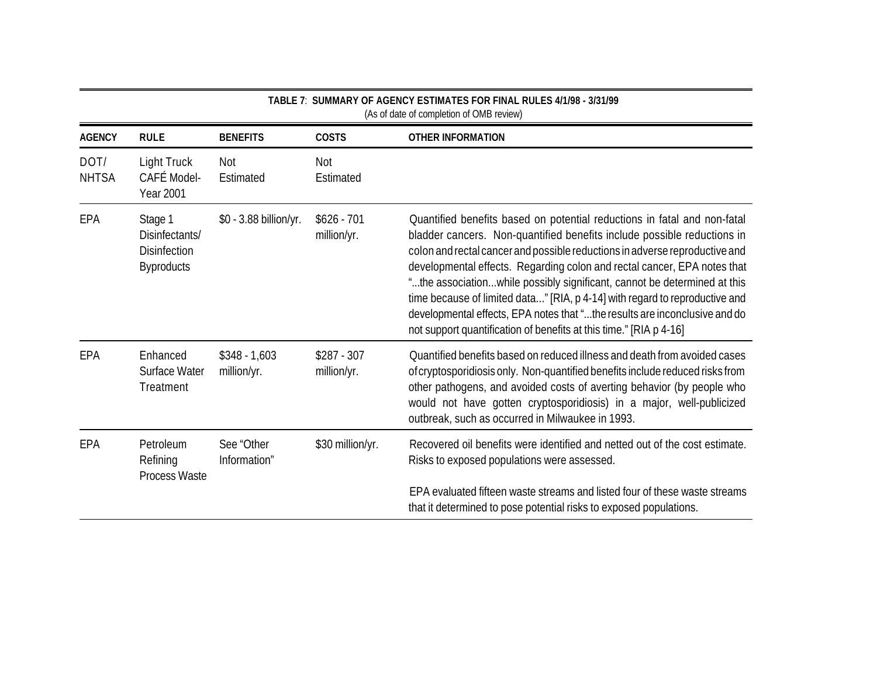**TABLE 7**: **SUMMARY OF AGENCY ESTIMATES FOR FINAL RULES 4/1/98 - 3/31/99**
(As of date of completion of OMB review)

| AGENCY | RULE | BENEFITS | COSTS | OTHER INFORMATION |
|---|---|---|---|---|
| DOT/ NHTSA | Light Truck CAFÉ Model-Year 2001 | Not Estimated | Not Estimated | |
| EPA | Stage 1 Disinfectants/ Disinfection Byproducts | $0 - 3.88 billion/yr. | $626 - 701 million/yr. | Quantified benefits based on potential reductions in fatal and non-fatal bladder cancers. Non-quantified benefits include possible reductions in colon and rectal cancer and possible reductions in adverse reproductive and developmental effects. Regarding colon and rectal cancer, EPA notes that "...the association...while possibly significant, cannot be determined at this time because of limited data..." [RIA, p 4-14] with regard to reproductive and developmental effects, EPA notes that "...the results are inconclusive and do not support quantification of benefits at this time." [RIA p 4-16] |
| EPA | Enhanced Surface Water Treatment | $348 - 1,603 million/yr. | $287 - 307 million/yr. | Quantified benefits based on reduced illness and death from avoided cases of cryptosporidiosis only. Non-quantified benefits include reduced risks from other pathogens, and avoided costs of averting behavior (by people who would not have gotten cryptosporidiosis) in a major, well-publicized outbreak, such as occurred in Milwaukee in 1993. |
| EPA | Petroleum Refining Process Waste | See "Other Information" | $30 million/yr. | Recovered oil benefits were identified and netted out of the cost estimate. Risks to exposed populations were assessed. EPA evaluated fifteen waste streams and listed four of these waste streams that it determined to pose potential risks to exposed populations. |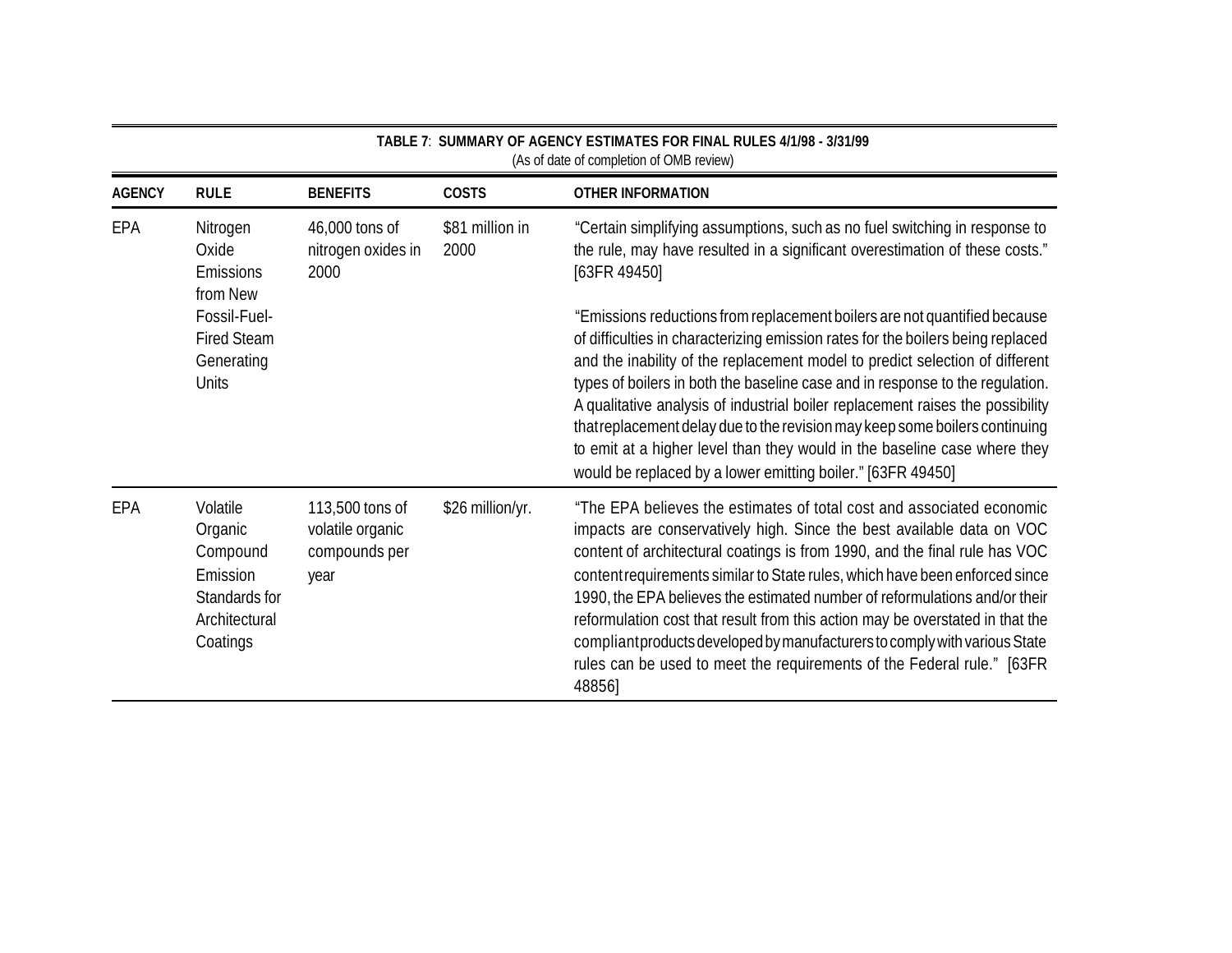**TABLE 7**: **SUMMARY OF AGENCY ESTIMATES FOR FINAL RULES 4/1/98 - 3/31/99**
(As of date of completion of OMB review)

| AGENCY | RULE | BENEFITS | COSTS | OTHER INFORMATION |
|---|---|---|---|---|
| EPA | Nitrogen Oxide Emissions from New Fossil-Fuel-Fired Steam Generating Units | 46,000 tons of nitrogen oxides in 2000 | $81 million in 2000 | "Certain simplifying assumptions, such as no fuel switching in response to the rule, may have resulted in a significant overestimation of these costs." [63FR 49450]<br><br>"Emissions reductions from replacement boilers are not quantified because of difficulties in characterizing emission rates for the boilers being replaced and the inability of the replacement model to predict selection of different types of boilers in both the baseline case and in response to the regulation. A qualitative analysis of industrial boiler replacement raises the possibility that replacement delay due to the revision may keep some boilers continuing to emit at a higher level than they would in the baseline case where they would be replaced by a lower emitting boiler." [63FR 49450] |
| EPA | Volatile Organic Compound Emission Standards for Architectural Coatings | 113,500 tons of volatile organic compounds per year | $26 million/yr. | "The EPA believes the estimates of total cost and associated economic impacts are conservatively high. Since the best available data on VOC content of architectural coatings is from 1990, and the final rule has VOC content requirements similar to State rules, which have been enforced since 1990, the EPA believes the estimated number of reformulations and/or their reformulation cost that result from this action may be overstated in that the compliant products developed by manufacturers to comply with various State rules can be used to meet the requirements of the Federal rule." [63FR 48856] |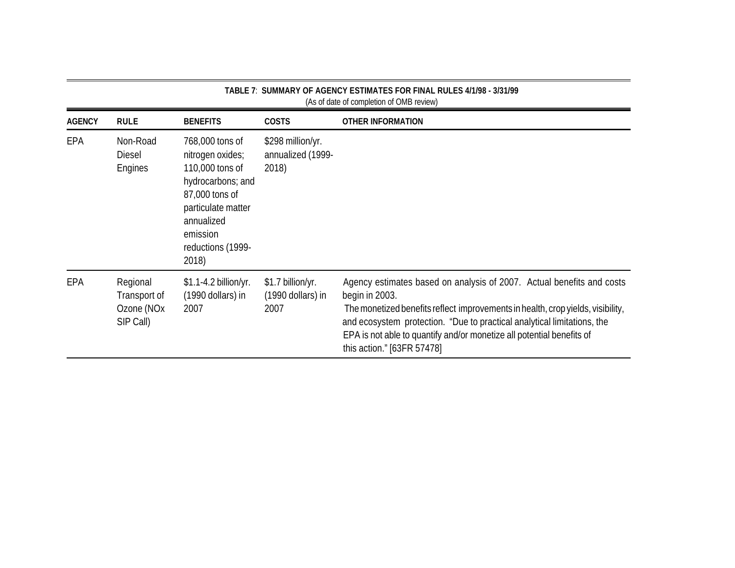**TABLE 7**: **SUMMARY OF AGENCY ESTIMATES FOR FINAL RULES 4/1/98 - 3/31/99**
(As of date of completion of OMB review)

| AGENCY | RULE | BENEFITS | COSTS | OTHER INFORMATION |
|---|---|---|---|---|
| EPA | Non-Road Diesel Engines | 768,000 tons of nitrogen oxides; 110,000 tons of hydrocarbons; and 87,000 tons of particulate matter annualized emission reductions (1999-2018) | $298 million/yr. annualized (1999-2018) | |
| EPA | Regional Transport of Ozone (NOx SIP Call) | $1.1-4.2 billion/yr. (1990 dollars) in 2007 | $1.7 billion/yr. (1990 dollars) in 2007 | Agency estimates based on analysis of 2007. Actual benefits and costs begin in 2003. The monetized benefits reflect improvements in health, crop yields, visibility, and ecosystem protection. "Due to practical analytical limitations, the EPA is not able to quantify and/or monetize all potential benefits of this action." [63FR 57478] |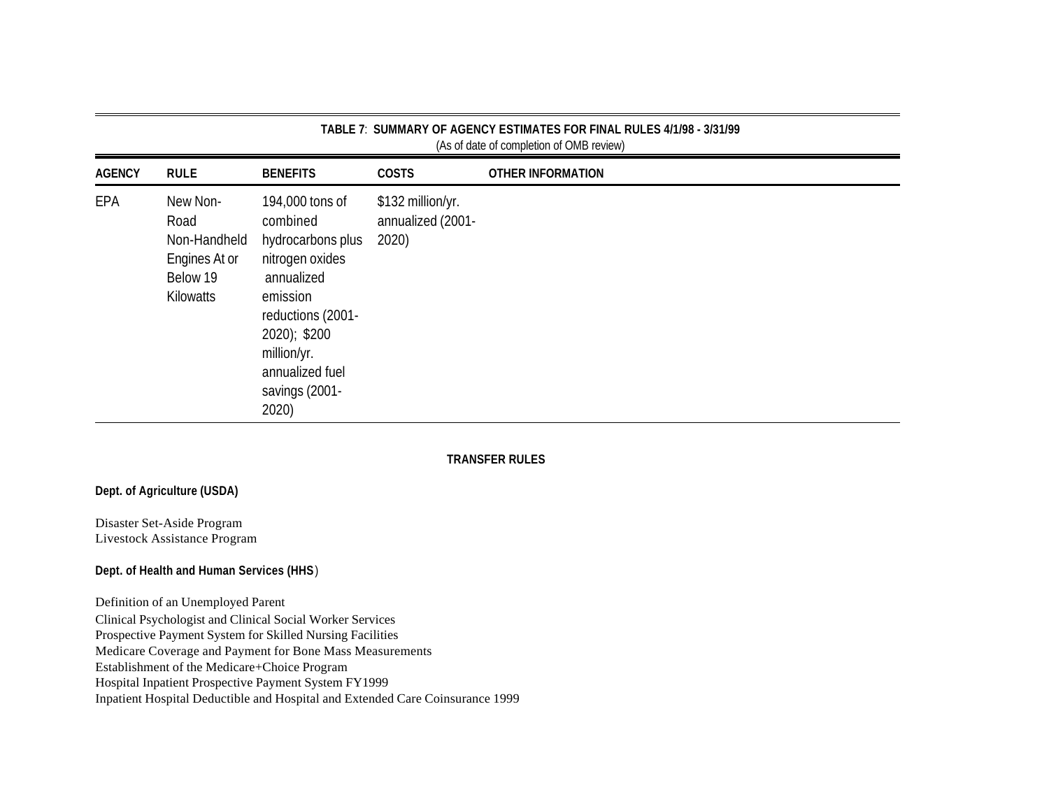**TABLE 7**: **SUMMARY OF AGENCY ESTIMATES FOR FINAL RULES 4/1/98 - 3/31/99**
(As of date of completion of OMB review)

| AGENCY | RULE | BENEFITS | COSTS | OTHER INFORMATION |
|---|---|---|---|---|
| EPA | New Non-Road Non-Handheld Engines At or Below 19 Kilowatts | 194,000 tons of combined hydrocarbons plus nitrogen oxides annualized emission reductions (2001-2020); $200 million/yr. annualized fuel savings (2001-2020) | $132 million/yr. annualized (2001-2020) | |

**TRANSFER RULES**

**Dept. of Agriculture (USDA)**

Disaster Set-Aside Program
Livestock Assistance Program

**Dept. of Health and Human Services (HHS)**

Definition of an Unemployed Parent
Clinical Psychologist and Clinical Social Worker Services
Prospective Payment System for Skilled Nursing Facilities
Medicare Coverage and Payment for Bone Mass Measurements
Establishment of the Medicare+Choice Program
Hospital Inpatient Prospective Payment System FY1999
Inpatient Hospital Deductible and Hospital and Extended Care Coinsurance 1999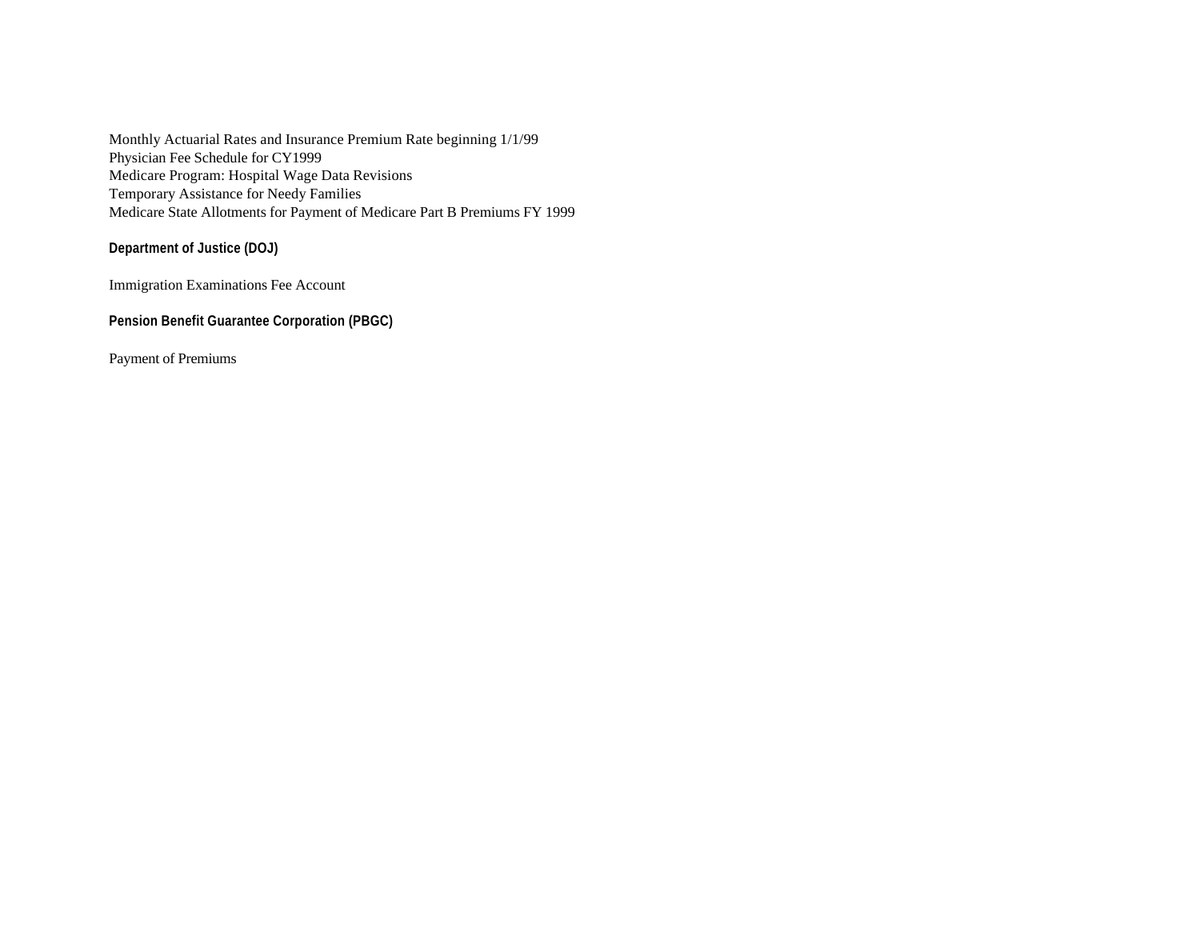Monthly Actuarial Rates and Insurance Premium Rate beginning 1/1/99
Physician Fee Schedule for CY1999
Medicare Program: Hospital Wage Data Revisions
Temporary Assistance for Needy Families
Medicare State Allotments for Payment of Medicare Part B Premiums FY 1999

**Department of Justice (DOJ)**

Immigration Examinations Fee Account

**Pension Benefit Guarantee Corporation (PBGC)**

Payment of Premiums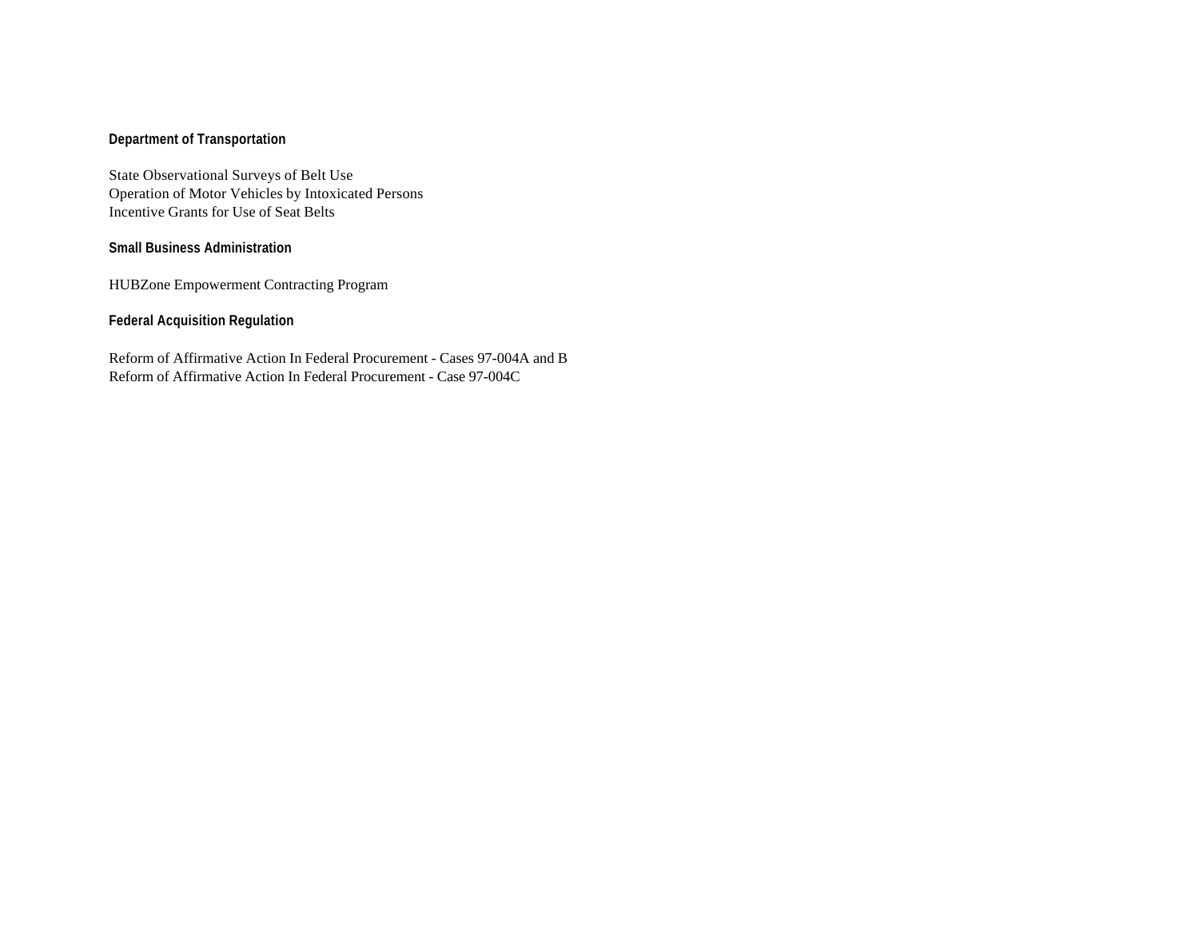**Department of Transportation**

State Observational Surveys of Belt Use
Operation of Motor Vehicles by Intoxicated Persons
Incentive Grants for Use of Seat Belts

**Small Business Administration**

HUBZone Empowerment Contracting Program

**Federal Acquisition Regulation**

Reform of Affirmative Action In Federal Procurement - Cases 97-004A and B
Reform of Affirmative Action In Federal Procurement - Case 97-004C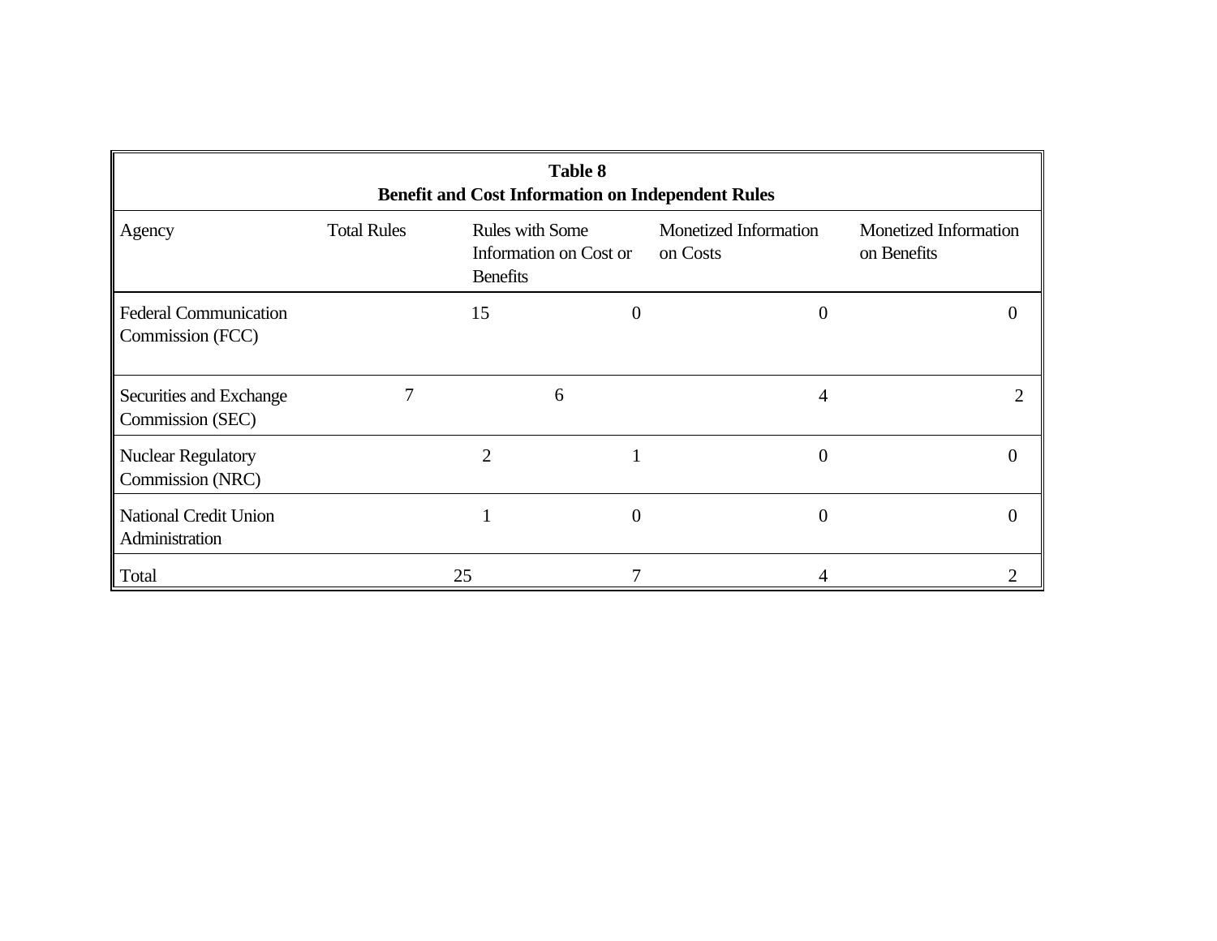**Table 8**
**Benefit and Cost Information on Independent Rules**

| Agency | Total Rules | Rules with Some Information on Cost or Benefits | Monetized Information on Costs | Monetized Information on Benefits |
|---|---|---|---|---|
| Federal Communication Commission (FCC) | 15 | 0 | 0 | 0 |
| Securities and Exchange Commission (SEC) | 7 | 6 | 4 | 2 |
| Nuclear Regulatory Commission (NRC) | 2 | 1 | 0 | 0 |
| National Credit Union Administration | 1 | 0 | 0 | 0 |
| Total | 25 | 7 | 4 | 2 |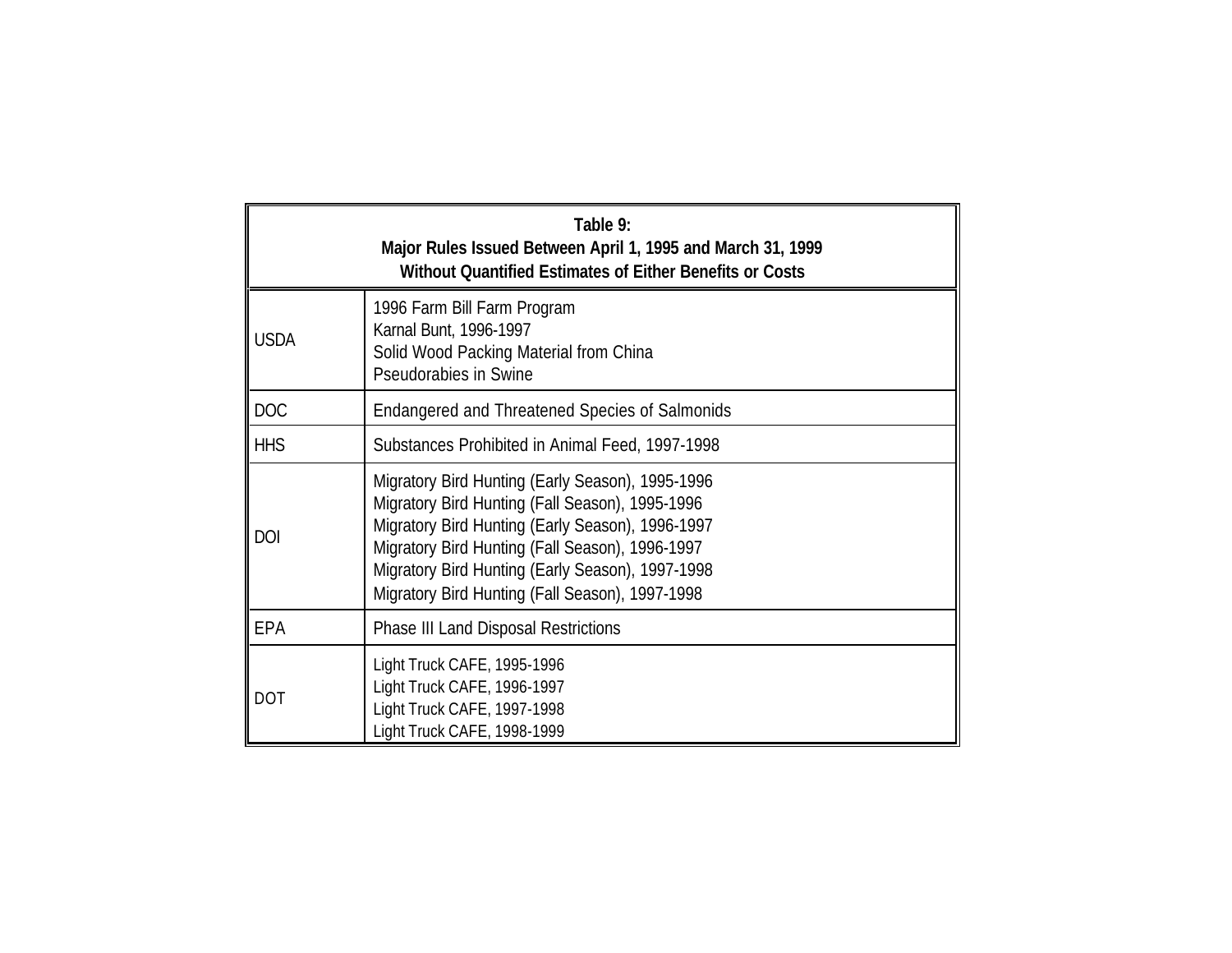**Table 9: Major Rules Issued Between April 1, 1995 and March 31, 1999 Without Quantified Estimates of Either Benefits or Costs**

| Agency | Rule |
|---|---|
| USDA | 1996 Farm Bill Farm Program<br>Karnal Bunt, 1996-1997<br>Solid Wood Packing Material from China<br>Pseudorabies in Swine |
| DOC | Endangered and Threatened Species of Salmonids |
| HHS | Substances Prohibited in Animal Feed, 1997-1998 |
| DOI | Migratory Bird Hunting (Early Season), 1995-1996<br>Migratory Bird Hunting (Fall Season), 1995-1996<br>Migratory Bird Hunting (Early Season), 1996-1997<br>Migratory Bird Hunting (Fall Season), 1996-1997<br>Migratory Bird Hunting (Early Season), 1997-1998<br>Migratory Bird Hunting (Fall Season), 1997-1998 |
| EPA | Phase III Land Disposal Restrictions |
| DOT | Light Truck CAFE, 1995-1996<br>Light Truck CAFE, 1996-1997<br>Light Truck CAFE, 1997-1998<br>Light Truck CAFE, 1998-1999 |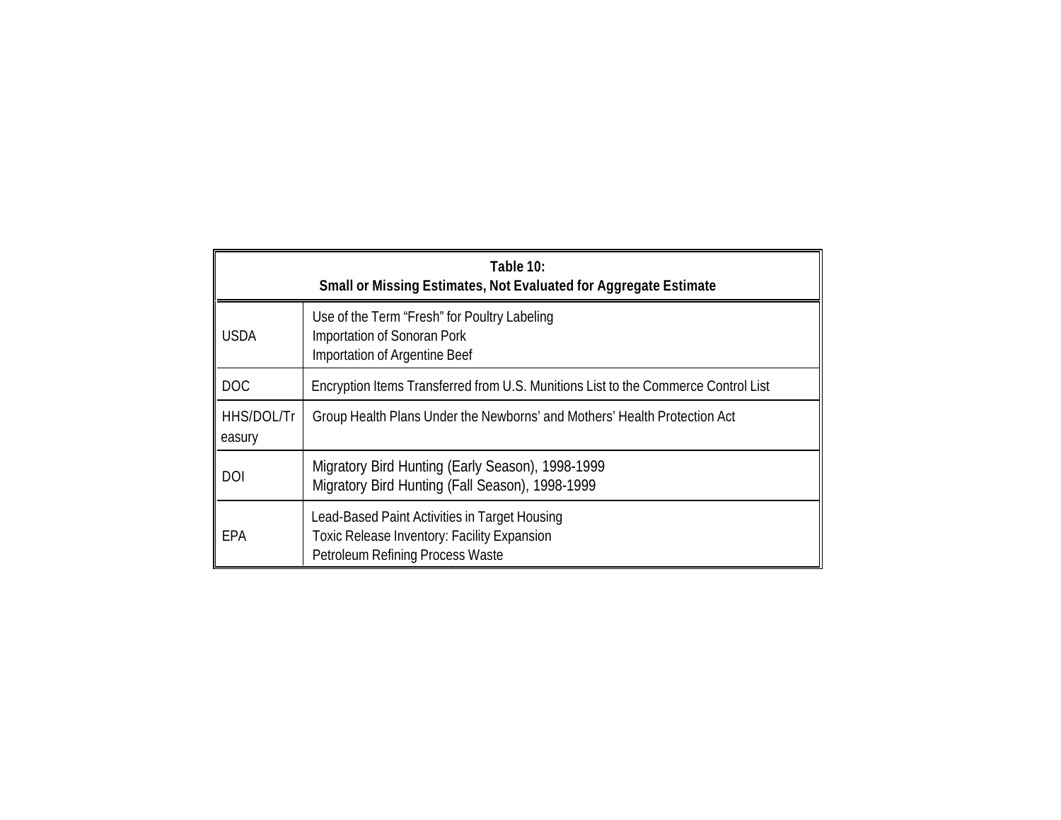**Table 10:**
**Small or Missing Estimates, Not Evaluated for Aggregate Estimate**

| | |
|---|---|
| USDA | Use of the Term "Fresh" for Poultry Labeling<br>Importation of Sonoran Pork<br>Importation of Argentine Beef |
| DOC | Encryption Items Transferred from U.S. Munitions List to the Commerce Control List |
| HHS/DOL/Treasury | Group Health Plans Under the Newborns' and Mothers' Health Protection Act |
| DOI | Migratory Bird Hunting (Early Season), 1998-1999<br>Migratory Bird Hunting (Fall Season), 1998-1999 |
| EPA | Lead-Based Paint Activities in Target Housing<br>Toxic Release Inventory: Facility Expansion<br>Petroleum Refining Process Waste |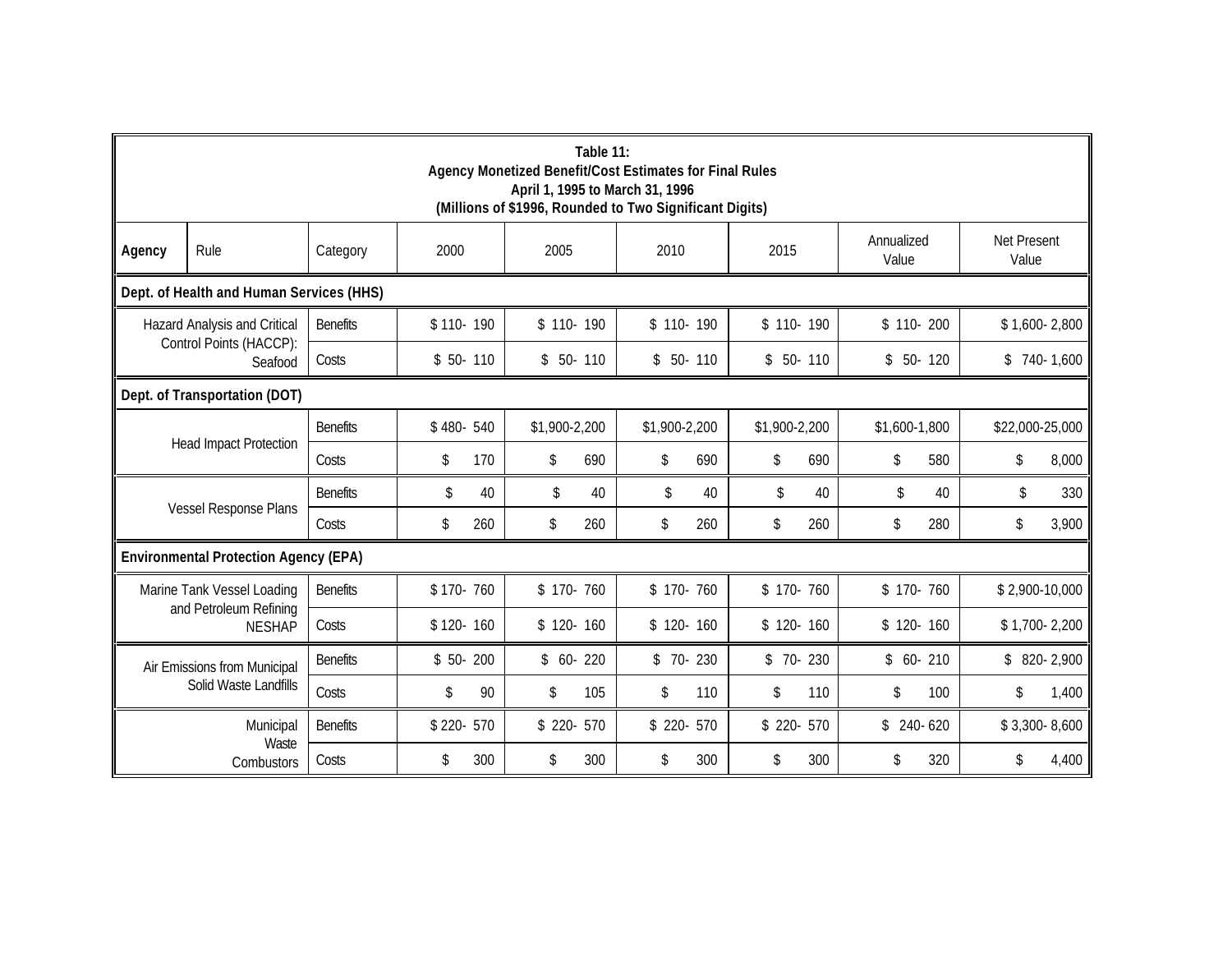**Table 11:**
**Agency Monetized Benefit/Cost Estimates for Final Rules**
**April 1, 1995 to March 31, 1996**
**(Millions of $1996, Rounded to Two Significant Digits)**

| Agency | Rule | Category | 2000 | 2005 | 2010 | 2015 | Annualized Value | Net Present Value |
|---|---|---|---|---|---|---|---|---|
| **Dept. of Health and Human Services (HHS)** | | | | | | | | |
| | Hazard Analysis and Critical Control Points (HACCP): Seafood | Benefits | $ 110- 190 | $ 110- 190 | $ 110- 190 | $ 110- 190 | $ 110- 200 | $ 1,600- 2,800 |
| | | Costs | $ 50- 110 | $ 50- 110 | $ 50- 110 | $ 50- 110 | $ 50- 120 | $ 740- 1,600 |
| **Dept. of Transportation (DOT)** | | | | | | | | |
| | Head Impact Protection | Benefits | $ 480- 540 | $1,900-2,200 | $1,900-2,200 | $1,900-2,200 | $1,600-1,800 | $22,000-25,000 |
| | | Costs | $ 170 | $ 690 | $ 690 | $ 690 | $ 580 | $ 8,000 |
| | Vessel Response Plans | Benefits | $ 40 | $ 40 | $ 40 | $ 40 | $ 40 | $ 330 |
| | | Costs | $ 260 | $ 260 | $ 260 | $ 260 | $ 280 | $ 3,900 |
| **Environmental Protection Agency (EPA)** | | | | | | | | |
| | Marine Tank Vessel Loading and Petroleum Refining NESHAP | Benefits | $ 170- 760 | $ 170- 760 | $ 170- 760 | $ 170- 760 | $ 170- 760 | $ 2,900-10,000 |
| | | Costs | $ 120- 160 | $ 120- 160 | $ 120- 160 | $ 120- 160 | $ 120- 160 | $ 1,700- 2,200 |
| | Air Emissions from Municipal Solid Waste Landfills | Benefits | $ 50- 200 | $ 60- 220 | $ 70- 230 | $ 70- 230 | $ 60- 210 | $ 820- 2,900 |
| | | Costs | $ 90 | $ 105 | $ 110 | $ 110 | $ 100 | $ 1,400 |
| | Municipal Waste Combustors | Benefits | $ 220- 570 | $ 220- 570 | $ 220- 570 | $ 220- 570 | $ 240- 620 | $ 3,300- 8,600 |
| | | Costs | $ 300 | $ 300 | $ 300 | $ 300 | $ 320 | $ 4,400 |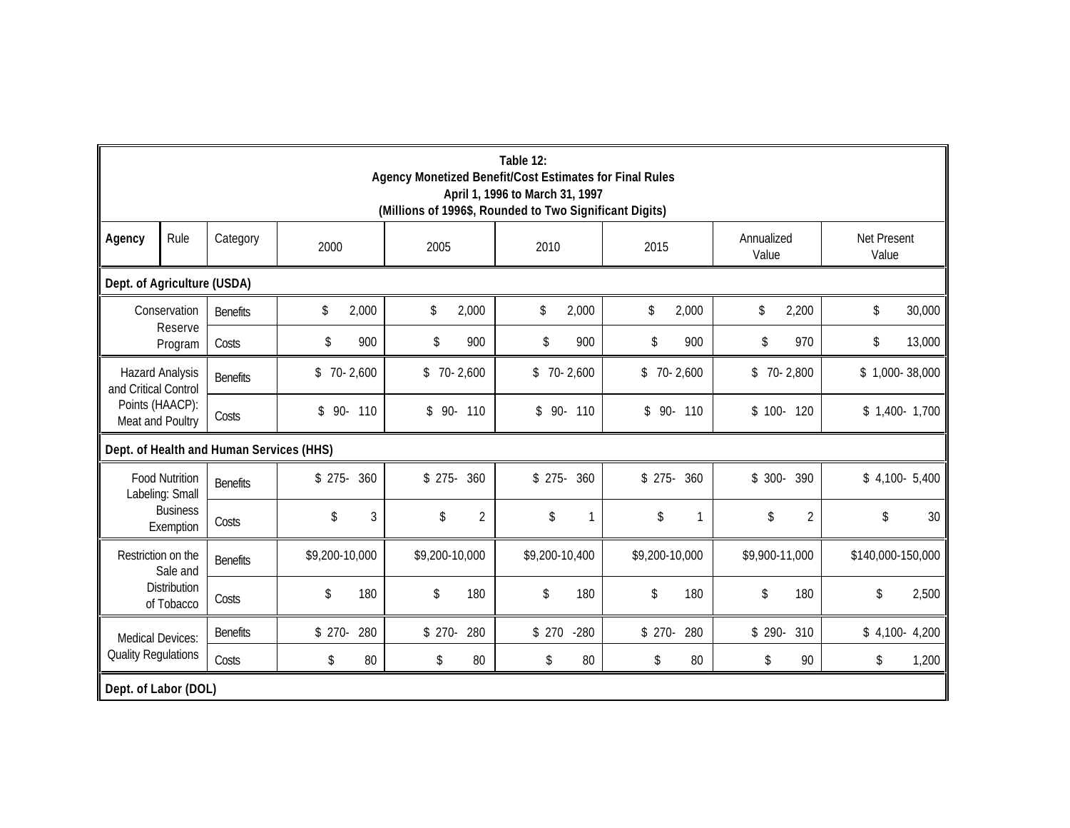**Table 12:**
**Agency Monetized Benefit/Cost Estimates for Final Rules**
**April 1, 1996 to March 31, 1997**
**(Millions of 1996$, Rounded to Two Significant Digits)**

| Agency | Rule | Category | 2000 | 2005 | 2010 | 2015 | Annualized Value | Net Present Value |
|---|---|---|---|---|---|---|---|---|
| **Dept. of Agriculture (USDA)** | | | | | | | | |
| | Conservation Reserve Program | Benefits | $ 2,000 | $ 2,000 | $ 2,000 | $ 2,000 | $ 2,200 | $ 30,000 |
| | | Costs | $ 900 | $ 900 | $ 900 | $ 900 | $ 970 | $ 13,000 |
| | Hazard Analysis and Critical Control Points (HAACP): Meat and Poultry | Benefits | $ 70- 2,600 | $ 70- 2,600 | $ 70- 2,600 | $ 70- 2,600 | $ 70- 2,800 | $ 1,000- 38,000 |
| | | Costs | $ 90- 110 | $ 90- 110 | $ 90- 110 | $ 90- 110 | $ 100- 120 | $ 1,400- 1,700 |
| **Dept. of Health and Human Services (HHS)** | | | | | | | | |
| | Food Nutrition Labeling: Small Business Exemption | Benefits | $ 275- 360 | $ 275- 360 | $ 275- 360 | $ 275- 360 | $ 300- 390 | $ 4,100- 5,400 |
| | | Costs | $ 3 | $ 2 | $ 1 | $ 1 | $ 2 | $ 30 |
| | Restriction on the Sale and Distribution of Tobacco | Benefits | $9,200-10,000 | $9,200-10,000 | $9,200-10,400 | $9,200-10,000 | $9,900-11,000 | $140,000-150,000 |
| | | Costs | $ 180 | $ 180 | $ 180 | $ 180 | $ 180 | $ 2,500 |
| | Medical Devices: Quality Regulations | Benefits | $ 270- 280 | $ 270- 280 | $ 270 -280 | $ 270- 280 | $ 290- 310 | $ 4,100- 4,200 |
| | | Costs | $ 80 | $ 80 | $ 80 | $ 80 | $ 90 | $ 1,200 |
| **Dept. of Labor (DOL)** | | | | | | | | |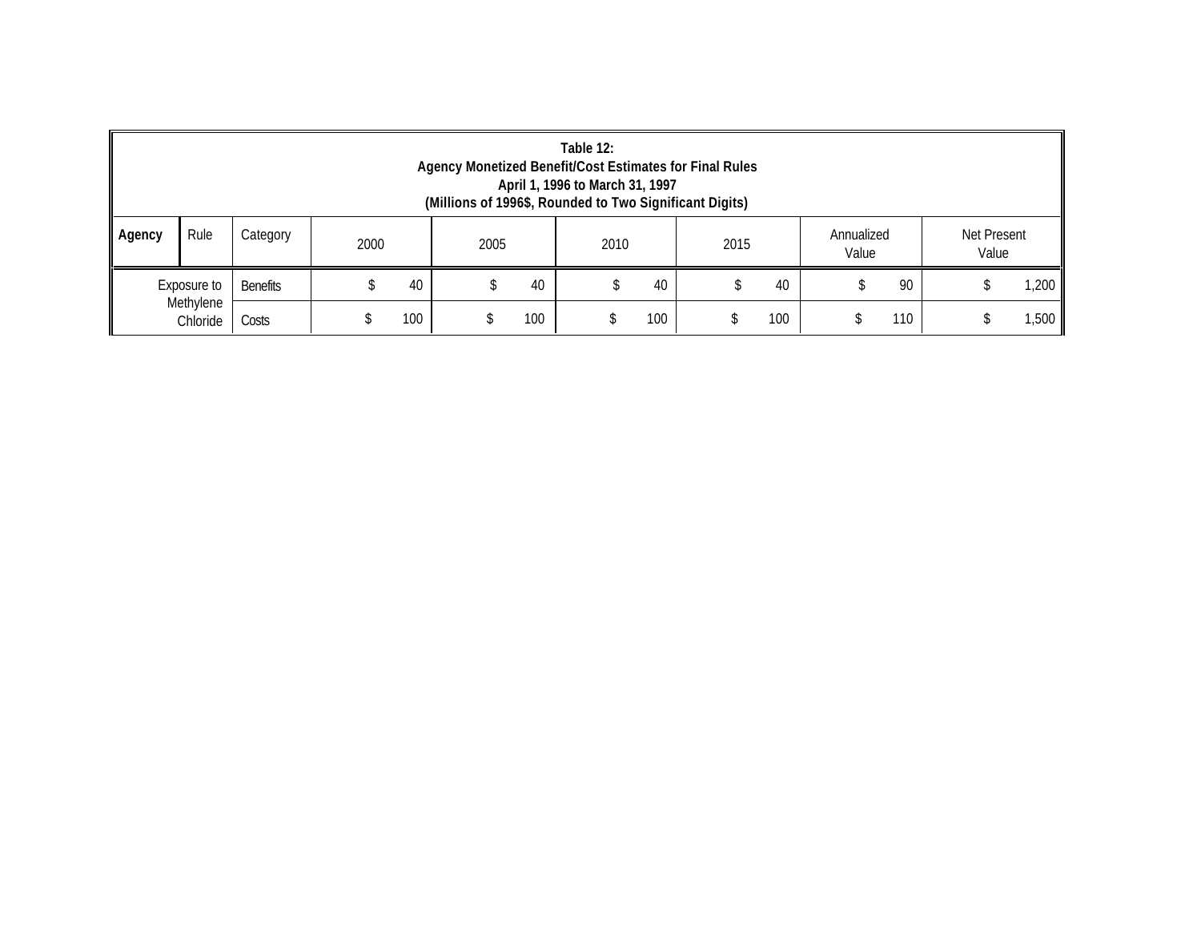**Table 12:**
**Agency Monetized Benefit/Cost Estimates for Final Rules**
**April 1, 1996 to March 31, 1997**
**(Millions of 1996$, Rounded to Two Significant Digits)**

| **Agency** | Rule | Category | 2000 | 2005 | 2010 | 2015 | Annualized Value | Net Present Value |
|---|---|---|---|---|---|---|---|---|
| | Exposure to Methylene Chloride | Benefits | $ 40 | $ 40 | $ 40 | $ 40 | $ 90 | $ 1,200 |
| | | Costs | $ 100 | $ 100 | $ 100 | $ 100 | $ 110 | $ 1,500 |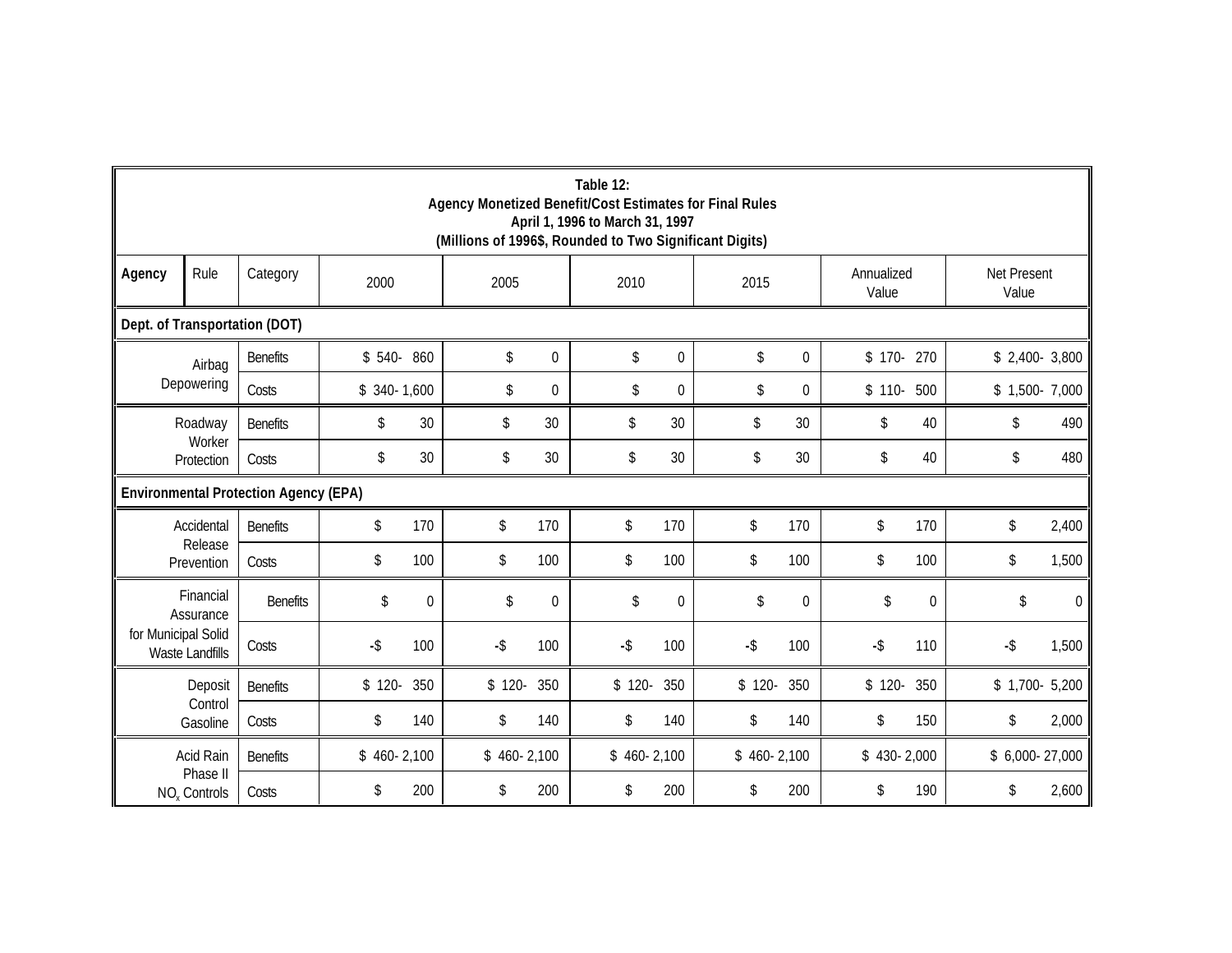**Table 12:**
**Agency Monetized Benefit/Cost Estimates for Final Rules**
**April 1, 1996 to March 31, 1997**
**(Millions of 1996$, Rounded to Two Significant Digits)**

| Agency | Rule | Category | 2000 | 2005 | 2010 | 2015 | Annualized Value | Net Present Value |
|---|---|---|---|---|---|---|---|---|
| **Dept. of Transportation (DOT)** | | | | | | | | |
| | Airbag Depowering | Benefits | $ 540- 860 | $ 0 | $ 0 | $ 0 | $ 170- 270 | $ 2,400- 3,800 |
| | | Costs | $ 340- 1,600 | $ 0 | $ 0 | $ 0 | $ 110- 500 | $ 1,500- 7,000 |
| | Roadway Worker Protection | Benefits | $ 30 | $ 30 | $ 30 | $ 30 | $ 40 | $ 490 |
| | | Costs | $ 30 | $ 30 | $ 30 | $ 30 | $ 40 | $ 480 |
| **Environmental Protection Agency (EPA)** | | | | | | | | |
| | Accidental Release Prevention | Benefits | $ 170 | $ 170 | $ 170 | $ 170 | $ 170 | $ 2,400 |
| | | Costs | $ 100 | $ 100 | $ 100 | $ 100 | $ 100 | $ 1,500 |
| | Financial Assurance for Municipal Solid Waste Landfills | Benefits | $ 0 | $ 0 | $ 0 | $ 0 | $ 0 | $ 0 |
| | | Costs | -$ 100 | -$ 100 | -$ 100 | -$ 100 | -$ 110 | -$ 1,500 |
| | Deposit Control Gasoline | Benefits | $ 120- 350 | $ 120- 350 | $ 120- 350 | $ 120- 350 | $ 120- 350 | $ 1,700- 5,200 |
| | | Costs | $ 140 | $ 140 | $ 140 | $ 140 | $ 150 | $ 2,000 |
| | Acid Rain Phase II $NO_x$ Controls | Benefits | $ 460- 2,100 | $ 460- 2,100 | $ 460- 2,100 | $ 460- 2,100 | $ 430- 2,000 | $ 6,000- 27,000 |
| | | Costs | $ 200 | $ 200 | $ 200 | $ 200 | $ 190 | $ 2,600 |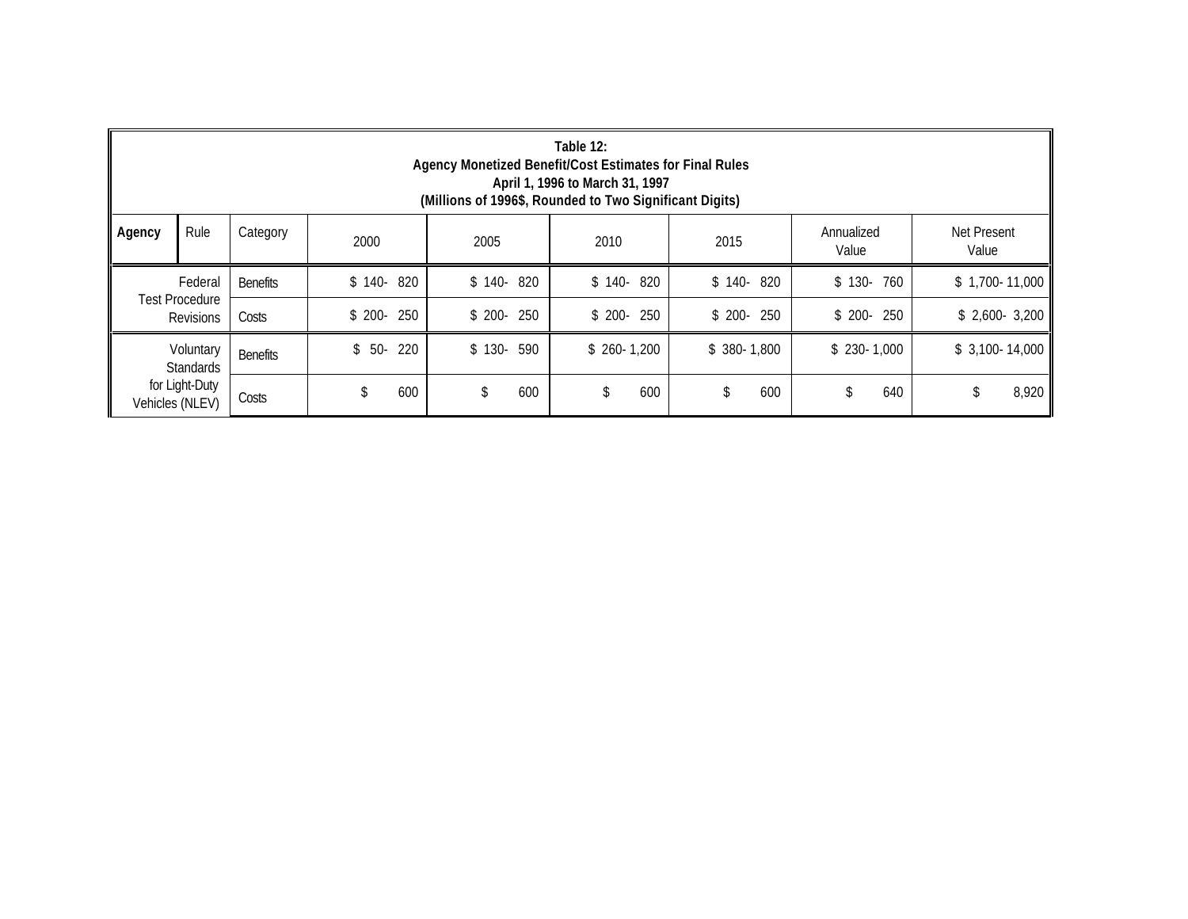**Table 12:**
**Agency Monetized Benefit/Cost Estimates for Final Rules**
**April 1, 1996 to March 31, 1997**
**(Millions of 1996$, Rounded to Two Significant Digits)**

| Agency | Rule | Category | 2000 | 2005 | 2010 | 2015 | Annualized Value | Net Present Value |
|---|---|---|---|---|---|---|---|---|
| | Federal Test Procedure Revisions | Benefits | $ 140- 820 | $ 140- 820 | $ 140- 820 | $ 140- 820 | $ 130- 760 | $ 1,700- 11,000 |
| | | Costs | $ 200- 250 | $ 200- 250 | $ 200- 250 | $ 200- 250 | $ 200- 250 | $ 2,600- 3,200 |
| | Voluntary Standards for Light-Duty Vehicles (NLEV) | Benefits | $ 50- 220 | $ 130- 590 | $ 260- 1,200 | $ 380- 1,800 | $ 230- 1,000 | $ 3,100- 14,000 |
| | | Costs | $ 600 | $ 600 | $ 600 | $ 600 | $ 640 | $ 8,920 |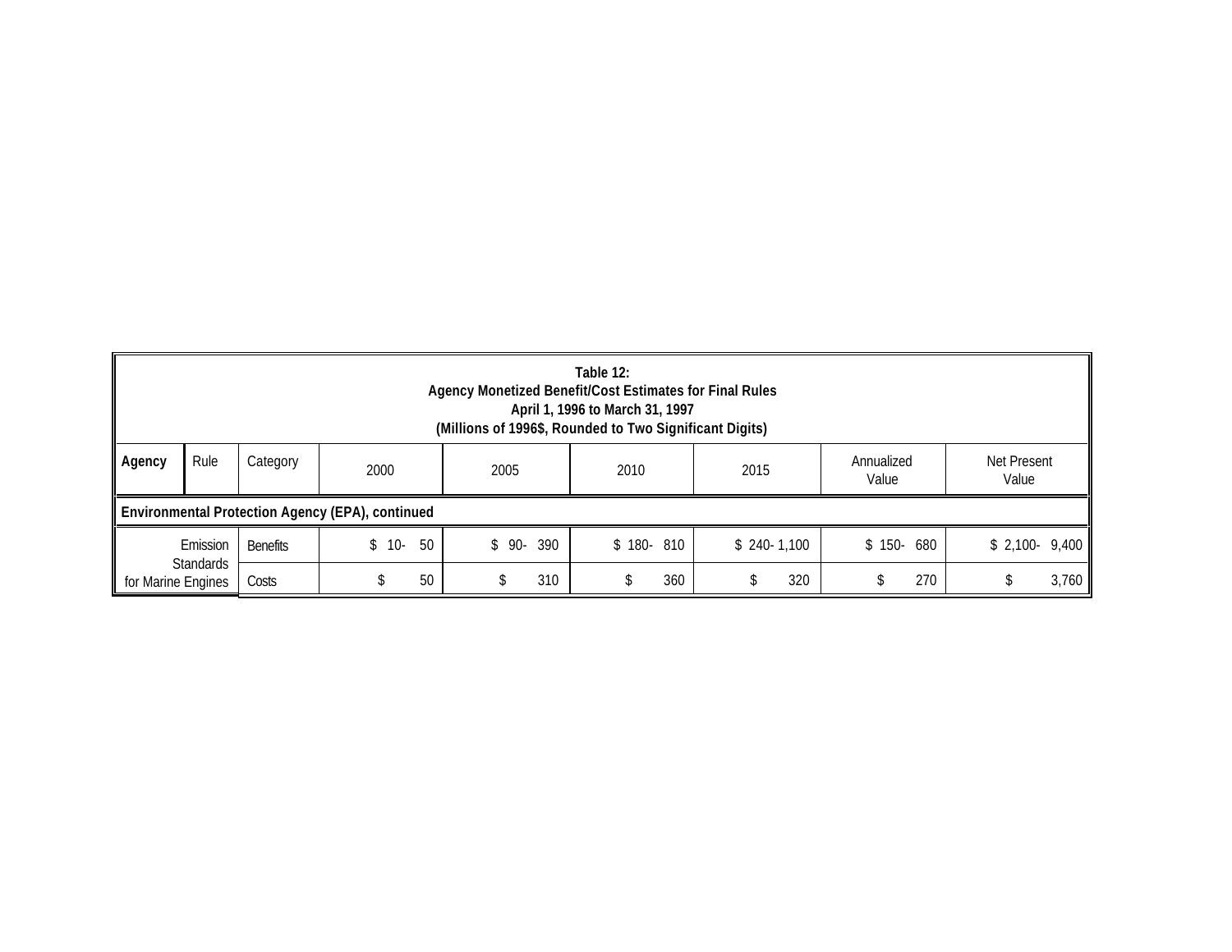**Table 12:**
**Agency Monetized Benefit/Cost Estimates for Final Rules**
**April 1, 1996 to March 31, 1997**
**(Millions of 1996$, Rounded to Two Significant Digits)**

| Agency | Rule | Category | 2000 | 2005 | 2010 | 2015 | Annualized Value | Net Present Value |
|---|---|---|---|---|---|---|---|---|
| **Environmental Protection Agency (EPA), continued** | | | | | | | | |
| Emission Standards for Marine Engines | | Benefits | $ 10- 50 | $ 90- 390 | $ 180- 810 | $ 240- 1,100 | $ 150- 680 | $ 2,100- 9,400 |
| | | Costs | $ 50 | $ 310 | $ 360 | $ 320 | $ 270 | $ 3,760 |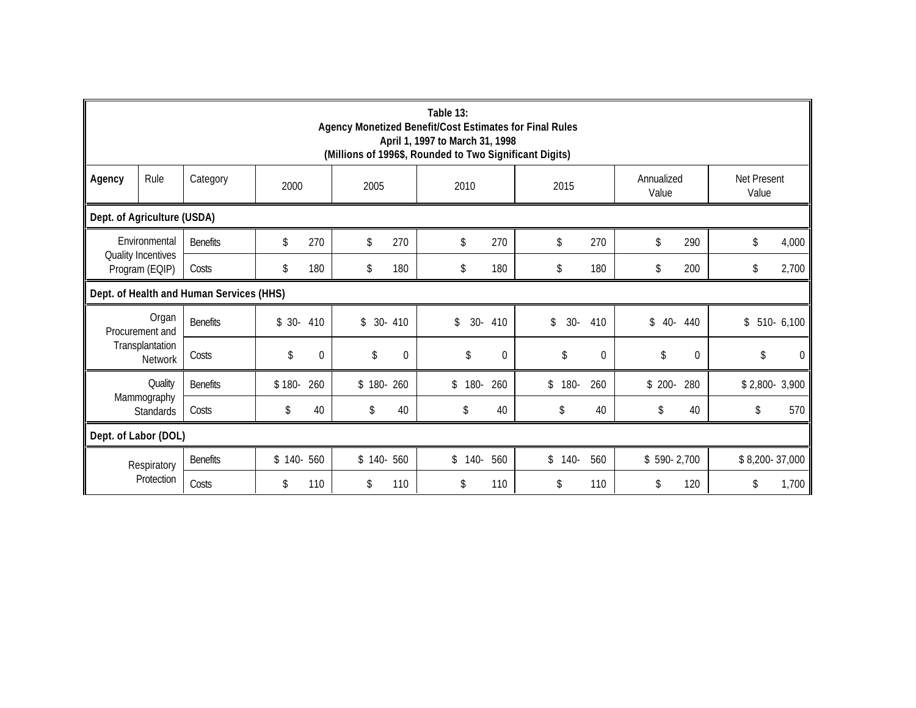**Table 13:**
**Agency Monetized Benefit/Cost Estimates for Final Rules**
**April 1, 1997 to March 31, 1998**
**(Millions of 1996$, Rounded to Two Significant Digits)**

| Agency | Rule | Category | 2000 | 2005 | 2010 | 2015 | Annualized Value | Net Present Value |
|---|---|---|---|---|---|---|---|---|
| **Dept. of Agriculture (USDA)** | | | | | | | | |
| | Environmental Quality Incentives Program (EQIP) | Benefits | $ 270 | $ 270 | $ 270 | $ 270 | $ 290 | $ 4,000 |
| | | Costs | $ 180 | $ 180 | $ 180 | $ 180 | $ 200 | $ 2,700 |
| **Dept. of Health and Human Services (HHS)** | | | | | | | | |
| | Organ Procurement and Transplantation Network | Benefits | $ 30- 410 | $ 30- 410 | $ 30- 410 | $ 30- 410 | $ 40- 440 | $ 510- 6,100 |
| | | Costs | $ 0 | $ 0 | $ 0 | $ 0 | $ 0 | $ 0 |
| | Quality Mammography Standards | Benefits | $ 180- 260 | $ 180- 260 | $ 180- 260 | $ 180- 260 | $ 200- 280 | $ 2,800- 3,900 |
| | | Costs | $ 40 | $ 40 | $ 40 | $ 40 | $ 40 | $ 570 |
| **Dept. of Labor (DOL)** | | | | | | | | |
| | Respiratory Protection | Benefits | $ 140- 560 | $ 140- 560 | $ 140- 560 | $ 140- 560 | $ 590- 2,700 | $ 8,200- 37,000 |
| | | Costs | $ 110 | $ 110 | $ 110 | $ 110 | $ 120 | $ 1,700 |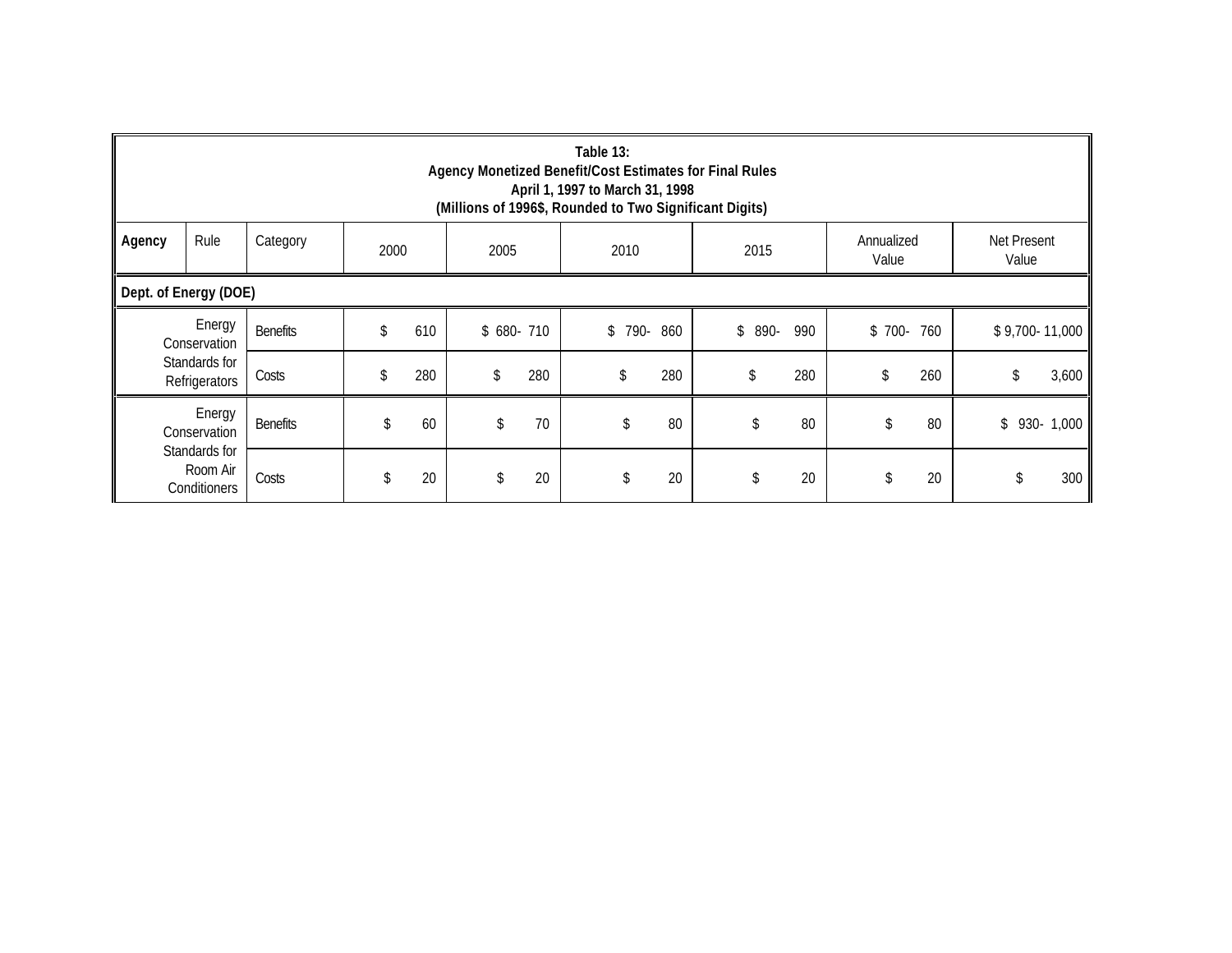**Table 13:**
**Agency Monetized Benefit/Cost Estimates for Final Rules**
**April 1, 1997 to March 31, 1998**
**(Millions of 1996$, Rounded to Two Significant Digits)**

| Agency | Rule | Category | 2000 | 2005 | 2010 | 2015 | Annualized Value | Net Present Value |
|---|---|---|---|---|---|---|---|---|
| **Dept. of Energy (DOE)** | | | | | | | | |
| | Energy Conservation Standards for Refrigerators | Benefits | $ 610 | $ 680- 710 | $ 790- 860 | $ 890- 990 | $ 700- 760 | $ 9,700- 11,000 |
| | | Costs | $ 280 | $ 280 | $ 280 | $ 280 | $ 260 | $ 3,600 |
| | Energy Conservation Standards for Room Air Conditioners | Benefits | $ 60 | $ 70 | $ 80 | $ 80 | $ 80 | $ 930- 1,000 |
| | | Costs | $ 20 | $ 20 | $ 20 | $ 20 | $ 20 | $ 300 |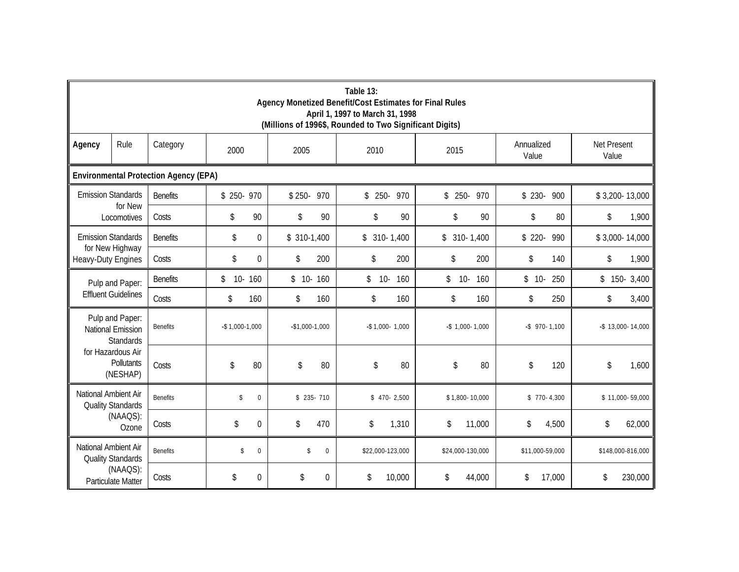**Table 13:**
**Agency Monetized Benefit/Cost Estimates for Final Rules**
**April 1, 1997 to March 31, 1998**
**(Millions of 1996$, Rounded to Two Significant Digits)**

| Agency | Rule | Category | 2000 | 2005 | 2010 | 2015 | Annualized Value | Net Present Value |
|---|---|---|---|---|---|---|---|---|
| **Environmental Protection Agency (EPA)** | | | | | | | | |
| Emission Standards for New Locomotives | | Benefits | $ 250- 970 | $ 250- 970 | $ 250- 970 | $ 250- 970 | $ 230- 900 | $ 3,200- 13,000 |
| | | Costs | $ 90 | $ 90 | $ 90 | $ 90 | $ 80 | $ 1,900 |
| Emission Standards for New Highway Heavy-Duty Engines | | Benefits | $ 0 | $ 310-1,400 | $ 310- 1,400 | $ 310- 1,400 | $ 220- 990 | $ 3,000- 14,000 |
| | | Costs | $ 0 | $ 200 | $ 200 | $ 200 | $ 140 | $ 1,900 |
| Pulp and Paper: Effluent Guidelines | | Benefits | $ 10- 160 | $ 10- 160 | $ 10- 160 | $ 10- 160 | $ 10- 250 | $ 150- 3,400 |
| | | Costs | $ 160 | $ 160 | $ 160 | $ 160 | $ 250 | $ 3,400 |
| Pulp and Paper: National Emission Standards for Hazardous Air Pollutants (NESHAP) | | Benefits | -$ 1,000-1,000 | -$1,000-1,000 | -$ 1,000- 1,000 | -$ 1,000- 1,000 | -$ 970- 1,100 | -$ 13,000- 14,000 |
| | | Costs | $ 80 | $ 80 | $ 80 | $ 80 | $ 120 | $ 1,600 |
| National Ambient Air Quality Standards (NAAQS): Ozone | | Benefits | $ 0 | $ 235- 710 | $ 470- 2,500 | $ 1,800- 10,000 | $ 770- 4,300 | $ 11,000- 59,000 |
| | | Costs | $ 0 | $ 470 | $ 1,310 | $ 11,000 | $ 4,500 | $ 62,000 |
| National Ambient Air Quality Standards (NAAQS): Particulate Matter | | Benefits | $ 0 | $ 0 | $22,000-123,000 | $24,000-130,000 | $11,000-59,000 | $148,000-816,000 |
| | | Costs | $ 0 | $ 0 | $ 10,000 | $ 44,000 | $ 17,000 | $ 230,000 |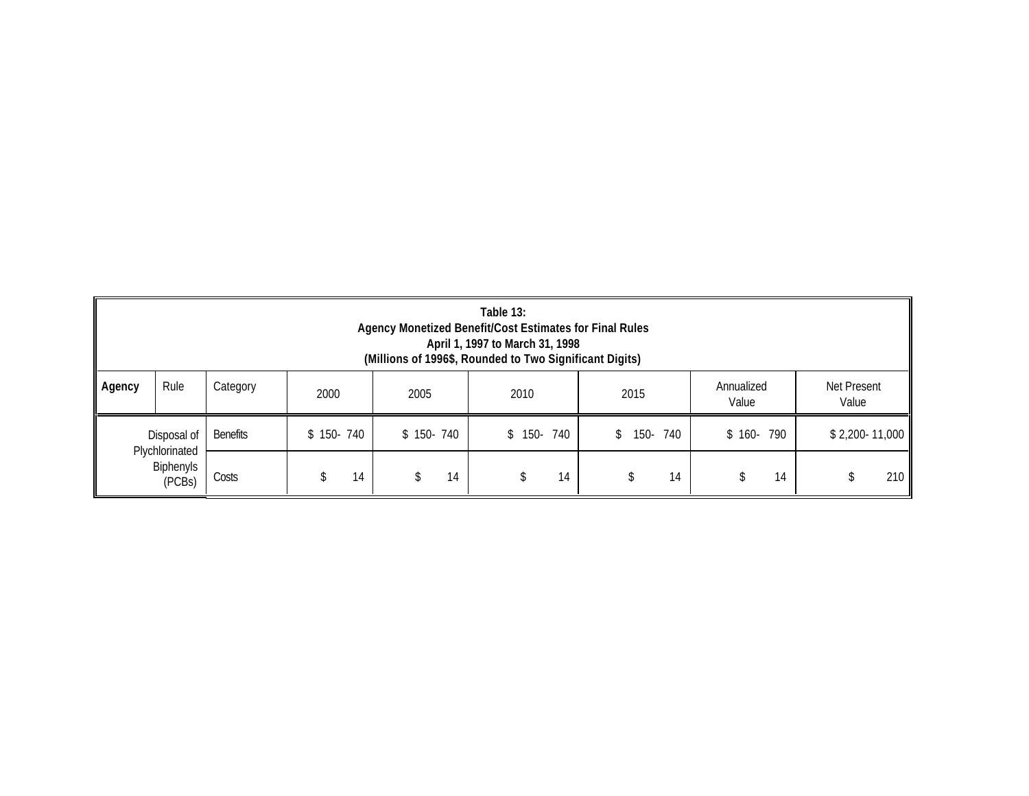**Table 13:**
**Agency Monetized Benefit/Cost Estimates for Final Rules**
**April 1, 1997 to March 31, 1998**
**(Millions of 1996$, Rounded to Two Significant Digits)**

| Agency | Rule | Category | 2000 | 2005 | 2010 | 2015 | Annualized Value | Net Present Value |
|---|---|---|---|---|---|---|---|---|
| | Disposal of Plychlorinated Biphenyls (PCBs) | Benefits | $ 150- 740 | $ 150- 740 | $ 150- 740 | $ 150- 740 | $ 160- 790 | $ 2,200- 11,000 |
| | | Costs | $ 14 | $ 14 | $ 14 | $ 14 | $ 14 | $ 210 |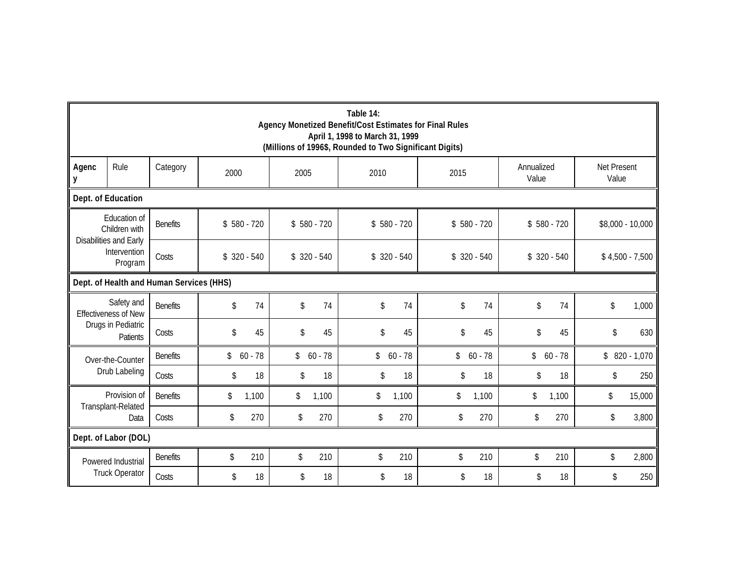**Table 14:**
**Agency Monetized Benefit/Cost Estimates for Final Rules**
**April 1, 1998 to March 31, 1999**
**(Millions of 1996$, Rounded to Two Significant Digits)**

| Agency | Rule | Category | 2000 | 2005 | 2010 | 2015 | Annualized Value | Net Present Value |
|---|---|---|---|---|---|---|---|---|
| **Dept. of Education** | | | | | | | | |
| | Education of Children with Disabilities and Early Intervention Program | Benefits | $ 580 - 720 | $ 580 - 720 | $ 580 - 720 | $ 580 - 720 | $ 580 - 720 | $8,000 - 10,000 |
| | | Costs | $ 320 - 540 | $ 320 - 540 | $ 320 - 540 | $ 320 - 540 | $ 320 - 540 | $ 4,500 - 7,500 |
| **Dept. of Health and Human Services (HHS)** | | | | | | | | |
| | Safety and Effectiveness of New Drugs in Pediatric Patients | Benefits | $ 74 | $ 74 | $ 74 | $ 74 | $ 74 | $ 1,000 |
| | | Costs | $ 45 | $ 45 | $ 45 | $ 45 | $ 45 | $ 630 |
| | Over-the-Counter Drub Labeling | Benefits | $ 60 - 78 | $ 60 - 78 | $ 60 - 78 | $ 60 - 78 | $ 60 - 78 | $ 820 - 1,070 |
| | | Costs | $ 18 | $ 18 | $ 18 | $ 18 | $ 18 | $ 250 |
| | Provision of Transplant-Related Data | Benefits | $ 1,100 | $ 1,100 | $ 1,100 | $ 1,100 | $ 1,100 | $ 15,000 |
| | | Costs | $ 270 | $ 270 | $ 270 | $ 270 | $ 270 | $ 3,800 |
| **Dept. of Labor (DOL)** | | | | | | | | |
| | Powered Industrial Truck Operator | Benefits | $ 210 | $ 210 | $ 210 | $ 210 | $ 210 | $ 2,800 |
| | | Costs | $ 18 | $ 18 | $ 18 | $ 18 | $ 18 | $ 250 |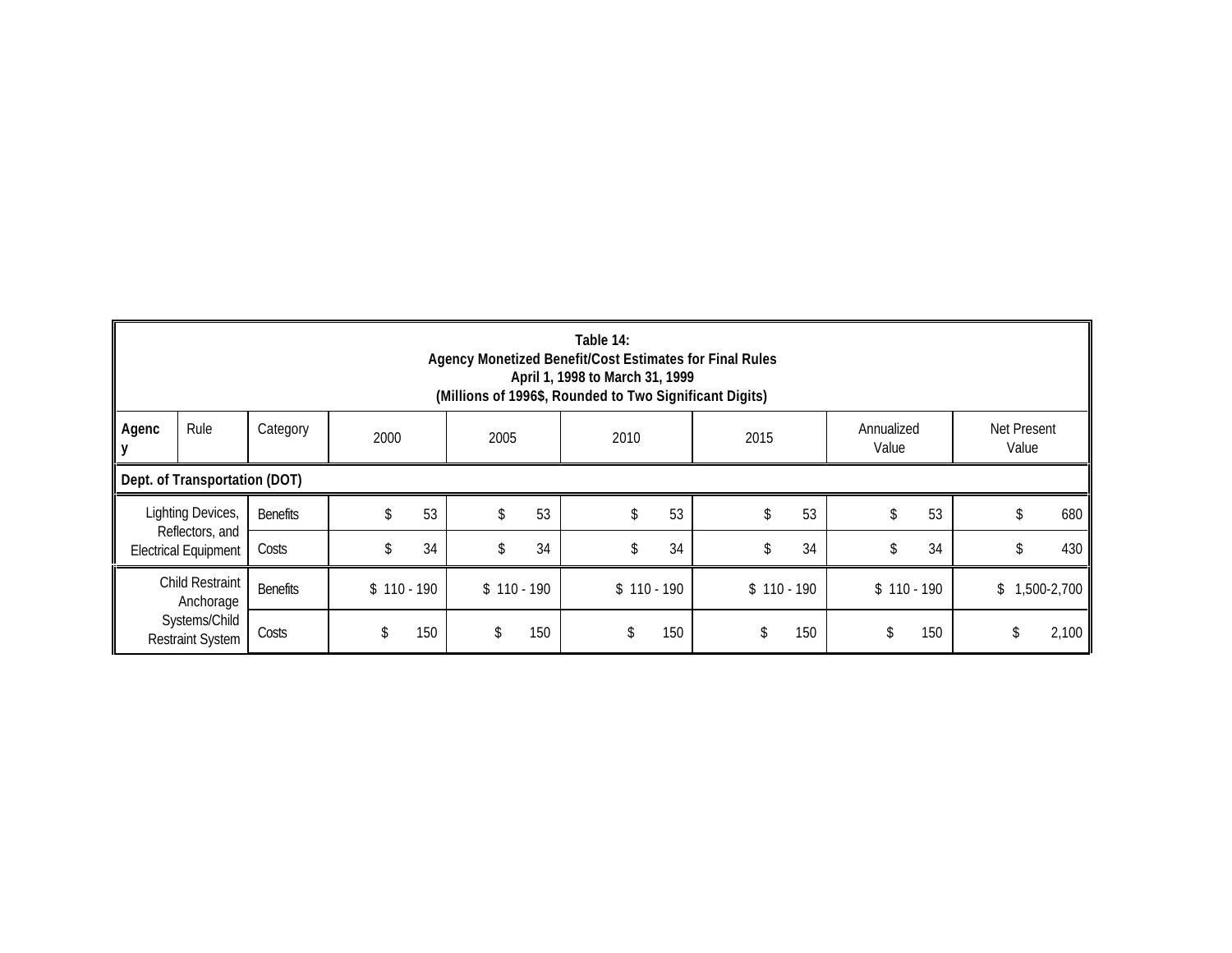**Table 14:**
**Agency Monetized Benefit/Cost Estimates for Final Rules**
**April 1, 1998 to March 31, 1999**
**(Millions of 1996$, Rounded to Two Significant Digits)**

| Agency | Rule | Category | 2000 | 2005 | 2010 | 2015 | Annualized Value | Net Present Value |
|---|---|---|---|---|---|---|---|---|
| **Dept. of Transportation (DOT)** | | | | | | | | |
| | Lighting Devices, Reflectors, and Electrical Equipment | Benefits | $ 53 | $ 53 | $ 53 | $ 53 | $ 53 | $ 680 |
| | | Costs | $ 34 | $ 34 | $ 34 | $ 34 | $ 34 | $ 430 |
| | Child Restraint Anchorage Systems/Child Restraint System | Benefits | $ 110 - 190 | $ 110 - 190 | $ 110 - 190 | $ 110 - 190 | $ 110 - 190 | $ 1,500-2,700 |
| | | Costs | $ 150 | $ 150 | $ 150 | $ 150 | $ 150 | $ 2,100 |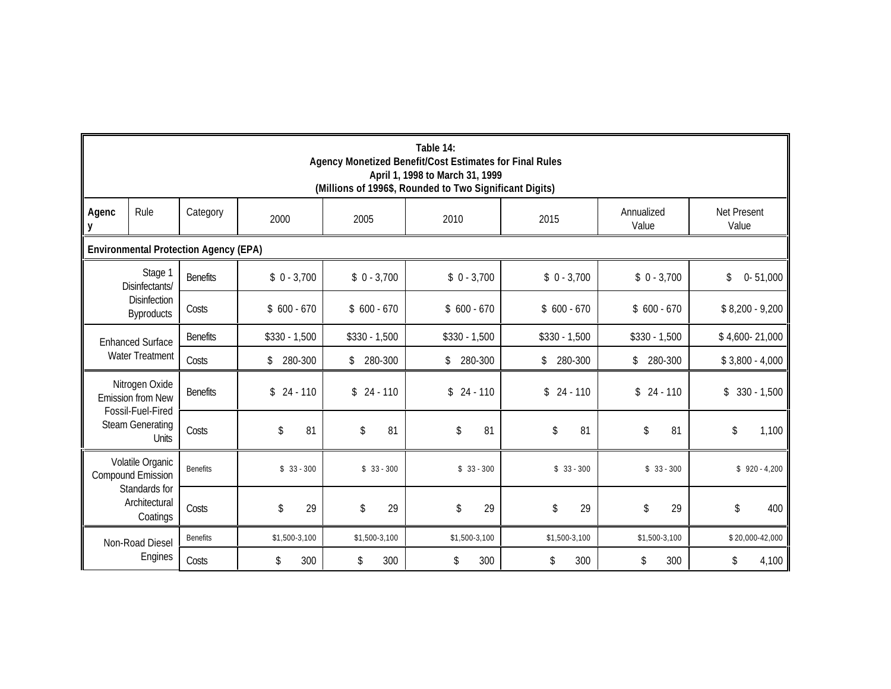**Table 14:**
**Agency Monetized Benefit/Cost Estimates for Final Rules**
**April 1, 1998 to March 31, 1999**
**(Millions of 1996$, Rounded to Two Significant Digits)**

| Agency | Rule | Category | 2000 | 2005 | 2010 | 2015 | Annualized Value | Net Present Value |
|---|---|---|---|---|---|---|---|---|
| **Environmental Protection Agency (EPA)** | | | | | | | | |
| | Stage 1 Disinfectants/ Disinfection Byproducts | Benefits | $ 0 - 3,700 | $ 0 - 3,700 | $ 0 - 3,700 | $ 0 - 3,700 | $ 0 - 3,700 | $ 0- 51,000 |
| | | Costs | $ 600 - 670 | $ 600 - 670 | $ 600 - 670 | $ 600 - 670 | $ 600 - 670 | $ 8,200 - 9,200 |
| | Enhanced Surface Water Treatment | Benefits | $330 - 1,500 | $330 - 1,500 | $330 - 1,500 | $330 - 1,500 | $330 - 1,500 | $ 4,600- 21,000 |
| | | Costs | $ 280-300 | $ 280-300 | $ 280-300 | $ 280-300 | $ 280-300 | $ 3,800 - 4,000 |
| | Nitrogen Oxide Emission from New Fossil-Fuel-Fired Steam Generating Units | Benefits | $ 24 - 110 | $ 24 - 110 | $ 24 - 110 | $ 24 - 110 | $ 24 - 110 | $ 330 - 1,500 |
| | | Costs | $ 81 | $ 81 | $ 81 | $ 81 | $ 81 | $ 1,100 |
| | Volatile Organic Compound Emission Standards for Architectural Coatings | Benefits | $ 33 - 300 | $ 33 - 300 | $ 33 - 300 | $ 33 - 300 | $ 33 - 300 | $ 920 - 4,200 |
| | | Costs | $ 29 | $ 29 | $ 29 | $ 29 | $ 29 | $ 400 |
| | Non-Road Diesel Engines | Benefits | $1,500-3,100 | $1,500-3,100 | $1,500-3,100 | $1,500-3,100 | $1,500-3,100 | $ 20,000-42,000 |
| | | Costs | $ 300 | $ 300 | $ 300 | $ 300 | $ 300 | $ 4,100 |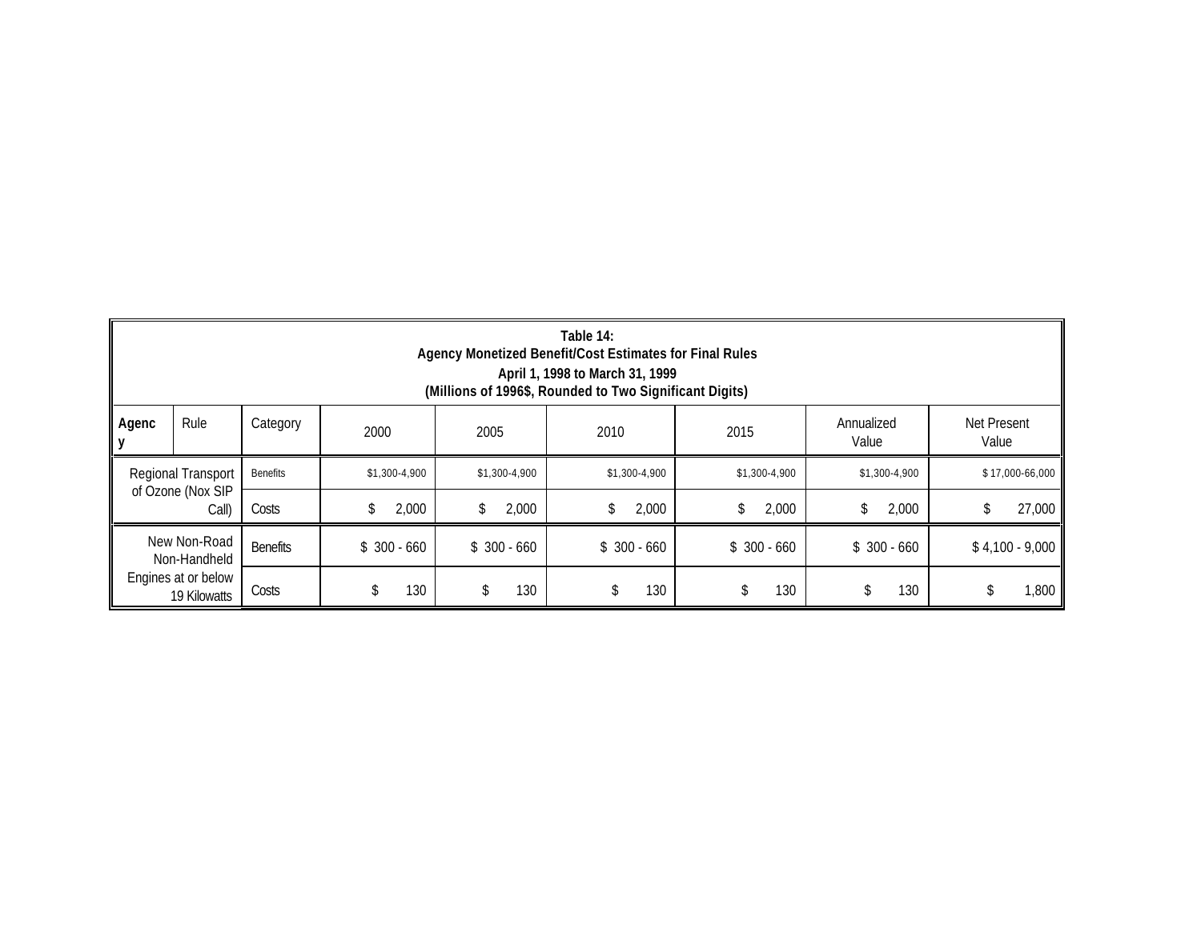**Table 14:**
**Agency Monetized Benefit/Cost Estimates for Final Rules**
**April 1, 1998 to March 31, 1999**
**(Millions of 1996$, Rounded to Two Significant Digits)**

| Agency | Rule | Category | 2000 | 2005 | 2010 | 2015 | Annualized Value | Net Present Value |
|---|---|---|---|---|---|---|---|---|
| | Regional Transport of Ozone (Nox SIP Call) | Benefits | $1,300-4,900 | $1,300-4,900 | $1,300-4,900 | $1,300-4,900 | $1,300-4,900 | $ 17,000-66,000 |
| | | Costs | $ 2,000 | $ 2,000 | $ 2,000 | $ 2,000 | $ 2,000 | $ 27,000 |
| | New Non-Road Non-Handheld Engines at or below 19 Kilowatts | Benefits | $ 300 - 660 | $ 300 - 660 | $ 300 - 660 | $ 300 - 660 | $ 300 - 660 | $ 4,100 - 9,000 |
| | | Costs | $ 130 | $ 130 | $ 130 | $ 130 | $ 130 | $ 1,800 |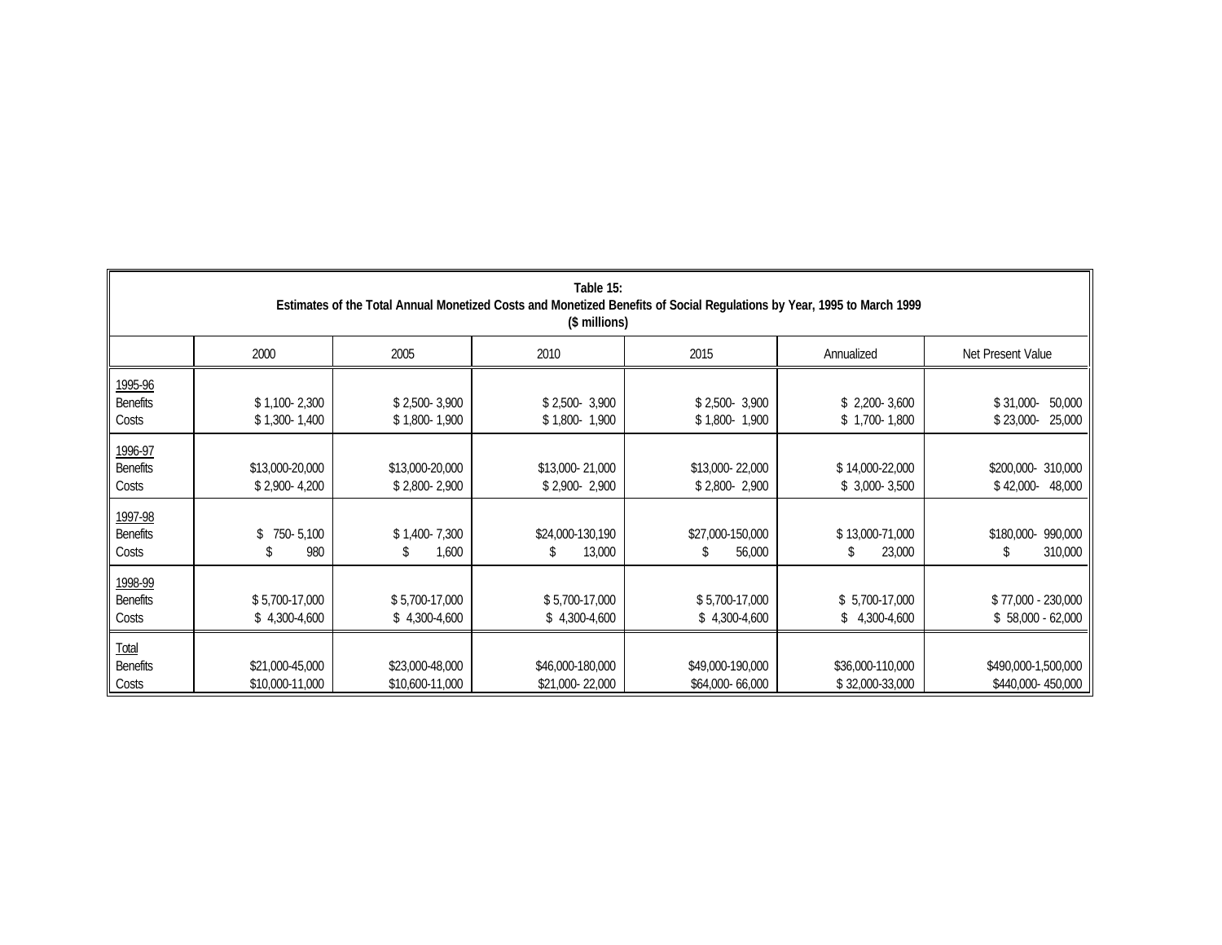**Table 15:**
**Estimates of the Total Annual Monetized Costs and Monetized Benefits of Social Regulations by Year, 1995 to March 1999**
**($ millions)**

| | 2000 | 2005 | 2010 | 2015 | Annualized | Net Present Value |
|---|---|---|---|---|---|---|
| 1995-96 | | | | | | |
| Benefits | $ 1,100- 2,300 | $ 2,500- 3,900 | $ 2,500- 3,900 | $ 2,500- 3,900 | $ 2,200- 3,600 | $ 31,000- 50,000 |
| Costs | $ 1,300- 1,400 | $ 1,800- 1,900 | $ 1,800- 1,900 | $ 1,800- 1,900 | $ 1,700- 1,800 | $ 23,000- 25,000 |
| 1996-97 | | | | | | |
| Benefits | $13,000-20,000 | $13,000-20,000 | $13,000- 21,000 | $13,000- 22,000 | $ 14,000-22,000 | $200,000- 310,000 |
| Costs | $ 2,900- 4,200 | $ 2,800- 2,900 | $ 2,900- 2,900 | $ 2,800- 2,900 | $ 3,000- 3,500 | $ 42,000- 48,000 |
| 1997-98 | | | | | | |
| Benefits | $ 750- 5,100 | $ 1,400- 7,300 | $24,000-130,190 | $27,000-150,000 | $ 13,000-71,000 | $180,000- 990,000 |
| Costs | $ 980 | $ 1,600 | $ 13,000 | $ 56,000 | $ 23,000 | $ 310,000 |
| 1998-99 | | | | | | |
| Benefits | $ 5,700-17,000 | $ 5,700-17,000 | $ 5,700-17,000 | $ 5,700-17,000 | $ 5,700-17,000 | $ 77,000 - 230,000 |
| Costs | $ 4,300-4,600 | $ 4,300-4,600 | $ 4,300-4,600 | $ 4,300-4,600 | $ 4,300-4,600 | $ 58,000 - 62,000 |
| Total | | | | | | |
| Benefits | $21,000-45,000 | $23,000-48,000 | $46,000-180,000 | $49,000-190,000 | $36,000-110,000 | $490,000-1,500,000 |
| Costs | $10,000-11,000 | $10,600-11,000 | $21,000- 22,000 | $64,000- 66,000 | $ 32,000-33,000 | $440,000- 450,000 |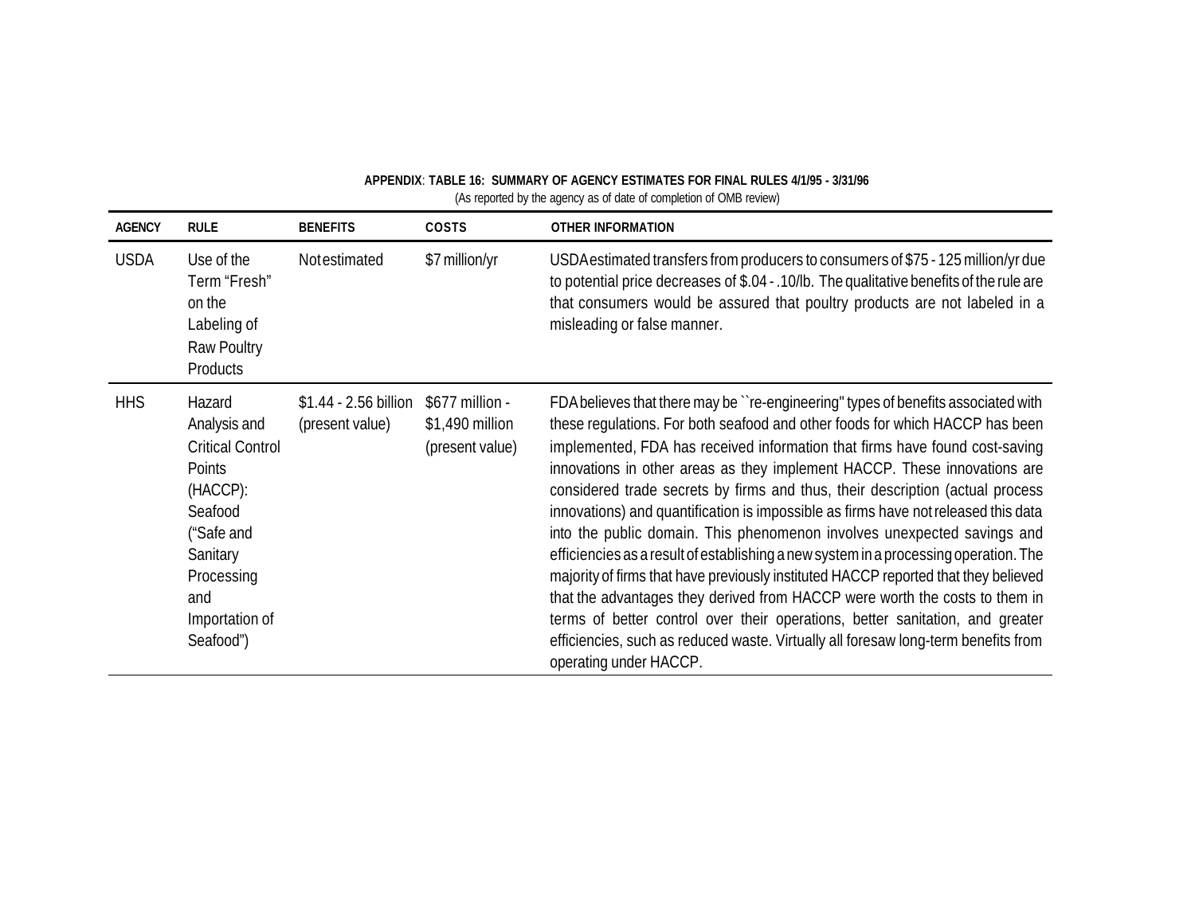**APPENDIX: TABLE 16: SUMMARY OF AGENCY ESTIMATES FOR FINAL RULES 4/1/95 - 3/31/96**

(As reported by the agency as of date of completion of OMB review)

| AGENCY | RULE | BENEFITS | COSTS | OTHER INFORMATION |
|---|---|---|---|---|
| USDA | Use of the Term "Fresh" on the Labeling of Raw Poultry Products | Not estimated | $7 million/yr | USDA estimated transfers from producers to consumers of $75 - 125 million/yr due to potential price decreases of $.04 - .10/lb. The qualitative benefits of the rule are that consumers would be assured that poultry products are not labeled in a misleading or false manner. |
| HHS | Hazard Analysis and Critical Control Points (HACCP): Seafood ("Safe and Sanitary Processing and Importation of Seafood") | $1.44 - 2.56 billion (present value) | $677 million - $1,490 million (present value) | FDA believes that there may be ``re-engineering'' types of benefits associated with these regulations. For both seafood and other foods for which HACCP has been implemented, FDA has received information that firms have found cost-saving innovations in other areas as they implement HACCP. These innovations are considered trade secrets by firms and thus, their description (actual process innovations) and quantification is impossible as firms have not released this data into the public domain. This phenomenon involves unexpected savings and efficiencies as a result of establishing a new system in a processing operation. The majority of firms that have previously instituted HACCP reported that they believed that the advantages they derived from HACCP were worth the costs to them in terms of better control over their operations, better sanitation, and greater efficiencies, such as reduced waste. Virtually all foresaw long-term benefits from operating under HACCP. |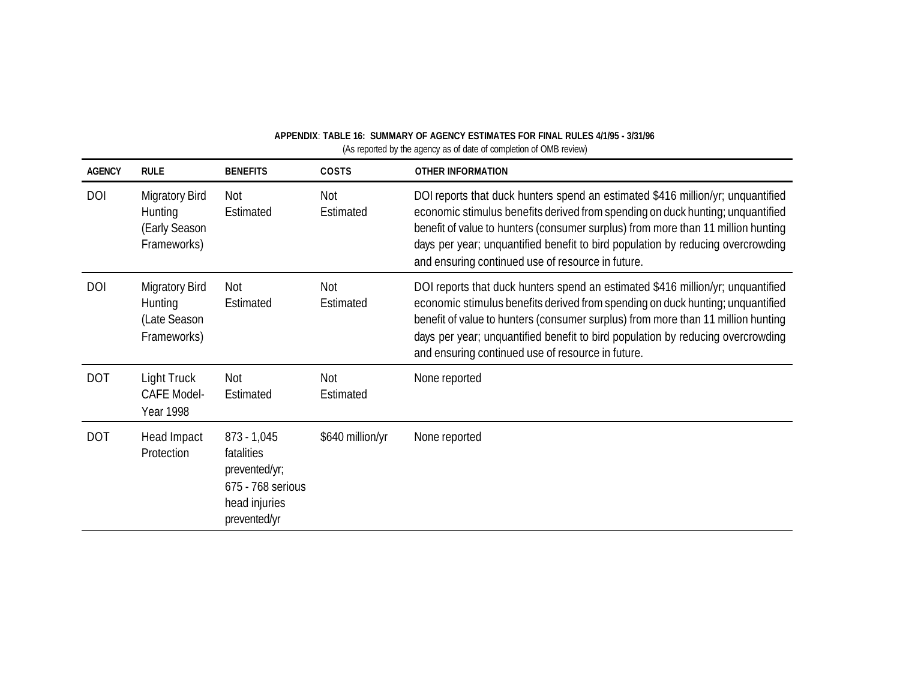**APPENDIX: TABLE 16: SUMMARY OF AGENCY ESTIMATES FOR FINAL RULES 4/1/95 - 3/31/96**

(As reported by the agency as of date of completion of OMB review)

| AGENCY | RULE | BENEFITS | COSTS | OTHER INFORMATION |
|---|---|---|---|---|
| DOI | Migratory Bird Hunting (Early Season Frameworks) | Not Estimated | Not Estimated | DOI reports that duck hunters spend an estimated $416 million/yr; unquantified economic stimulus benefits derived from spending on duck hunting; unquantified benefit of value to hunters (consumer surplus) from more than 11 million hunting days per year; unquantified benefit to bird population by reducing overcrowding and ensuring continued use of resource in future. |
| DOI | Migratory Bird Hunting (Late Season Frameworks) | Not Estimated | Not Estimated | DOI reports that duck hunters spend an estimated $416 million/yr; unquantified economic stimulus benefits derived from spending on duck hunting; unquantified benefit of value to hunters (consumer surplus) from more than 11 million hunting days per year; unquantified benefit to bird population by reducing overcrowding and ensuring continued use of resource in future. |
| DOT | Light Truck CAFE Model-Year 1998 | Not Estimated | Not Estimated | None reported |
| DOT | Head Impact Protection | 873 - 1,045 fatalities prevented/yr; 675 - 768 serious head injuries prevented/yr | $640 million/yr | None reported |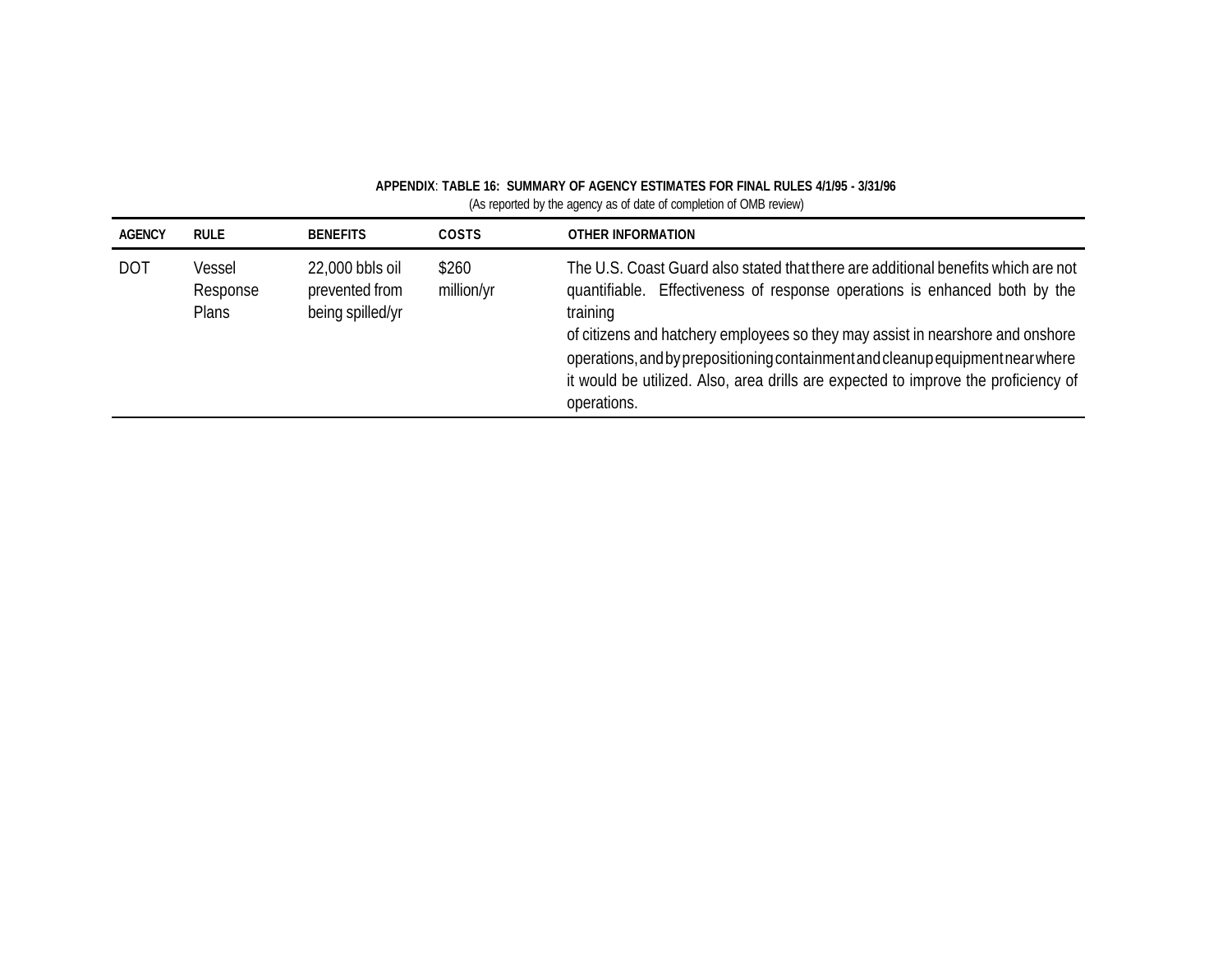**APPENDIX: TABLE 16: SUMMARY OF AGENCY ESTIMATES FOR FINAL RULES 4/1/95 - 3/31/96**

(As reported by the agency as of date of completion of OMB review)

| AGENCY | RULE | BENEFITS | COSTS | OTHER INFORMATION |
|---|---|---|---|---|
| DOT | Vessel Response Plans | 22,000 bbls oil prevented from being spilled/yr | $260 million/yr | The U.S. Coast Guard also stated that there are additional benefits which are not quantifiable. Effectiveness of response operations is enhanced both by the training of citizens and hatchery employees so they may assist in nearshore and onshore operations, and by prepositioning containment and cleanup equipment near where it would be utilized. Also, area drills are expected to improve the proficiency of operations. |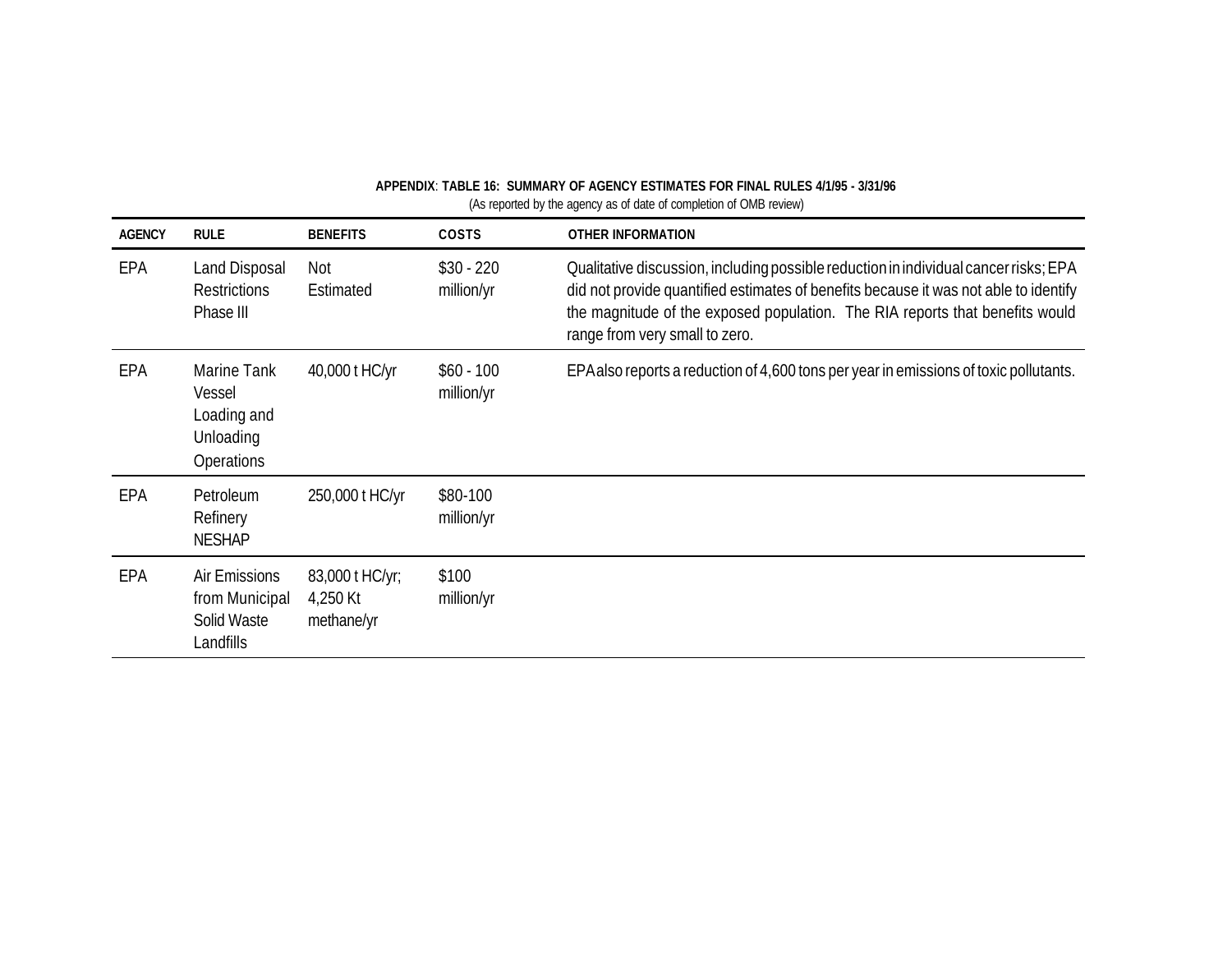**APPENDIX: TABLE 16: SUMMARY OF AGENCY ESTIMATES FOR FINAL RULES 4/1/95 - 3/31/96**

(As reported by the agency as of date of completion of OMB review)

| AGENCY | RULE | BENEFITS | COSTS | OTHER INFORMATION |
|---|---|---|---|---|
| EPA | Land Disposal Restrictions Phase III | Not Estimated | $30 - 220 million/yr | Qualitative discussion, including possible reduction in individual cancer risks; EPA did not provide quantified estimates of benefits because it was not able to identify the magnitude of the exposed population. The RIA reports that benefits would range from very small to zero. |
| EPA | Marine Tank Vessel Loading and Unloading Operations | 40,000 t HC/yr | $60 - 100 million/yr | EPA also reports a reduction of 4,600 tons per year in emissions of toxic pollutants. |
| EPA | Petroleum Refinery NESHAP | 250,000 t HC/yr | $80-100 million/yr | |
| EPA | Air Emissions from Municipal Solid Waste Landfills | 83,000 t HC/yr; 4,250 Kt methane/yr | $100 million/yr | |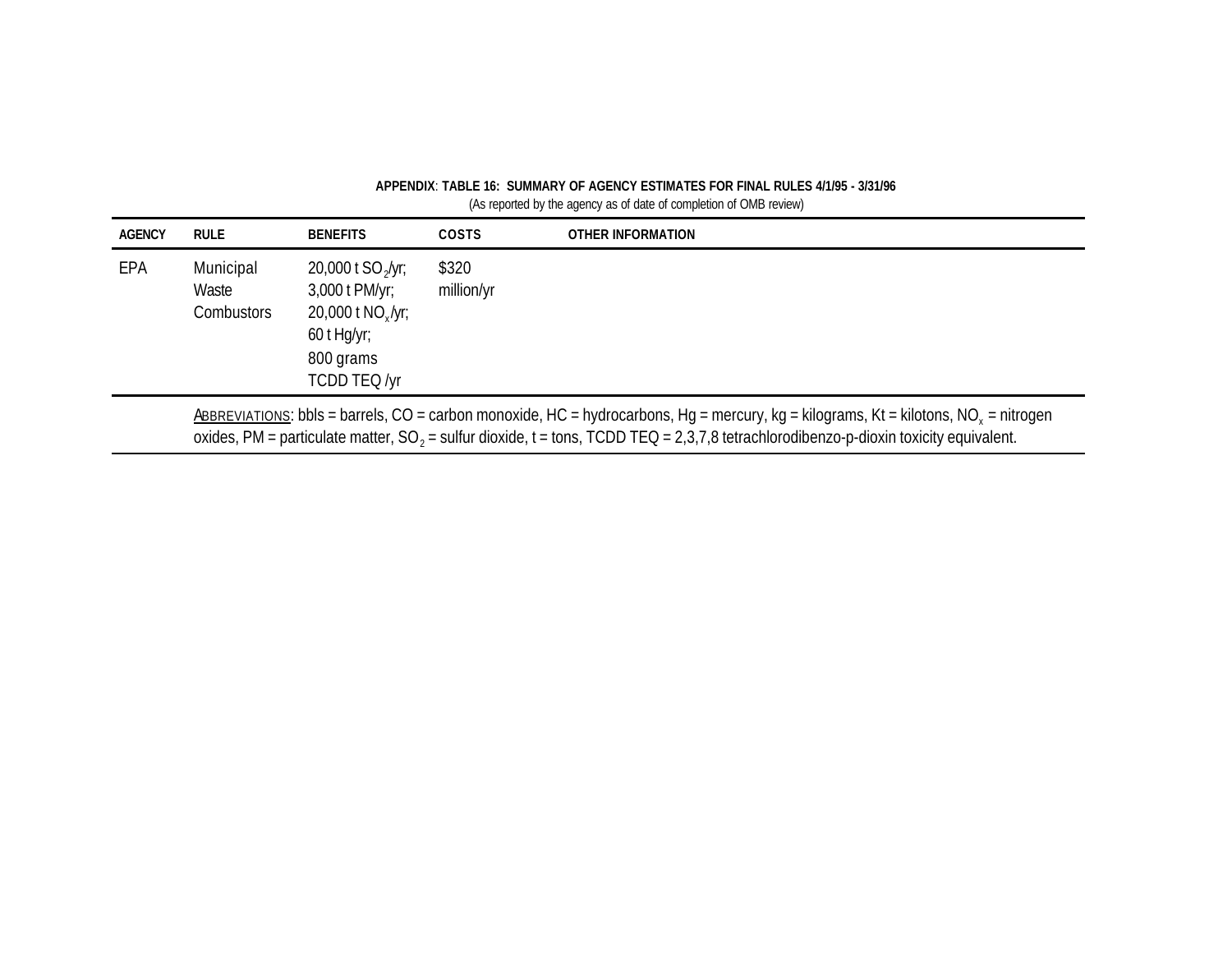**APPENDIX**: **TABLE 16: SUMMARY OF AGENCY ESTIMATES FOR FINAL RULES 4/1/95 - 3/31/96**

(As reported by the agency as of date of completion of OMB review)

| AGENCY | RULE | BENEFITS | COSTS | OTHER INFORMATION |
|---|---|---|---|---|
| EPA | Municipal Waste Combustors | 20,000 t $SO_2$/yr; 3,000 t PM/yr; 20,000 t $NO_x$/yr; 60 t Hg/yr; 800 grams TCDD TEQ /yr | $320 million/yr | |

ABBREVIATIONS: bbls = barrels, CO = carbon monoxide, HC = hydrocarbons, Hg = mercury, kg = kilograms, Kt = kilotons, $NO_x$ = nitrogen oxides, PM = particulate matter, $SO_2$ = sulfur dioxide, t = tons, TCDD TEQ = 2,3,7,8 tetrachlorodibenzo-p-dioxin toxicity equivalent.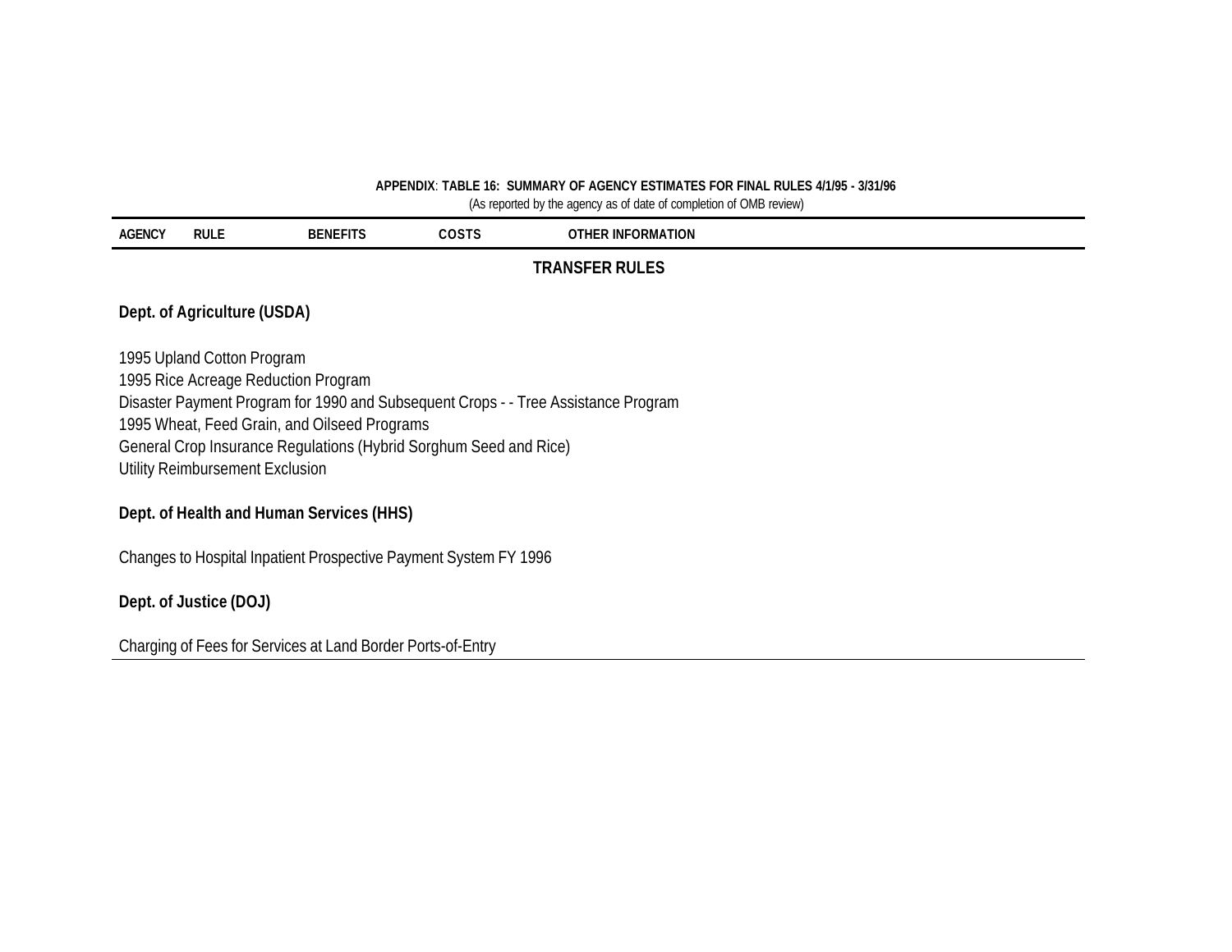**APPENDIX: TABLE 16: SUMMARY OF AGENCY ESTIMATES FOR FINAL RULES 4/1/95 - 3/31/96**

(As reported by the agency as of date of completion of OMB review)

| AGENCY | RULE | BENEFITS | COSTS | OTHER INFORMATION |
|---|---|---|---|---|
| **TRANSFER RULES** | | | | |
| **Dept. of Agriculture (USDA)** | | | | |
| 1995 Upland Cotton Program | | | | |
| 1995 Rice Acreage Reduction Program | | | | |
| Disaster Payment Program for 1990 and Subsequent Crops - - Tree Assistance Program | | | | |
| 1995 Wheat, Feed Grain, and Oilseed Programs | | | | |
| General Crop Insurance Regulations (Hybrid Sorghum Seed and Rice) | | | | |
| Utility Reimbursement Exclusion | | | | |
| **Dept. of Health and Human Services (HHS)** | | | | |
| Changes to Hospital Inpatient Prospective Payment System FY 1996 | | | | |
| **Dept. of Justice (DOJ)** | | | | |
| Charging of Fees for Services at Land Border Ports-of-Entry | | | | |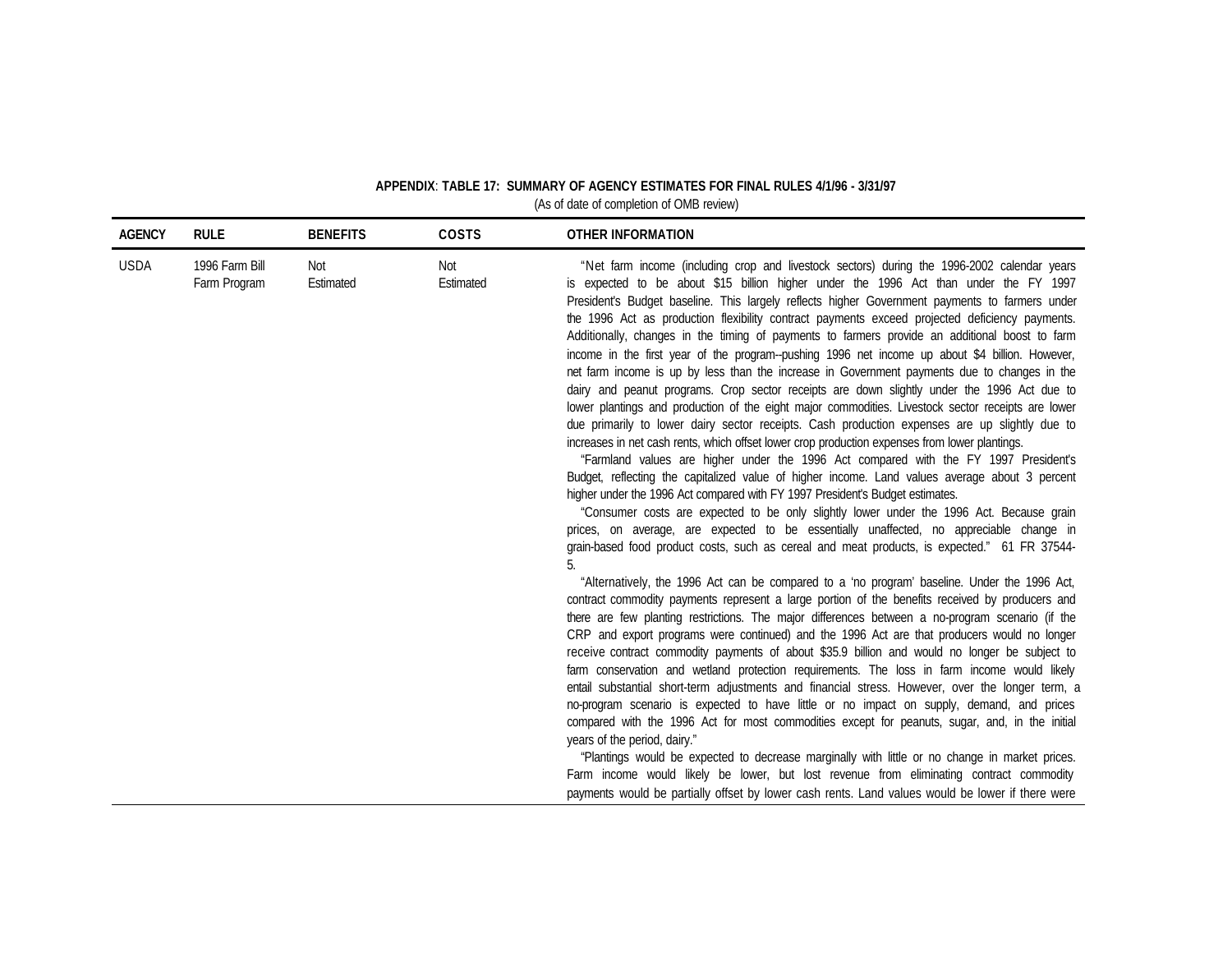**APPENDIX**: **TABLE 17: SUMMARY OF AGENCY ESTIMATES FOR FINAL RULES 4/1/96 - 3/31/97**
(As of date of completion of OMB review)

| AGENCY | RULE | BENEFITS | COSTS | OTHER INFORMATION |
|---|---|---|---|---|
| USDA | 1996 Farm Bill Farm Program | Not Estimated | Not Estimated | "Net farm income (including crop and livestock sectors) during the 1996-2002 calendar years is expected to be about $15 billion higher under the 1996 Act than under the FY 1997 President's Budget baseline. This largely reflects higher Government payments to farmers under the 1996 Act as production flexibility contract payments exceed projected deficiency payments. Additionally, changes in the timing of payments to farmers provide an additional boost to farm income in the first year of the program--pushing 1996 net income up about $4 billion. However, net farm income is up by less than the increase in Government payments due to changes in the dairy and peanut programs. Crop sector receipts are down slightly under the 1996 Act due to lower plantings and production of the eight major commodities. Livestock sector receipts are lower due primarily to lower dairy sector receipts. Cash production expenses are up slightly due to increases in net cash rents, which offset lower crop production expenses from lower plantings.<br>"Farmland values are higher under the 1996 Act compared with the FY 1997 President's Budget, reflecting the capitalized value of higher income. Land values average about 3 percent higher under the 1996 Act compared with FY 1997 President's Budget estimates.<br>"Consumer costs are expected to be only slightly lower under the 1996 Act. Because grain prices, on average, are expected to be essentially unaffected, no appreciable change in grain-based food product costs, such as cereal and meat products, is expected." 61 FR 37544-5.<br>"Alternatively, the 1996 Act can be compared to a 'no program' baseline. Under the 1996 Act, contract commodity payments represent a large portion of the benefits received by producers and there are few planting restrictions. The major differences between a no-program scenario (if the CRP and export programs were continued) and the 1996 Act are that producers would no longer receive contract commodity payments of about $35.9 billion and would no longer be subject to farm conservation and wetland protection requirements. The loss in farm income would likely entail substantial short-term adjustments and financial stress. However, over the longer term, a no-program scenario is expected to have little or no impact on supply, demand, and prices compared with the 1996 Act for most commodities except for peanuts, sugar, and, in the initial years of the period, dairy."<br>"Plantings would be expected to decrease marginally with little or no change in market prices. Farm income would likely be lower, but lost revenue from eliminating contract commodity payments would be partially offset by lower cash rents. Land values would be lower if there were |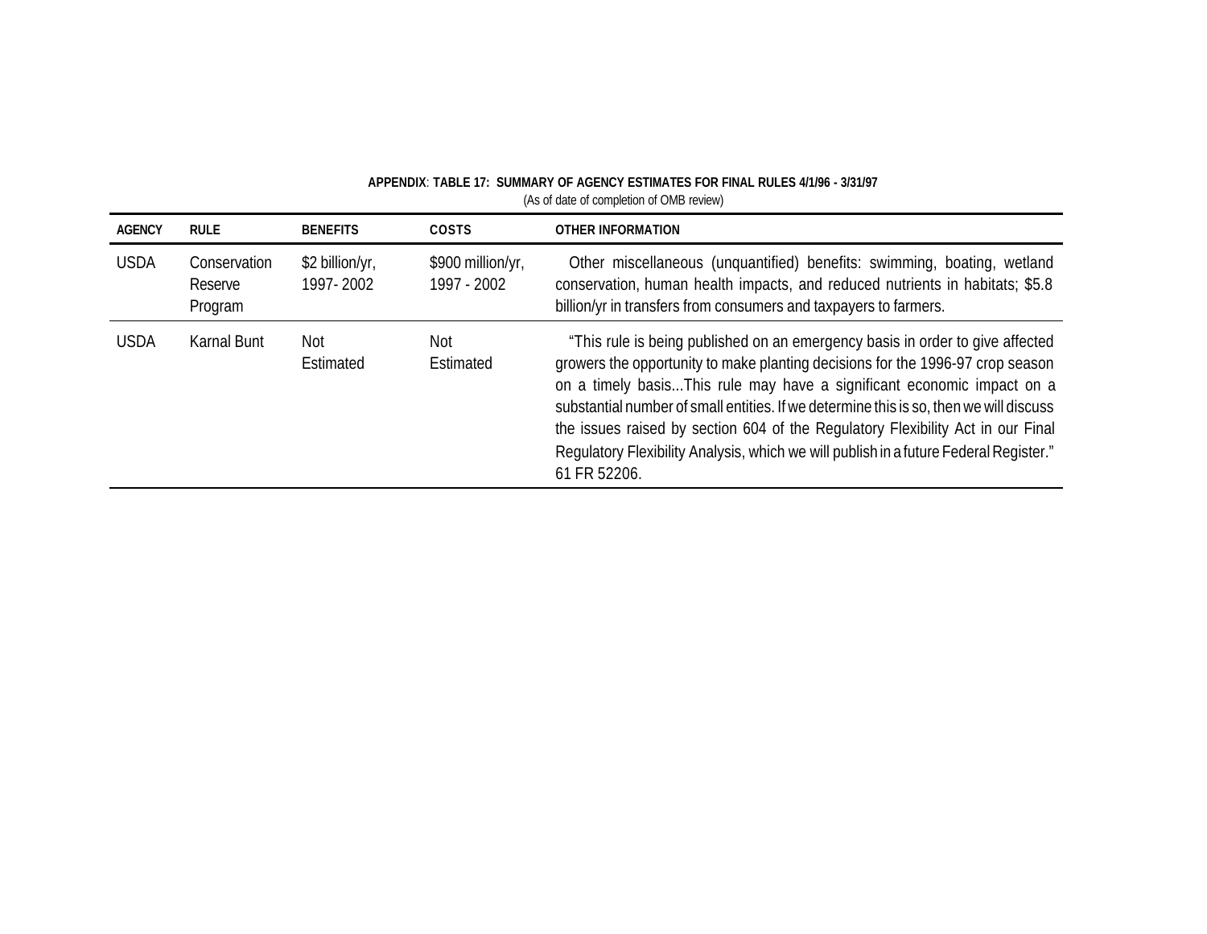**APPENDIX: TABLE 17: SUMMARY OF AGENCY ESTIMATES FOR FINAL RULES 4/1/96 - 3/31/97**
(As of date of completion of OMB review)

| AGENCY | RULE | BENEFITS | COSTS | OTHER INFORMATION |
|---|---|---|---|---|
| USDA | Conservation Reserve Program | $2 billion/yr, 1997- 2002 | $900 million/yr, 1997 - 2002 | Other miscellaneous (unquantified) benefits: swimming, boating, wetland conservation, human health impacts, and reduced nutrients in habitats; $5.8 billion/yr in transfers from consumers and taxpayers to farmers. |
| USDA | Karnal Bunt | Not Estimated | Not Estimated | "This rule is being published on an emergency basis in order to give affected growers the opportunity to make planting decisions for the 1996-97 crop season on a timely basis...This rule may have a significant economic impact on a substantial number of small entities. If we determine this is so, then we will discuss the issues raised by section 604 of the Regulatory Flexibility Act in our Final Regulatory Flexibility Analysis, which we will publish in a future Federal Register." 61 FR 52206. |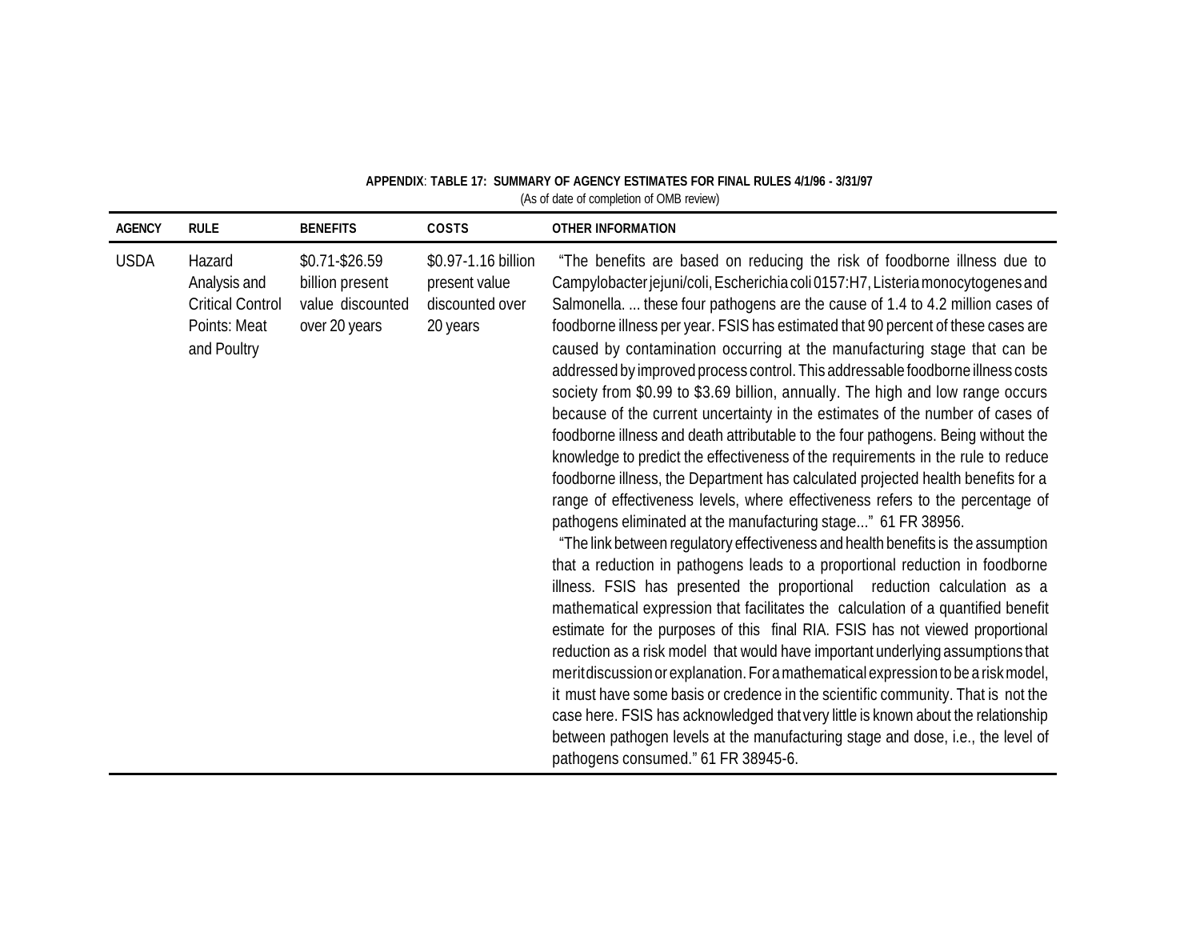**APPENDIX**: **TABLE 17: SUMMARY OF AGENCY ESTIMATES FOR FINAL RULES 4/1/96 - 3/31/97**
(As of date of completion of OMB review)

| AGENCY | RULE | BENEFITS | COSTS | OTHER INFORMATION |
|---|---|---|---|---|
| USDA | Hazard Analysis and Critical Control Points: Meat and Poultry | \$0.71-\$26.59 billion present value discounted over 20 years | \$0.97-1.16 billion present value discounted over 20 years | "The benefits are based on reducing the risk of foodborne illness due to Campylobacter jejuni/coli, Escherichia coli 0157:H7, Listeria monocytogenes and Salmonella. ... these four pathogens are the cause of 1.4 to 4.2 million cases of foodborne illness per year. FSIS has estimated that 90 percent of these cases are caused by contamination occurring at the manufacturing stage that can be addressed by improved process control. This addressable foodborne illness costs society from \$0.99 to \$3.69 billion, annually. The high and low range occurs because of the current uncertainty in the estimates of the number of cases of foodborne illness and death attributable to the four pathogens. Being without the knowledge to predict the effectiveness of the requirements in the rule to reduce foodborne illness, the Department has calculated projected health benefits for a range of effectiveness levels, where effectiveness refers to the percentage of pathogens eliminated at the manufacturing stage..." 61 FR 38956. "The link between regulatory effectiveness and health benefits is the assumption that a reduction in pathogens leads to a proportional reduction in foodborne illness. FSIS has presented the proportional reduction calculation as a mathematical expression that facilitates the calculation of a quantified benefit estimate for the purposes of this final RIA. FSIS has not viewed proportional reduction as a risk model that would have important underlying assumptions that merit discussion or explanation. For a mathematical expression to be a risk model, it must have some basis or credence in the scientific community. That is not the case here. FSIS has acknowledged that very little is known about the relationship between pathogen levels at the manufacturing stage and dose, i.e., the level of pathogens consumed." 61 FR 38945-6. |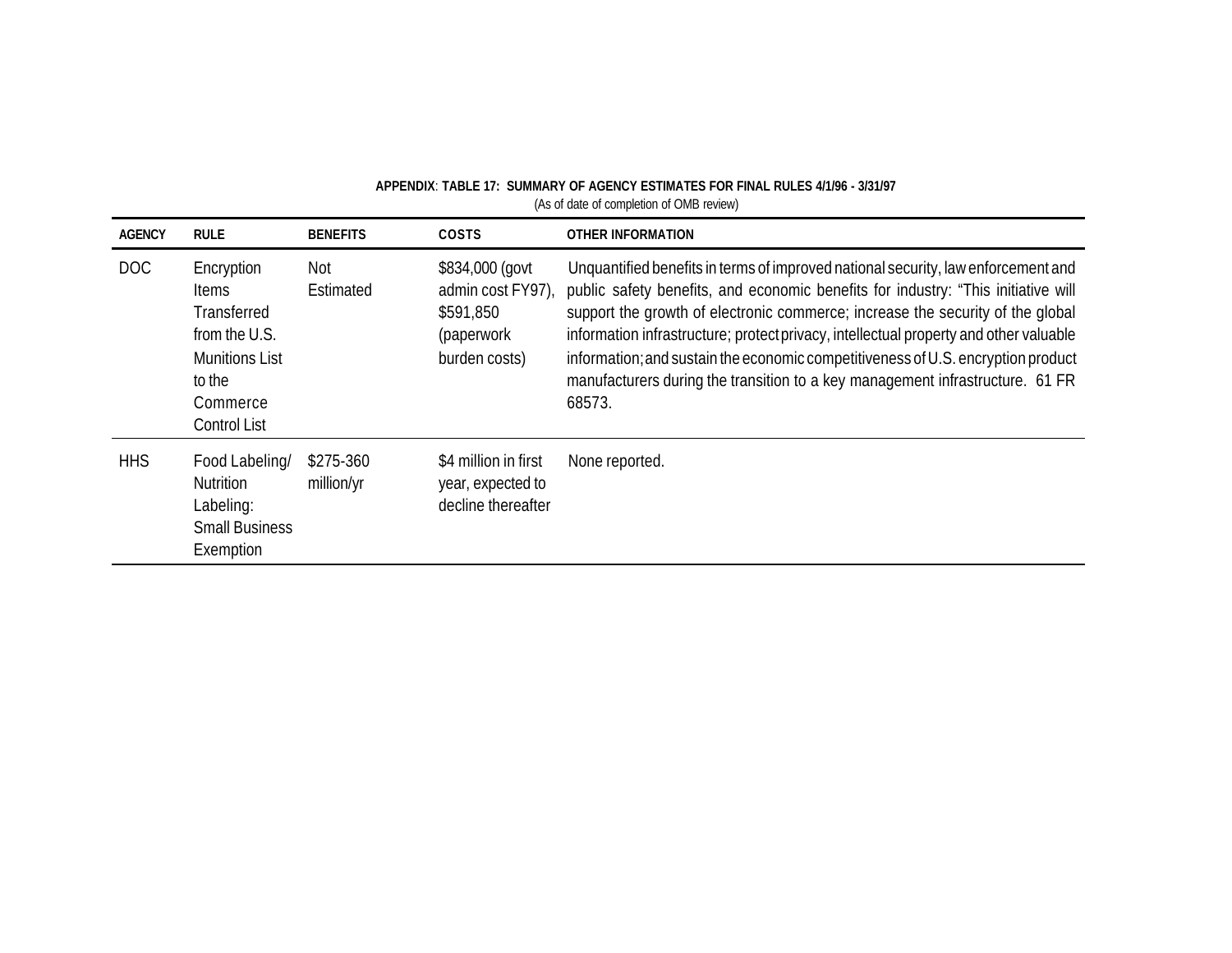**APPENDIX: TABLE 17: SUMMARY OF AGENCY ESTIMATES FOR FINAL RULES 4/1/96 - 3/31/97**

(As of date of completion of OMB review)

| AGENCY | RULE | BENEFITS | COSTS | OTHER INFORMATION |
|---|---|---|---|---|
| DOC | Encryption Items Transferred from the U.S. Munitions List to the Commerce Control List | Not Estimated | $834,000 (govt admin cost FY97), $591,850 (paperwork burden costs) | Unquantified benefits in terms of improved national security, law enforcement and public safety benefits, and economic benefits for industry: "This initiative will support the growth of electronic commerce; increase the security of the global information infrastructure; protect privacy, intellectual property and other valuable information; and sustain the economic competitiveness of U.S. encryption product manufacturers during the transition to a key management infrastructure. 61 FR 68573. |
| HHS | Food Labeling/ Nutrition Labeling: Small Business Exemption | $275-360 million/yr | $4 million in first year, expected to decline thereafter | None reported. |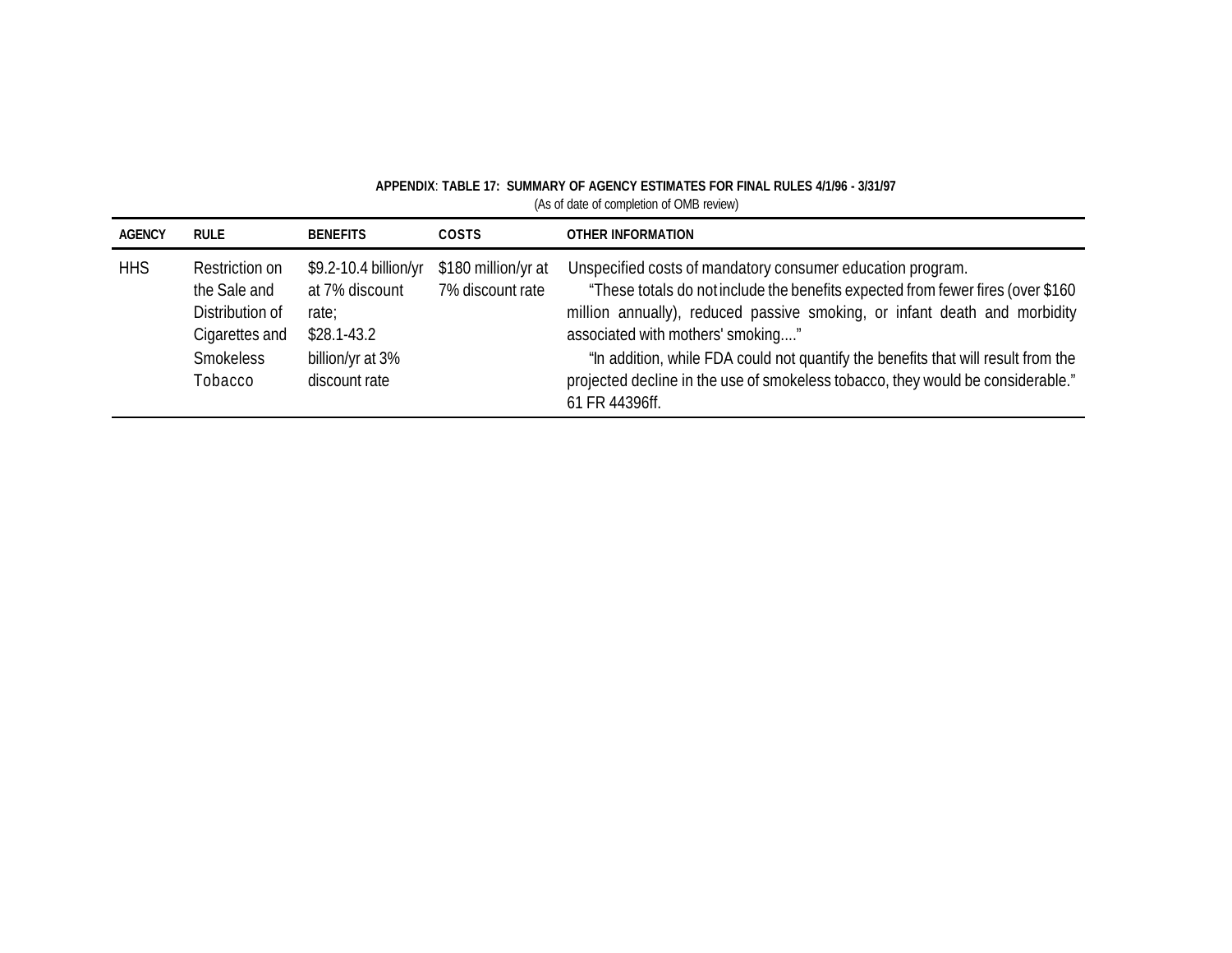**APPENDIX: TABLE 17: SUMMARY OF AGENCY ESTIMATES FOR FINAL RULES 4/1/96 - 3/31/97**

(As of date of completion of OMB review)

| AGENCY | RULE | BENEFITS | COSTS | OTHER INFORMATION |
|---|---|---|---|---|
| HHS | Restriction on the Sale and Distribution of Cigarettes and Smokeless Tobacco | $9.2-10.4 billion/yr at 7% discount rate; $28.1-43.2 billion/yr at 3% discount rate | $180 million/yr at 7% discount rate | Unspecified costs of mandatory consumer education program. "These totals do not include the benefits expected from fewer fires (over $160 million annually), reduced passive smoking, or infant death and morbidity associated with mothers' smoking...." "In addition, while FDA could not quantify the benefits that will result from the projected decline in the use of smokeless tobacco, they would be considerable." 61 FR 44396ff. |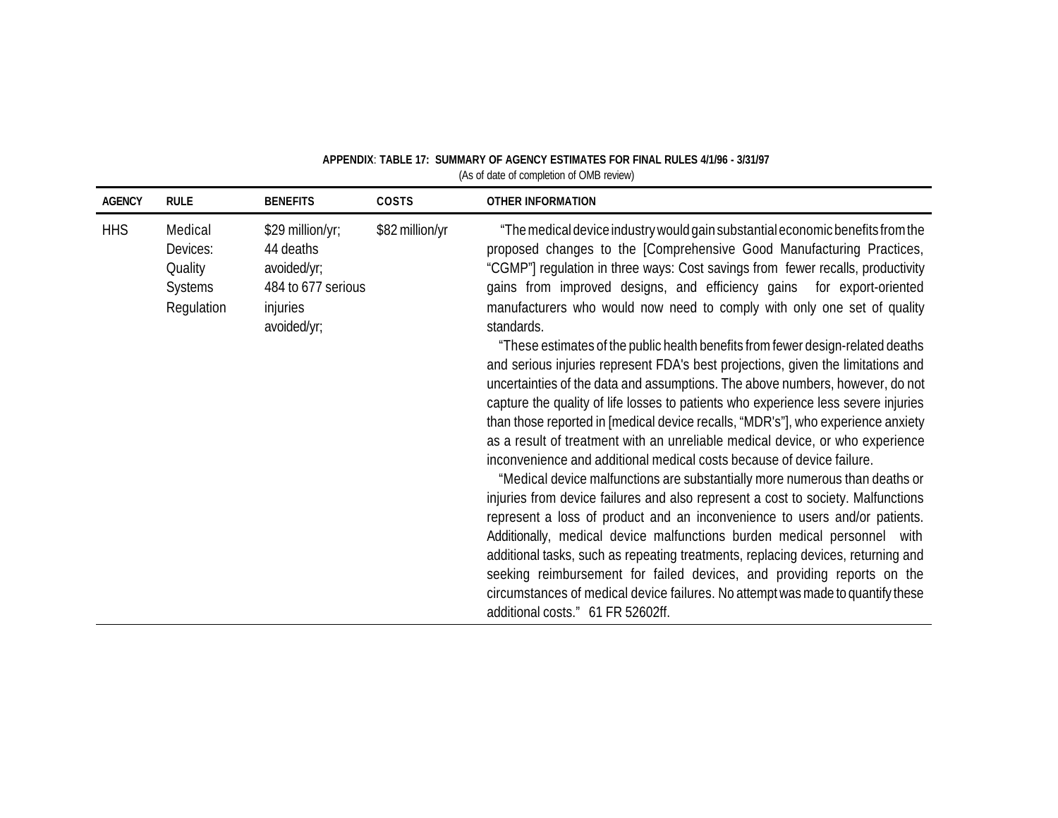**APPENDIX: TABLE 17: SUMMARY OF AGENCY ESTIMATES FOR FINAL RULES 4/1/96 - 3/31/97**

(As of date of completion of OMB review)

| AGENCY | RULE | BENEFITS | COSTS | OTHER INFORMATION |
|---|---|---|---|---|
| HHS | Medical Devices: Quality Systems Regulation | \$29 million/yr; 44 deaths avoided/yr; 484 to 677 serious injuries avoided/yr; | \$82 million/yr | "The medical device industry would gain substantial economic benefits from the proposed changes to the [Comprehensive Good Manufacturing Practices, "CGMP"] regulation in three ways: Cost savings from fewer recalls, productivity gains from improved designs, and efficiency gains for export-oriented manufacturers who would now need to comply with only one set of quality standards. "These estimates of the public health benefits from fewer design-related deaths and serious injuries represent FDA's best projections, given the limitations and uncertainties of the data and assumptions. The above numbers, however, do not capture the quality of life losses to patients who experience less severe injuries than those reported in [medical device recalls, "MDR's"], who experience anxiety as a result of treatment with an unreliable medical device, or who experience inconvenience and additional medical costs because of device failure. "Medical device malfunctions are substantially more numerous than deaths or injuries from device failures and also represent a cost to society. Malfunctions represent a loss of product and an inconvenience to users and/or patients. Additionally, medical device malfunctions burden medical personnel with additional tasks, such as repeating treatments, replacing devices, returning and seeking reimbursement for failed devices, and providing reports on the circumstances of medical device failures. No attempt was made to quantify these additional costs." 61 FR 52602ff. |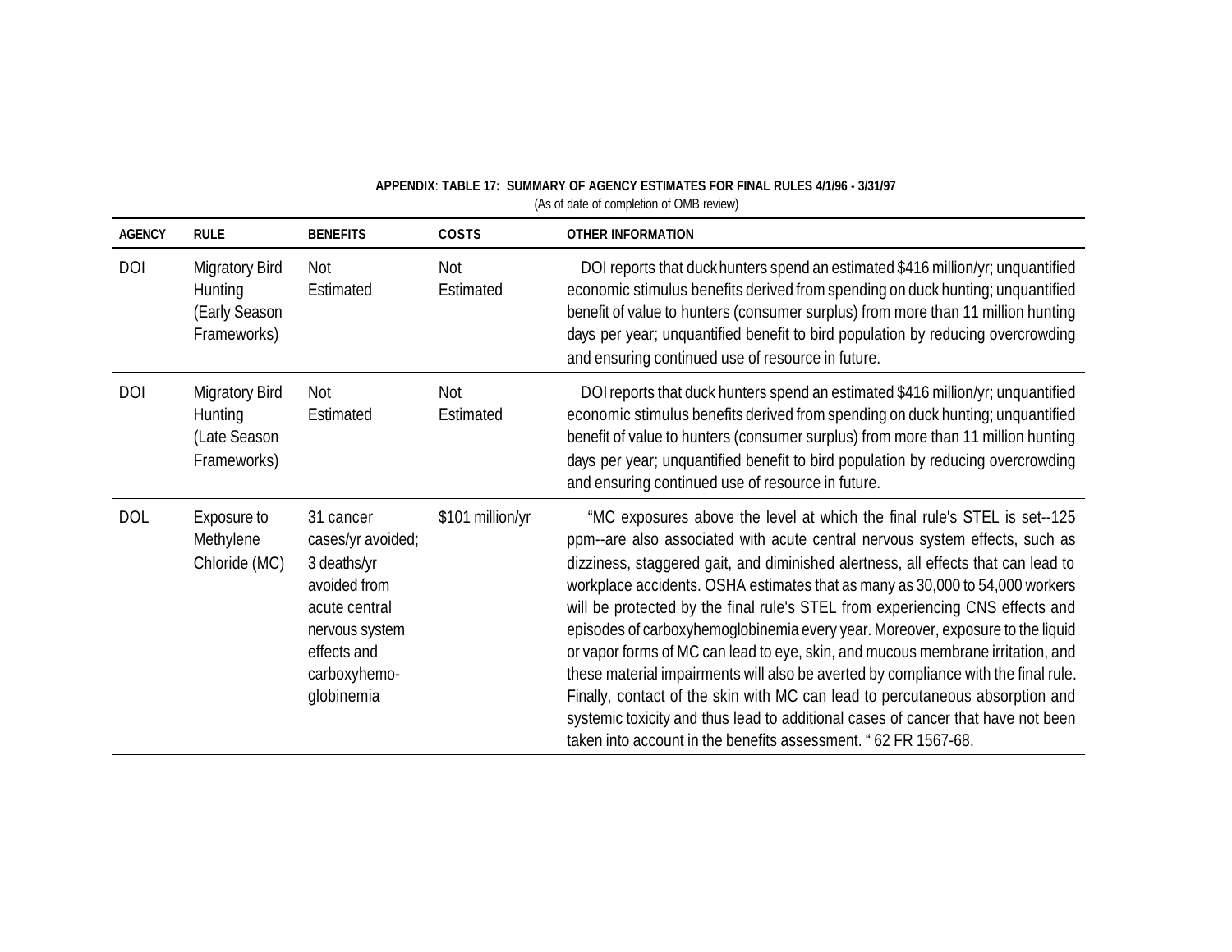**APPENDIX: TABLE 17: SUMMARY OF AGENCY ESTIMATES FOR FINAL RULES 4/1/96 - 3/31/97**
(As of date of completion of OMB review)

| AGENCY | RULE | BENEFITS | COSTS | OTHER INFORMATION |
|---|---|---|---|---|
| DOI | Migratory Bird Hunting (Early Season Frameworks) | Not Estimated | Not Estimated | DOI reports that duck hunters spend an estimated $416 million/yr; unquantified economic stimulus benefits derived from spending on duck hunting; unquantified benefit of value to hunters (consumer surplus) from more than 11 million hunting days per year; unquantified benefit to bird population by reducing overcrowding and ensuring continued use of resource in future. |
| DOI | Migratory Bird Hunting (Late Season Frameworks) | Not Estimated | Not Estimated | DOI reports that duck hunters spend an estimated $416 million/yr; unquantified economic stimulus benefits derived from spending on duck hunting; unquantified benefit of value to hunters (consumer surplus) from more than 11 million hunting days per year; unquantified benefit to bird population by reducing overcrowding and ensuring continued use of resource in future. |
| DOL | Exposure to Methylene Chloride (MC) | 31 cancer cases/yr avoided; 3 deaths/yr avoided from acute central nervous system effects and carboxyhemo-globinemia | $101 million/yr | "MC exposures above the level at which the final rule's STEL is set--125 ppm--are also associated with acute central nervous system effects, such as dizziness, staggered gait, and diminished alertness, all effects that can lead to workplace accidents. OSHA estimates that as many as 30,000 to 54,000 workers will be protected by the final rule's STEL from experiencing CNS effects and episodes of carboxyhemoglobinemia every year. Moreover, exposure to the liquid or vapor forms of MC can lead to eye, skin, and mucous membrane irritation, and these material impairments will also be averted by compliance with the final rule. Finally, contact of the skin with MC can lead to percutaneous absorption and systemic toxicity and thus lead to additional cases of cancer that have not been taken into account in the benefits assessment. " 62 FR 1567-68. |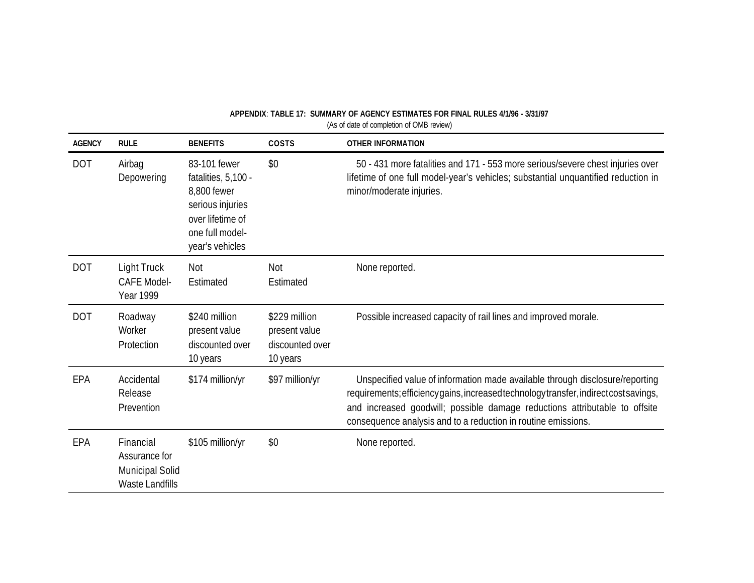**APPENDIX**: **TABLE 17: SUMMARY OF AGENCY ESTIMATES FOR FINAL RULES 4/1/96 - 3/31/97**
(As of date of completion of OMB review)

| AGENCY | RULE | BENEFITS | COSTS | OTHER INFORMATION |
|---|---|---|---|---|
| DOT | Airbag Depowering | 83-101 fewer fatalities, 5,100 - 8,800 fewer serious injuries over lifetime of one full model-year's vehicles | $0 | 50 - 431 more fatalities and 171 - 553 more serious/severe chest injuries over lifetime of one full model-year's vehicles; substantial unquantified reduction in minor/moderate injuries. |
| DOT | Light Truck CAFE Model-Year 1999 | Not Estimated | Not Estimated | None reported. |
| DOT | Roadway Worker Protection | $240 million present value discounted over 10 years | $229 million present value discounted over 10 years | Possible increased capacity of rail lines and improved morale. |
| EPA | Accidental Release Prevention | $174 million/yr | $97 million/yr | Unspecified value of information made available through disclosure/reporting requirements; efficiency gains, increased technology transfer, indirect cost savings, and increased goodwill; possible damage reductions attributable to offsite consequence analysis and to a reduction in routine emissions. |
| EPA | Financial Assurance for Municipal Solid Waste Landfills | $105 million/yr | $0 | None reported. |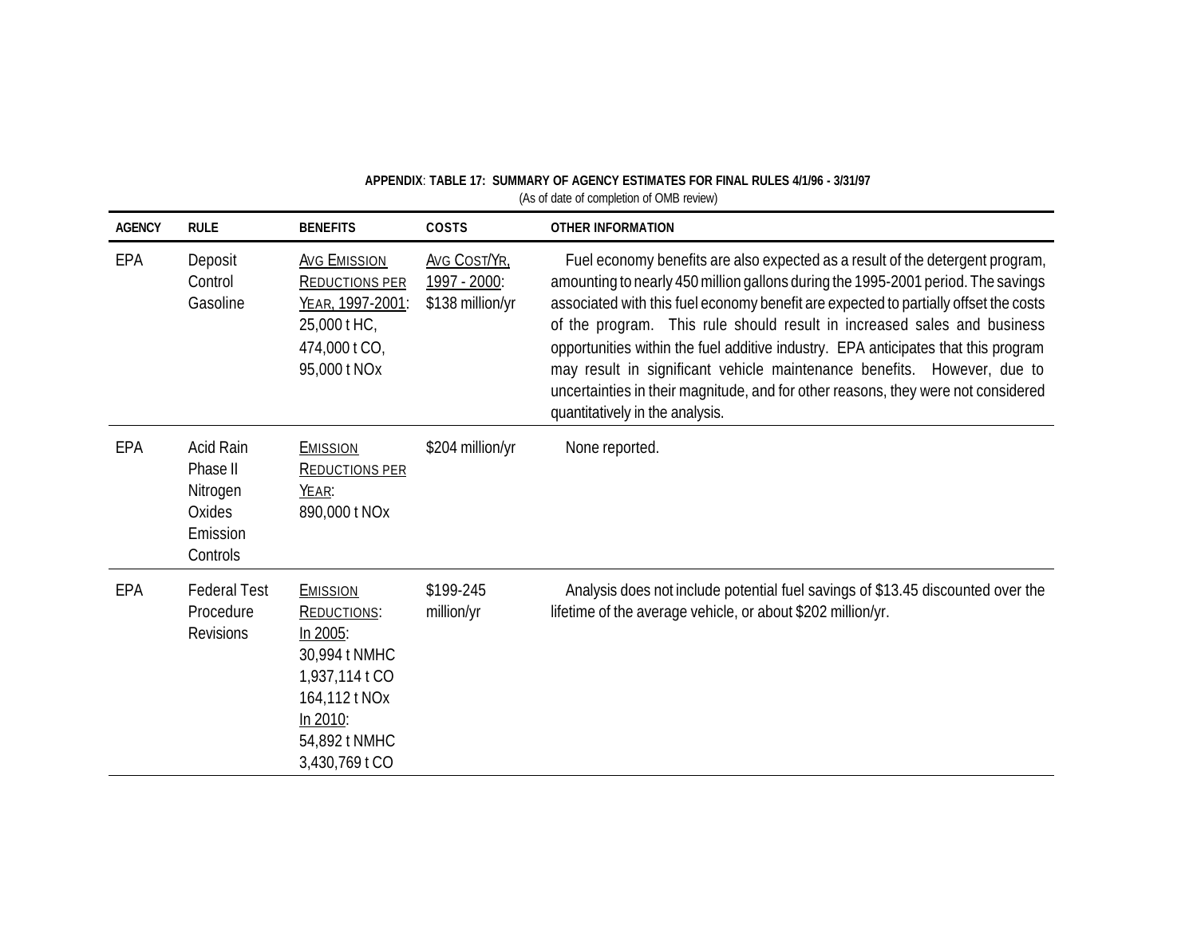**APPENDIX: TABLE 17: SUMMARY OF AGENCY ESTIMATES FOR FINAL RULES 4/1/96 - 3/31/97**

(As of date of completion of OMB review)

| AGENCY | RULE | BENEFITS | COSTS | OTHER INFORMATION |
|---|---|---|---|---|
| EPA | Deposit Control Gasoline | Avg Emission Reductions per Year, 1997-2001: 25,000 t HC, 474,000 t CO, 95,000 t NOx | Avg Cost/Yr, 1997 - 2000: $138 million/yr | Fuel economy benefits are also expected as a result of the detergent program, amounting to nearly 450 million gallons during the 1995-2001 period. The savings associated with this fuel economy benefit are expected to partially offset the costs of the program. This rule should result in increased sales and business opportunities within the fuel additive industry. EPA anticipates that this program may result in significant vehicle maintenance benefits. However, due to uncertainties in their magnitude, and for other reasons, they were not considered quantitatively in the analysis. |
| EPA | Acid Rain Phase II Nitrogen Oxides Emission Controls | Emission Reductions per Year: 890,000 t NOx | $204 million/yr | None reported. |
| EPA | Federal Test Procedure Revisions | Emission Reductions: In 2005: 30,994 t NMHC 1,937,114 t CO 164,112 t NOx In 2010: 54,892 t NMHC 3,430,769 t CO | $199-245 million/yr | Analysis does not include potential fuel savings of $13.45 discounted over the lifetime of the average vehicle, or about $202 million/yr. |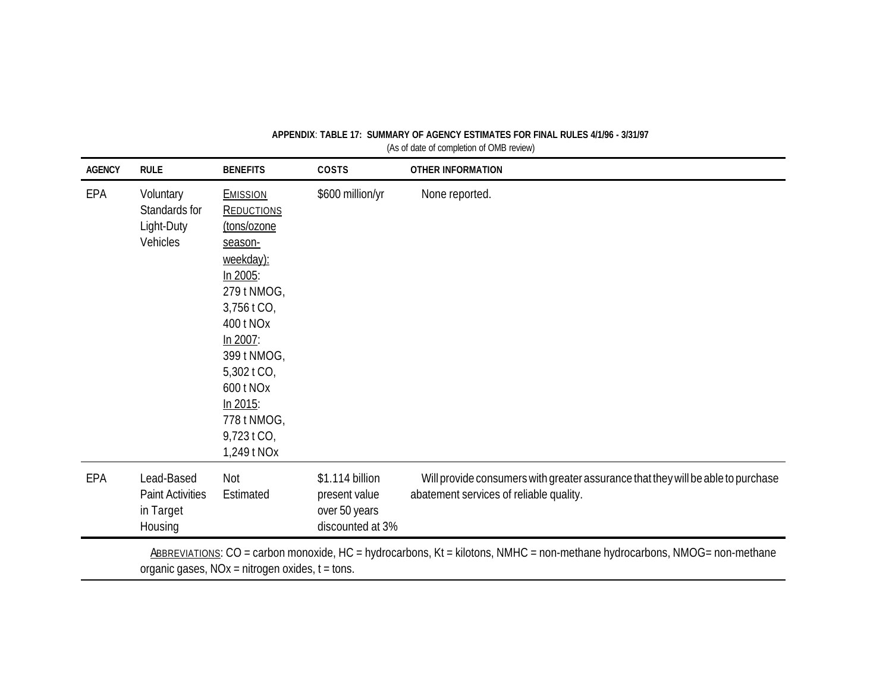**APPENDIX: TABLE 17: SUMMARY OF AGENCY ESTIMATES FOR FINAL RULES 4/1/96 - 3/31/97**

(As of date of completion of OMB review)

| AGENCY | RULE | BENEFITS | COSTS | OTHER INFORMATION |
|---|---|---|---|---|
| EPA | Voluntary Standards for Light-Duty Vehicles | EMISSION REDUCTIONS (tons/ozone season-weekday): In 2005: 279 t NMOG, 3,756 t CO, 400 t NOx In 2007: 399 t NMOG, 5,302 t CO, 600 t NOx In 2015: 778 t NMOG, 9,723 t CO, 1,249 t NOx | \$600 million/yr | None reported. |
| EPA | Lead-Based Paint Activities in Target Housing | Not Estimated | \$1.114 billion present value over 50 years discounted at 3% | Will provide consumers with greater assurance that they will be able to purchase abatement services of reliable quality. |

ABBREVIATIONS: CO = carbon monoxide, HC = hydrocarbons, Kt = kilotons, NMHC = non-methane hydrocarbons, NMOG= non-methane organic gases, NOx = nitrogen oxides, t = tons.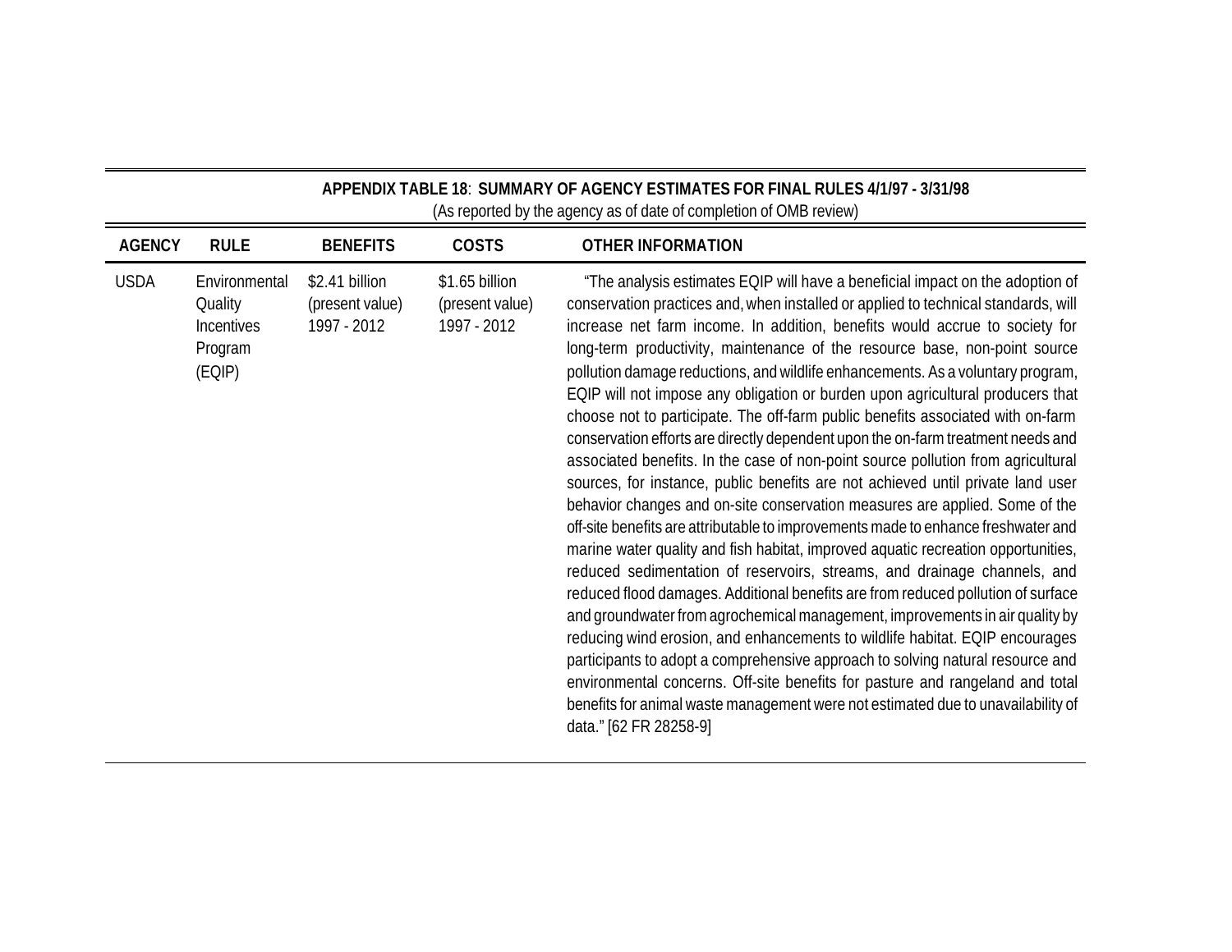**APPENDIX TABLE 18**: **SUMMARY OF AGENCY ESTIMATES FOR FINAL RULES 4/1/97 - 3/31/98**

(As reported by the agency as of date of completion of OMB review)

| AGENCY | RULE | BENEFITS | COSTS | OTHER INFORMATION |
|---|---|---|---|---|
| USDA | Environmental Quality Incentives Program (EQIP) | \$2.41 billion (present value) 1997 - 2012 | \$1.65 billion (present value) 1997 - 2012 | "The analysis estimates EQIP will have a beneficial impact on the adoption of conservation practices and, when installed or applied to technical standards, will increase net farm income. In addition, benefits would accrue to society for long-term productivity, maintenance of the resource base, non-point source pollution damage reductions, and wildlife enhancements. As a voluntary program, EQIP will not impose any obligation or burden upon agricultural producers that choose not to participate. The off-farm public benefits associated with on-farm conservation efforts are directly dependent upon the on-farm treatment needs and associated benefits. In the case of non-point source pollution from agricultural sources, for instance, public benefits are not achieved until private land user behavior changes and on-site conservation measures are applied. Some of the off-site benefits are attributable to improvements made to enhance freshwater and marine water quality and fish habitat, improved aquatic recreation opportunities, reduced sedimentation of reservoirs, streams, and drainage channels, and reduced flood damages. Additional benefits are from reduced pollution of surface and groundwater from agrochemical management, improvements in air quality by reducing wind erosion, and enhancements to wildlife habitat. EQIP encourages participants to adopt a comprehensive approach to solving natural resource and environmental concerns. Off-site benefits for pasture and rangeland and total benefits for animal waste management were not estimated due to unavailability of data." [62 FR 28258-9] |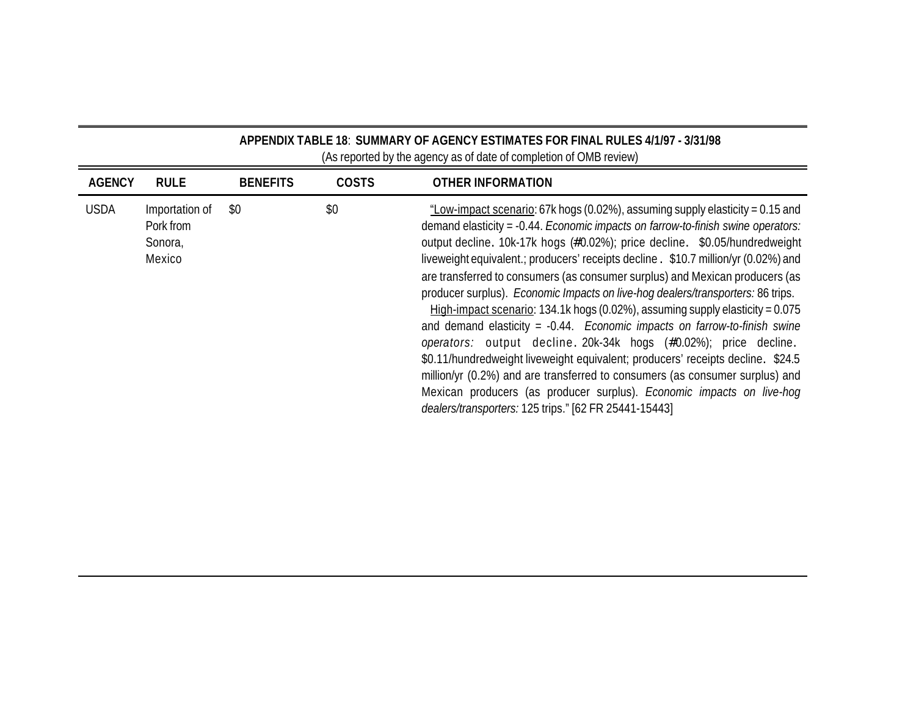**APPENDIX TABLE 18**: **SUMMARY OF AGENCY ESTIMATES FOR FINAL RULES 4/1/97 - 3/31/98**

(As reported by the agency as of date of completion of OMB review)

| AGENCY | RULE | BENEFITS | COSTS | OTHER INFORMATION |
|---|---|---|---|---|
| USDA | Importation of Pork from Sonora, Mexico | $0 | $0 | "Low-impact scenario: 67k hogs (0.02%), assuming supply elasticity = 0.15 and demand elasticity = -0.44. *Economic impacts on farrow-to-finish swine operators:* output decline. 10k-17k hogs (#0.02%); price decline. $0.05/hundredweight liveweight equivalent.; producers' receipts decline . $10.7 million/yr (0.02%) and are transferred to consumers (as consumer surplus) and Mexican producers (as producer surplus). *Economic Impacts on live-hog dealers/transporters:* 86 trips. High-impact scenario: 134.1k hogs (0.02%), assuming supply elasticity = 0.075 and demand elasticity = -0.44. *Economic impacts on farrow-to-finish swine operators:* output decline. 20k-34k hogs (#0.02%); price decline. $0.11/hundredweight liveweight equivalent; producers' receipts decline. $24.5 million/yr (0.2%) and are transferred to consumers (as consumer surplus) and Mexican producers (as producer surplus). *Economic impacts on live-hog dealers/transporters:* 125 trips." [62 FR 25441-15443] |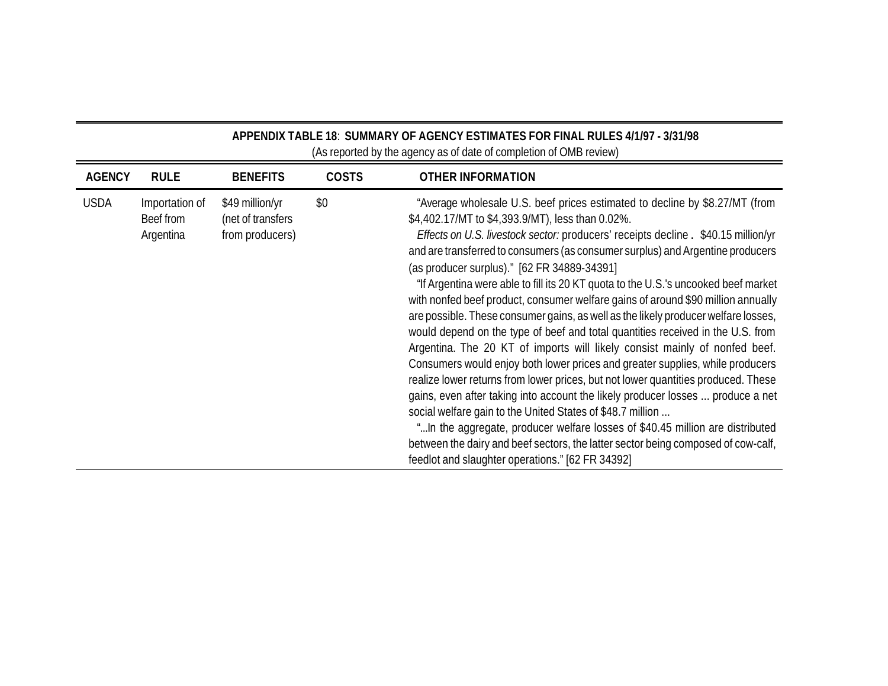**APPENDIX TABLE 18**: **SUMMARY OF AGENCY ESTIMATES FOR FINAL RULES 4/1/97 - 3/31/98**
(As reported by the agency as of date of completion of OMB review)

| AGENCY | RULE | BENEFITS | COSTS | OTHER INFORMATION |
|---|---|---|---|---|
| USDA | Importation of Beef from Argentina | $49 million/yr (net of transfers from producers) | $0 | "Average wholesale U.S. beef prices estimated to decline by $8.27/MT (from $4,402.17/MT to $4,393.9/MT), less than 0.02%. *Effects on U.S. livestock sector:* producers' receipts decline . $40.15 million/yr and are transferred to consumers (as consumer surplus) and Argentine producers (as producer surplus)." [62 FR 34889-34391] "If Argentina were able to fill its 20 KT quota to the U.S.'s uncooked beef market with nonfed beef product, consumer welfare gains of around $90 million annually are possible. These consumer gains, as well as the likely producer welfare losses, would depend on the type of beef and total quantities received in the U.S. from Argentina. The 20 KT of imports will likely consist mainly of nonfed beef. Consumers would enjoy both lower prices and greater supplies, while producers realize lower returns from lower prices, but not lower quantities produced. These gains, even after taking into account the likely producer losses ... produce a net social welfare gain to the United States of $48.7 million ... "...In the aggregate, producer welfare losses of $40.45 million are distributed between the dairy and beef sectors, the latter sector being composed of cow-calf, feedlot and slaughter operations." [62 FR 34392] |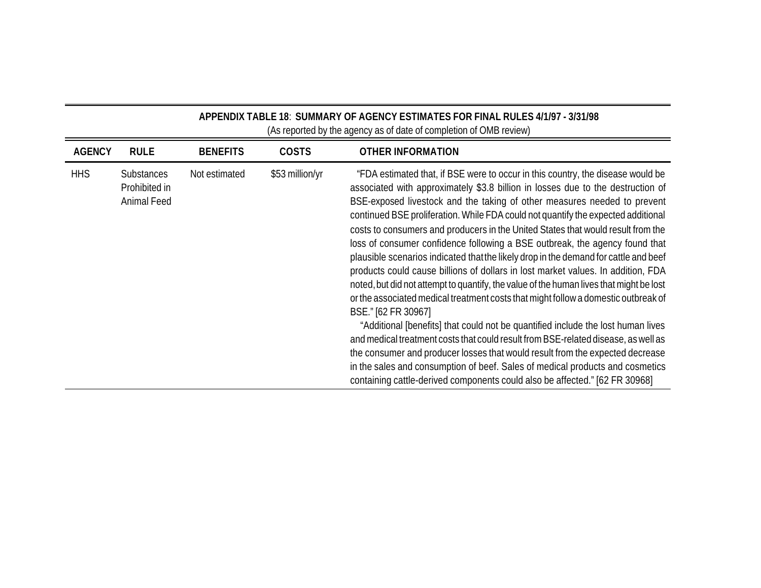**APPENDIX TABLE 18**: **SUMMARY OF AGENCY ESTIMATES FOR FINAL RULES 4/1/97 - 3/31/98**

(As reported by the agency as of date of completion of OMB review)

| AGENCY | RULE | BENEFITS | COSTS | OTHER INFORMATION |
|---|---|---|---|---|
| HHS | Substances Prohibited in Animal Feed | Not estimated | \$53 million/yr | "FDA estimated that, if BSE were to occur in this country, the disease would be associated with approximately \$3.8 billion in losses due to the destruction of BSE-exposed livestock and the taking of other measures needed to prevent continued BSE proliferation. While FDA could not quantify the expected additional costs to consumers and producers in the United States that would result from the loss of consumer confidence following a BSE outbreak, the agency found that plausible scenarios indicated that the likely drop in the demand for cattle and beef products could cause billions of dollars in lost market values. In addition, FDA noted, but did not attempt to quantify, the value of the human lives that might be lost or the associated medical treatment costs that might follow a domestic outbreak of BSE." [62 FR 30967]<br>"Additional [benefits] that could not be quantified include the lost human lives and medical treatment costs that could result from BSE-related disease, as well as the consumer and producer losses that would result from the expected decrease in the sales and consumption of beef. Sales of medical products and cosmetics containing cattle-derived components could also be affected." [62 FR 30968] |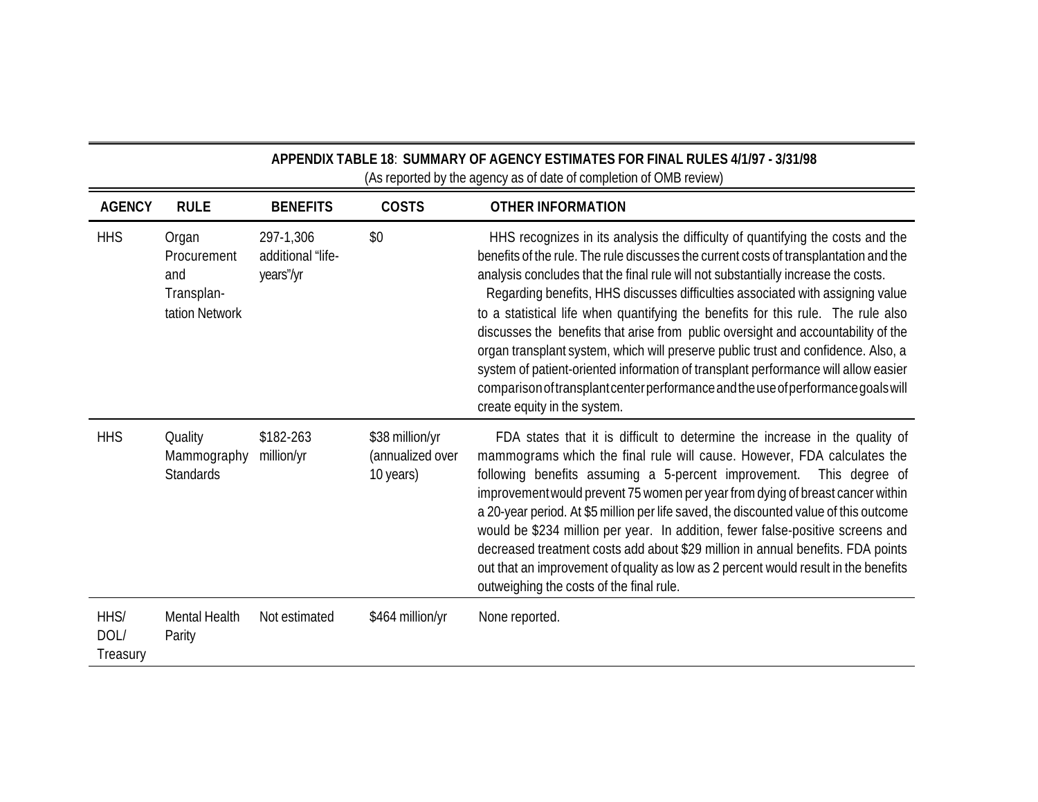**APPENDIX TABLE 18**: **SUMMARY OF AGENCY ESTIMATES FOR FINAL RULES 4/1/97 - 3/31/98**

(As reported by the agency as of date of completion of OMB review)

| AGENCY | RULE | BENEFITS | COSTS | OTHER INFORMATION |
|---|---|---|---|---|
| HHS | Organ Procurement and Transplantation Network | 297-1,306 additional "life-years"/yr | $0 | HHS recognizes in its analysis the difficulty of quantifying the costs and the benefits of the rule. The rule discusses the current costs of transplantation and the analysis concludes that the final rule will not substantially increase the costs.<br>Regarding benefits, HHS discusses difficulties associated with assigning value to a statistical life when quantifying the benefits for this rule. The rule also discusses the benefits that arise from public oversight and accountability of the organ transplant system, which will preserve public trust and confidence. Also, a system of patient-oriented information of transplant performance will allow easier comparison of transplant center performance and the use of performance goals will create equity in the system. |
| HHS | Quality Mammography Standards | $182-263 million/yr | $38 million/yr (annualized over 10 years) | FDA states that it is difficult to determine the increase in the quality of mammograms which the final rule will cause. However, FDA calculates the following benefits assuming a 5-percent improvement. This degree of improvement would prevent 75 women per year from dying of breast cancer within a 20-year period. At $5 million per life saved, the discounted value of this outcome would be $234 million per year. In addition, fewer false-positive screens and decreased treatment costs add about $29 million in annual benefits. FDA points out that an improvement of quality as low as 2 percent would result in the benefits outweighing the costs of the final rule. |
| HHS/ DOL/ Treasury | Mental Health Parity | Not estimated | $464 million/yr | None reported. |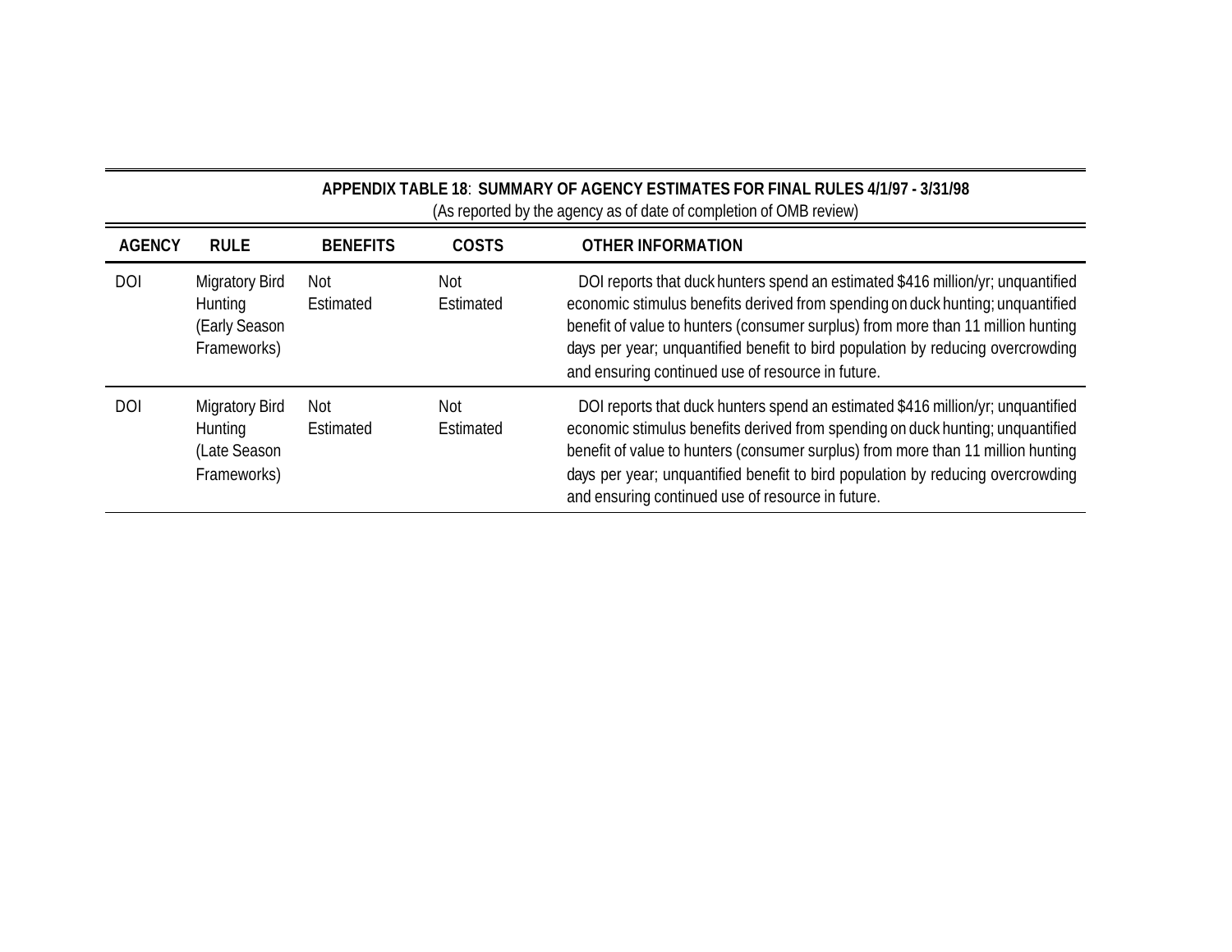**APPENDIX TABLE 18**: **SUMMARY OF AGENCY ESTIMATES FOR FINAL RULES 4/1/97 - 3/31/98**
(As reported by the agency as of date of completion of OMB review)

| AGENCY | RULE | BENEFITS | COSTS | OTHER INFORMATION |
|---|---|---|---|---|
| DOI | Migratory Bird Hunting (Early Season Frameworks) | Not Estimated | Not Estimated | DOI reports that duck hunters spend an estimated $416 million/yr; unquantified economic stimulus benefits derived from spending on duck hunting; unquantified benefit of value to hunters (consumer surplus) from more than 11 million hunting days per year; unquantified benefit to bird population by reducing overcrowding and ensuring continued use of resource in future. |
| DOI | Migratory Bird Hunting (Late Season Frameworks) | Not Estimated | Not Estimated | DOI reports that duck hunters spend an estimated $416 million/yr; unquantified economic stimulus benefits derived from spending on duck hunting; unquantified benefit of value to hunters (consumer surplus) from more than 11 million hunting days per year; unquantified benefit to bird population by reducing overcrowding and ensuring continued use of resource in future. |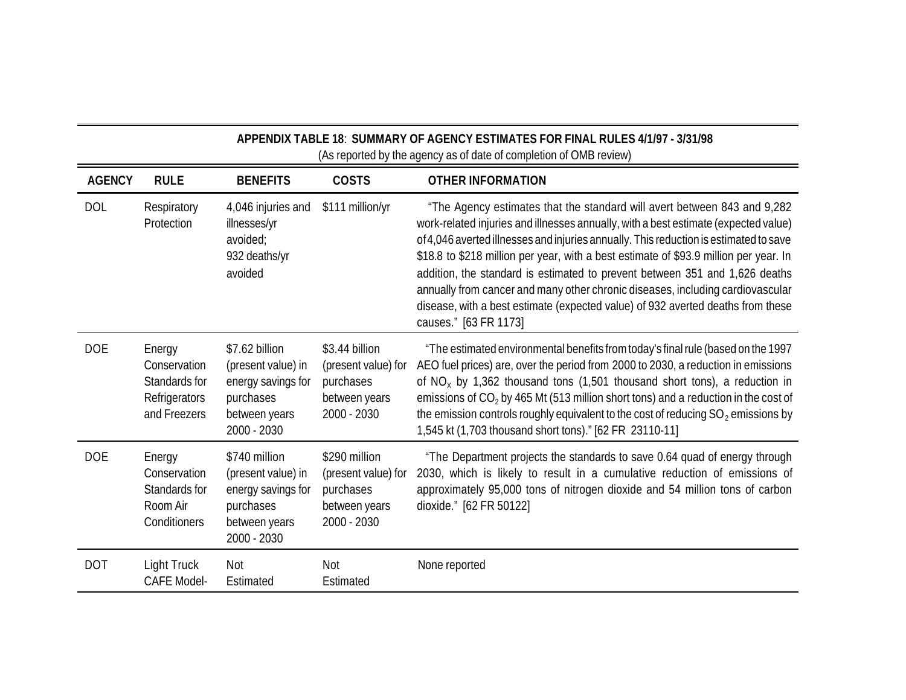**APPENDIX TABLE 18: SUMMARY OF AGENCY ESTIMATES FOR FINAL RULES 4/1/97 - 3/31/98**

(As reported by the agency as of date of completion of OMB review)

| AGENCY | RULE | BENEFITS | COSTS | OTHER INFORMATION |
|---|---|---|---|---|
| DOL | Respiratory Protection | 4,046 injuries and illnesses/yr avoided; 932 deaths/yr avoided | $111 million/yr | "The Agency estimates that the standard will avert between 843 and 9,282 work-related injuries and illnesses annually, with a best estimate (expected value) of 4,046 averted illnesses and injuries annually. This reduction is estimated to save $18.8 to $218 million per year, with a best estimate of $93.9 million per year. In addition, the standard is estimated to prevent between 351 and 1,626 deaths annually from cancer and many other chronic diseases, including cardiovascular disease, with a best estimate (expected value) of 932 averted deaths from these causes." [63 FR 1173] |
| DOE | Energy Conservation Standards for Refrigerators and Freezers | $7.62 billion (present value) in energy savings for purchases between years 2000 - 2030 | $3.44 billion (present value) for purchases between years 2000 - 2030 | "The estimated environmental benefits from today's final rule (based on the 1997 AEO fuel prices) are, over the period from 2000 to 2030, a reduction in emissions of $NO_X$ by 1,362 thousand tons (1,501 thousand short tons), a reduction in emissions of $CO_2$ by 465 Mt (513 million short tons) and a reduction in the cost of the emission controls roughly equivalent to the cost of reducing $SO_2$ emissions by 1,545 kt (1,703 thousand short tons)." [62 FR 23110-11] |
| DOE | Energy Conservation Standards for Room Air Conditioners | $740 million (present value) in energy savings for purchases between years 2000 - 2030 | $290 million (present value) for purchases between years 2000 - 2030 | "The Department projects the standards to save 0.64 quad of energy through 2030, which is likely to result in a cumulative reduction of emissions of approximately 95,000 tons of nitrogen dioxide and 54 million tons of carbon dioxide." [62 FR 50122] |
| DOT | Light Truck CAFE Model- | Not Estimated | Not Estimated | None reported |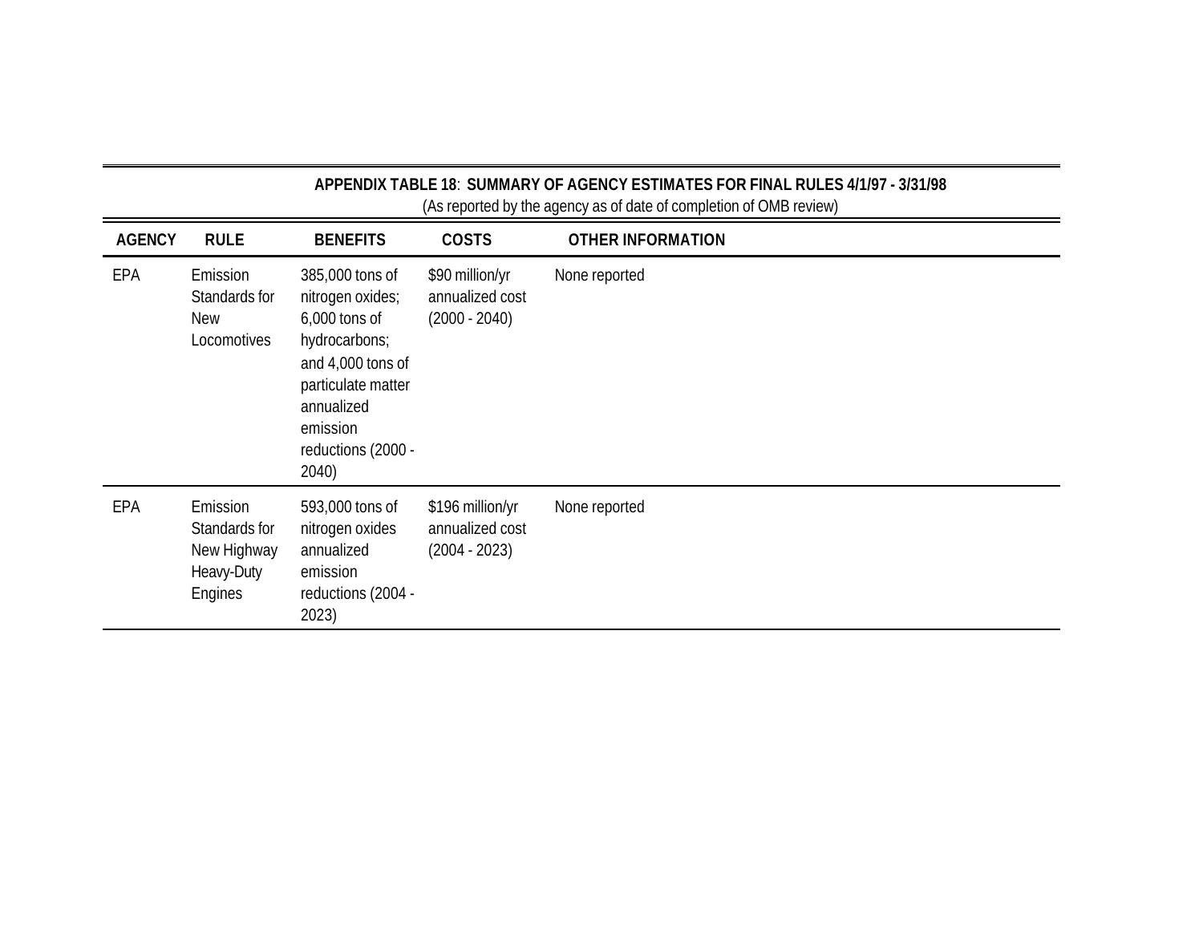**APPENDIX TABLE 18**: **SUMMARY OF AGENCY ESTIMATES FOR FINAL RULES 4/1/97 - 3/31/98**

(As reported by the agency as of date of completion of OMB review)

| AGENCY | RULE | BENEFITS | COSTS | OTHER INFORMATION |
|---|---|---|---|---|
| EPA | Emission Standards for New Locomotives | 385,000 tons of nitrogen oxides; 6,000 tons of hydrocarbons; and 4,000 tons of particulate matter annualized emission reductions (2000 - 2040) | $90 million/yr annualized cost (2000 - 2040) | None reported |
| EPA | Emission Standards for New Highway Heavy-Duty Engines | 593,000 tons of nitrogen oxides annualized emission reductions (2004 - 2023) | $196 million/yr annualized cost (2004 - 2023) | None reported |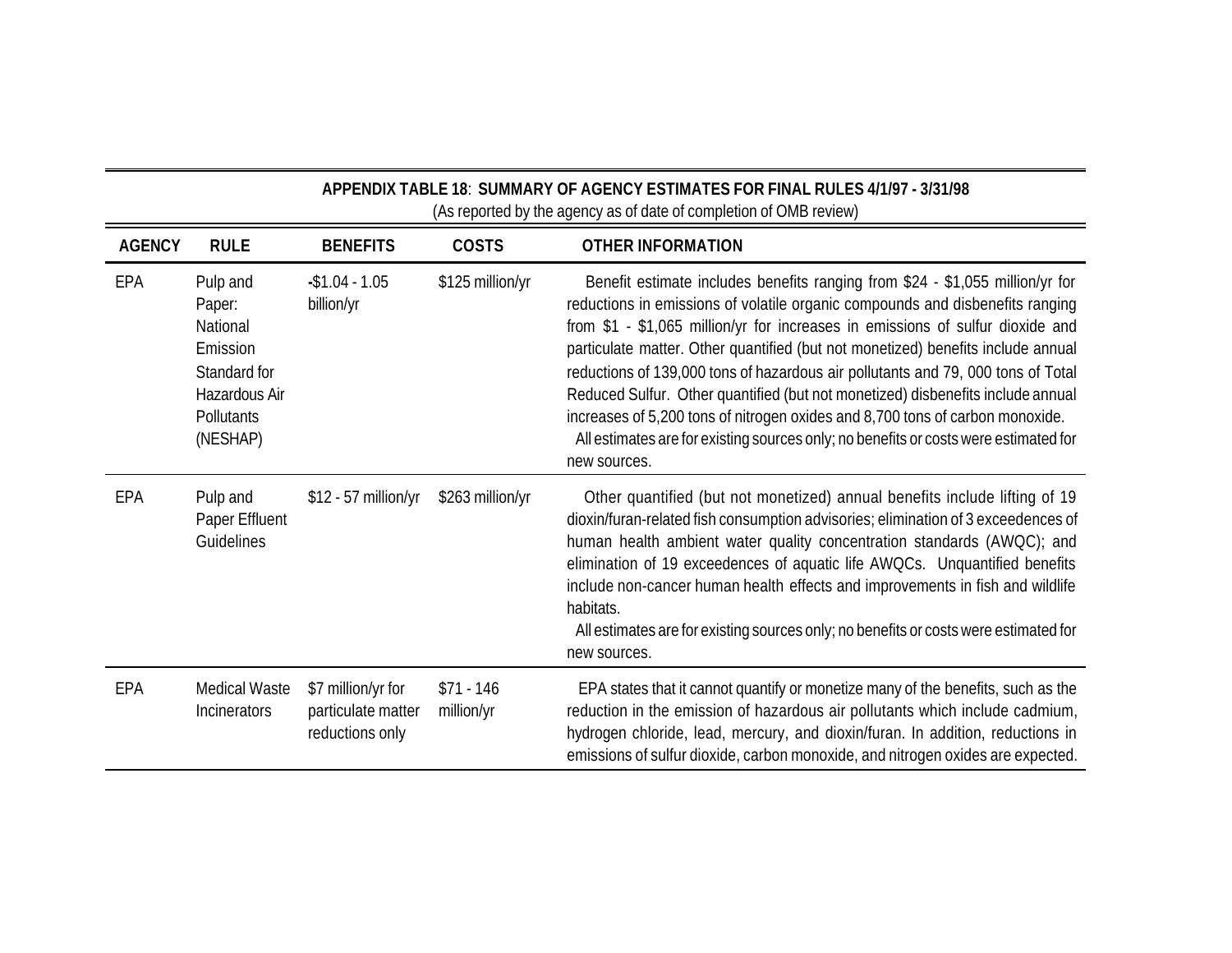**APPENDIX TABLE 18**: **SUMMARY OF AGENCY ESTIMATES FOR FINAL RULES 4/1/97 - 3/31/98**
(As reported by the agency as of date of completion of OMB review)

| AGENCY | RULE | BENEFITS | COSTS | OTHER INFORMATION |
|---|---|---|---|---|
| EPA | Pulp and Paper: National Emission Standard for Hazardous Air Pollutants (NESHAP) | -$1.04 - 1.05 billion/yr | $125 million/yr | Benefit estimate includes benefits ranging from $24 - $1,055 million/yr for reductions in emissions of volatile organic compounds and disbenefits ranging from $1 - $1,065 million/yr for increases in emissions of sulfur dioxide and particulate matter. Other quantified (but not monetized) benefits include annual reductions of 139,000 tons of hazardous air pollutants and 79, 000 tons of Total Reduced Sulfur. Other quantified (but not monetized) disbenefits include annual increases of 5,200 tons of nitrogen oxides and 8,700 tons of carbon monoxide. All estimates are for existing sources only; no benefits or costs were estimated for new sources. |
| EPA | Pulp and Paper Effluent Guidelines | $12 - 57 million/yr | $263 million/yr | Other quantified (but not monetized) annual benefits include lifting of 19 dioxin/furan-related fish consumption advisories; elimination of 3 exceedences of human health ambient water quality concentration standards (AWQC); and elimination of 19 exceedences of aquatic life AWQCs. Unquantified benefits include non-cancer human health effects and improvements in fish and wildlife habitats. All estimates are for existing sources only; no benefits or costs were estimated for new sources. |
| EPA | Medical Waste Incinerators | $7 million/yr for particulate matter reductions only | $71 - 146 million/yr | EPA states that it cannot quantify or monetize many of the benefits, such as the reduction in the emission of hazardous air pollutants which include cadmium, hydrogen chloride, lead, mercury, and dioxin/furan. In addition, reductions in emissions of sulfur dioxide, carbon monoxide, and nitrogen oxides are expected. |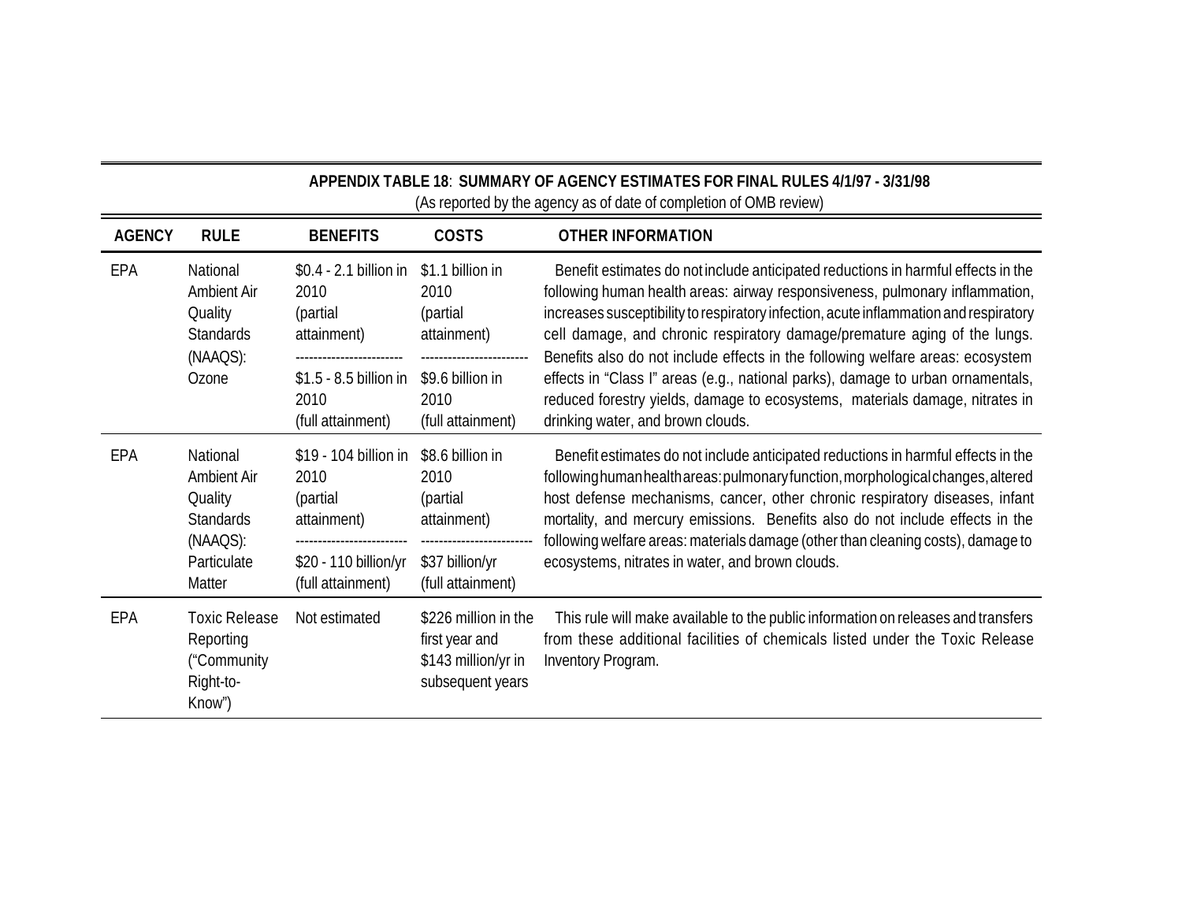**APPENDIX TABLE 18**: **SUMMARY OF AGENCY ESTIMATES FOR FINAL RULES 4/1/97 - 3/31/98**
(As reported by the agency as of date of completion of OMB review)

| AGENCY | RULE | BENEFITS | COSTS | OTHER INFORMATION |
|---|---|---|---|---|
| EPA | National Ambient Air Quality Standards (NAAQS): Ozone | \$0.4 - 2.1 billion in 2010 (partial attainment)<br>------------------------<br>\$1.5 - 8.5 billion in 2010 (full attainment) | \$1.1 billion in 2010 (partial attainment)<br>------------------------<br>\$9.6 billion in 2010 (full attainment) | Benefit estimates do not include anticipated reductions in harmful effects in the following human health areas: airway responsiveness, pulmonary inflammation, increases susceptibility to respiratory infection, acute inflammation and respiratory cell damage, and chronic respiratory damage/premature aging of the lungs. Benefits also do not include effects in the following welfare areas: ecosystem effects in "Class I" areas (e.g., national parks), damage to urban ornamentals, reduced forestry yields, damage to ecosystems, materials damage, nitrates in drinking water, and brown clouds. |
| EPA | National Ambient Air Quality Standards (NAAQS): Particulate Matter | \$19 - 104 billion in 2010 (partial attainment)<br>-------------------------<br>\$20 - 110 billion/yr (full attainment) | \$8.6 billion in 2010 (partial attainment)<br>-------------------------<br>\$37 billion/yr (full attainment) | Benefit estimates do not include anticipated reductions in harmful effects in the following human health areas: pulmonary function, morphological changes, altered host defense mechanisms, cancer, other chronic respiratory diseases, infant mortality, and mercury emissions. Benefits also do not include effects in the following welfare areas: materials damage (other than cleaning costs), damage to ecosystems, nitrates in water, and brown clouds. |
| EPA | Toxic Release Reporting ("Community Right-to-Know") | Not estimated | \$226 million in the first year and \$143 million/yr in subsequent years | This rule will make available to the public information on releases and transfers from these additional facilities of chemicals listed under the Toxic Release Inventory Program. |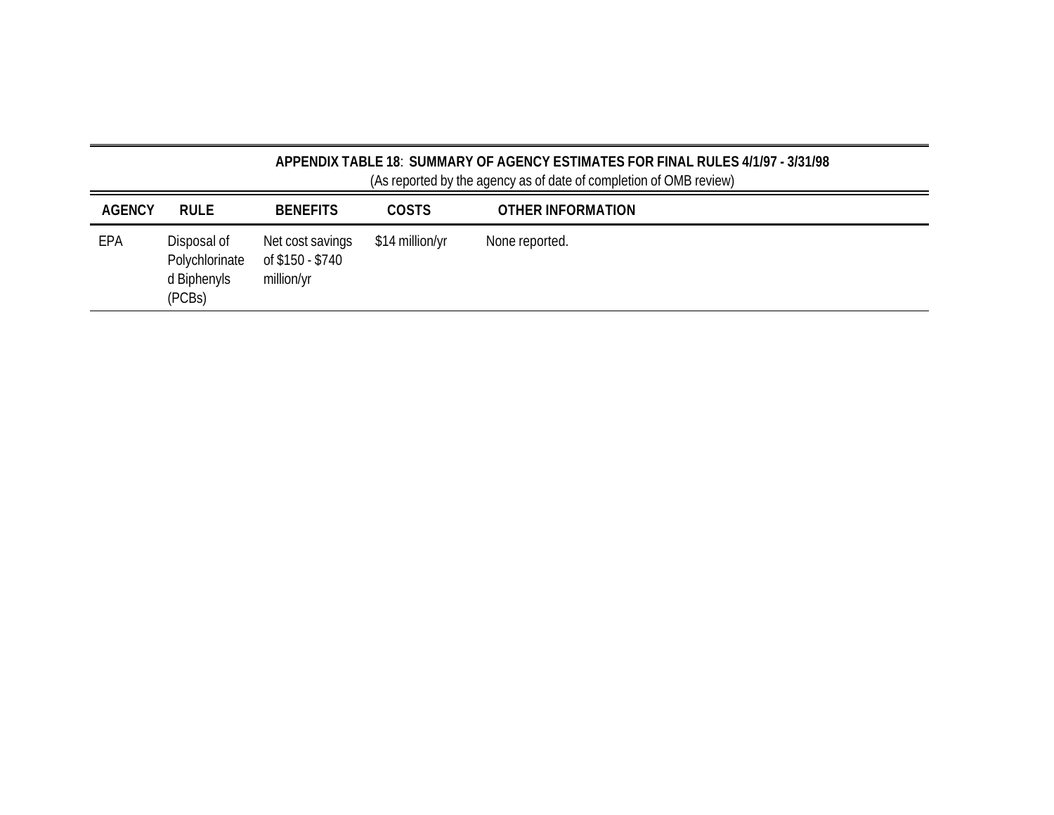**APPENDIX TABLE 18**: **SUMMARY OF AGENCY ESTIMATES FOR FINAL RULES 4/1/97 - 3/31/98**

(As reported by the agency as of date of completion of OMB review)

| AGENCY | RULE | BENEFITS | COSTS | OTHER INFORMATION |
|---|---|---|---|---|
| EPA | Disposal of Polychlorinated Biphenyls (PCBs) | Net cost savings of $150 - $740 million/yr | $14 million/yr | None reported. |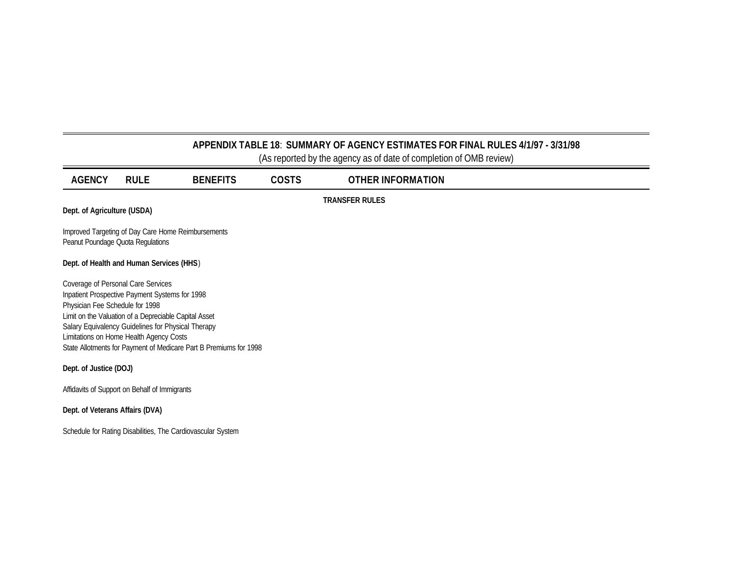## APPENDIX TABLE 18: SUMMARY OF AGENCY ESTIMATES FOR FINAL RULES 4/1/97 - 3/31/98

(As reported by the agency as of date of completion of OMB review)

| AGENCY | RULE | BENEFITS | COSTS | OTHER INFORMATION |
|---|---|---|---|---|

**TRANSFER RULES**

**Dept. of Agriculture (USDA)**

Improved Targeting of Day Care Home Reimbursements
Peanut Poundage Quota Regulations

**Dept. of Health and Human Services (HHS)**

Coverage of Personal Care Services
Inpatient Prospective Payment Systems for 1998
Physician Fee Schedule for 1998
Limit on the Valuation of a Depreciable Capital Asset
Salary Equivalency Guidelines for Physical Therapy
Limitations on Home Health Agency Costs
State Allotments for Payment of Medicare Part B Premiums for 1998

**Dept. of Justice (DOJ)**

Affidavits of Support on Behalf of Immigrants

**Dept. of Veterans Affairs (DVA)**

Schedule for Rating Disabilities, The Cardiovascular System